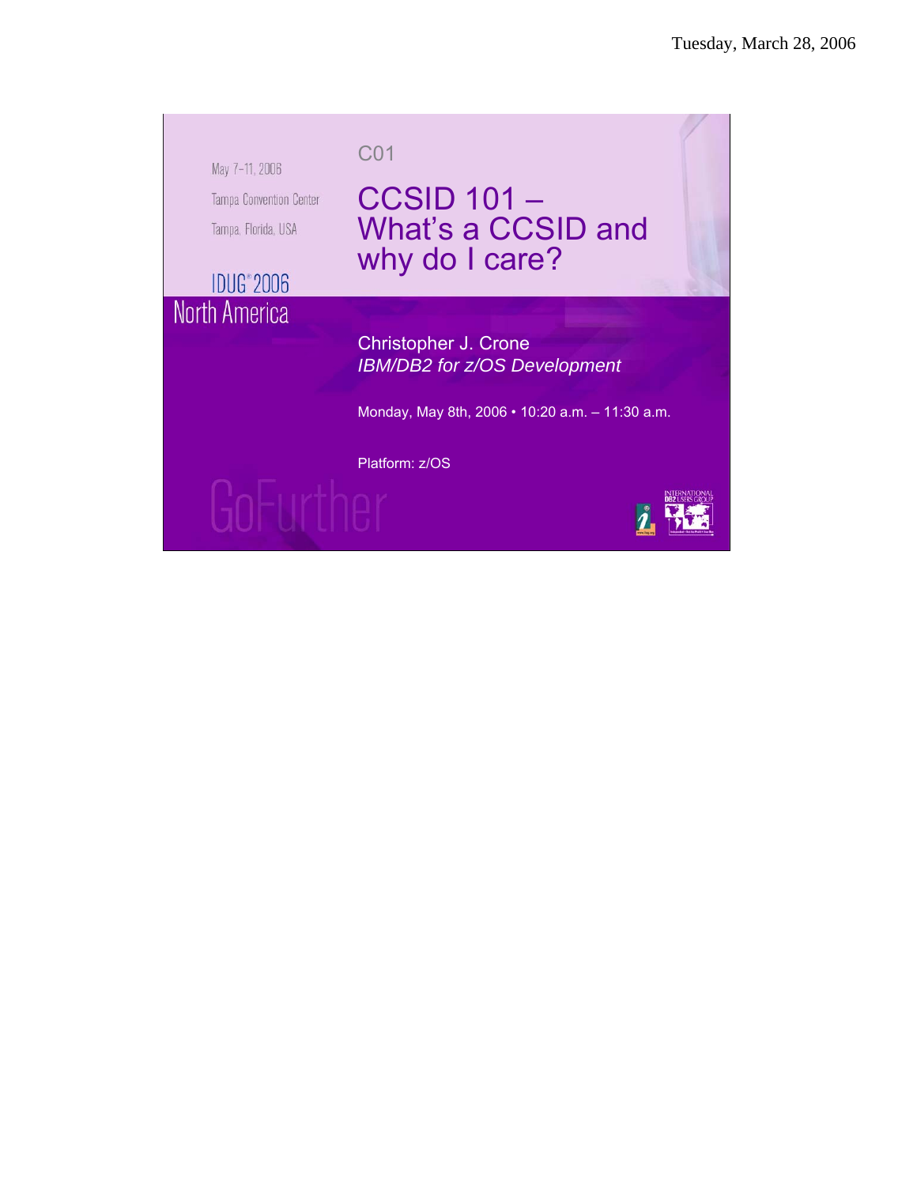May 7-11, 2006

Tampa Convention Center

Tampa, Florida, USA

IDUG® 2006

North America

C01

# CCSID 101 – What's a CCSID and why do I care?

Christopher J. Crone

*IBM/DB2 for z/OS Development*

Monday, May 8th, 2006 • 10:20 a.m. – 11:30 a.m.

Platform: z/OS

GoFurther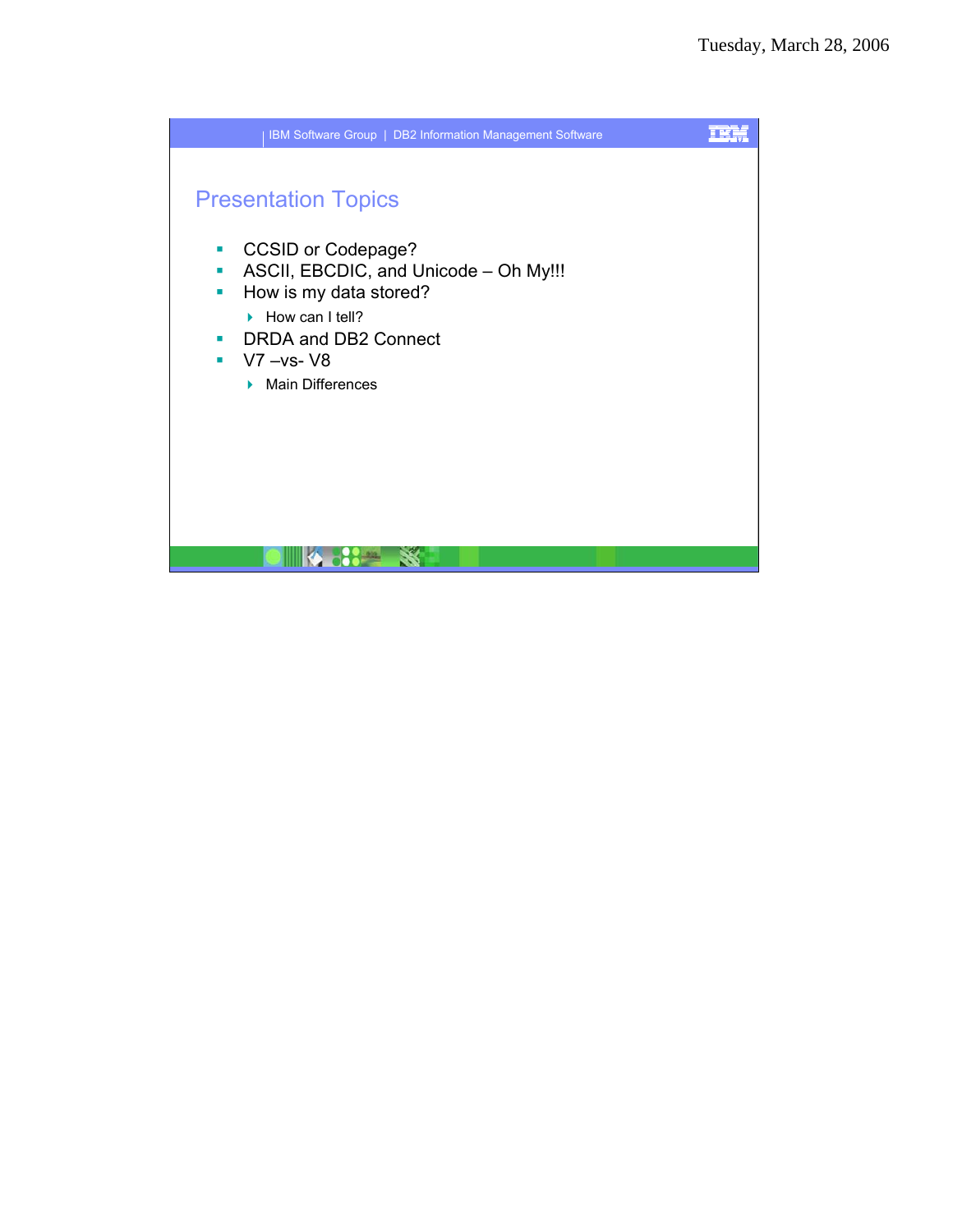## Presentation Topics

- CCSID or Codepage?
- ASCII, EBCDIC, and Unicode – Oh My!!!
- How is my data stored?
  - How can I tell?
- DRDA and DB2 Connect
- V7 –vs- V8
  - Main Differences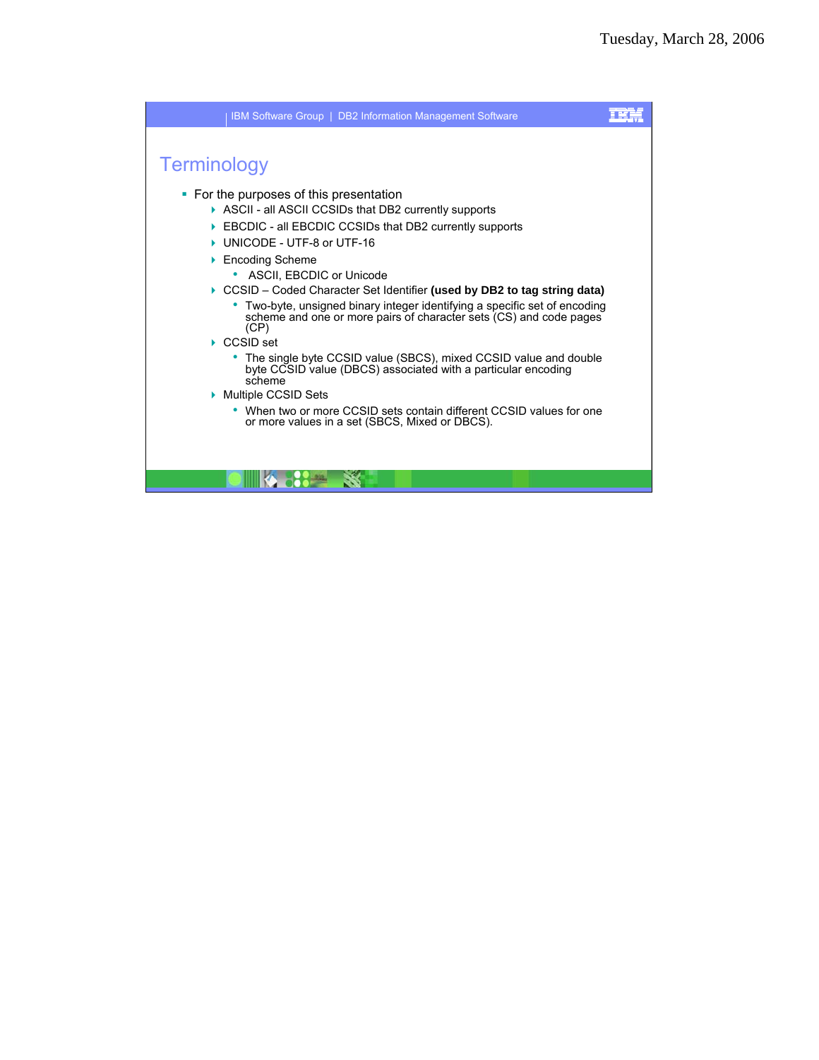# Terminology

- For the purposes of this presentation
  - ASCII - all ASCII CCSIDs that DB2 currently supports
  - EBCDIC - all EBCDIC CCSIDs that DB2 currently supports
  - UNICODE - UTF-8 or UTF-16
  - Encoding Scheme
    - ASCII, EBCDIC or Unicode
  - CCSID – Coded Character Set Identifier **(used by DB2 to tag string data)**
    - Two-byte, unsigned binary integer identifying a specific set of encoding scheme and one or more pairs of character sets (CS) and code pages (CP)
  - CCSID set
    - The single byte CCSID value (SBCS), mixed CCSID value and double byte CCSID value (DBCS) associated with a particular encoding scheme
  - Multiple CCSID Sets
    - When two or more CCSID sets contain different CCSID values for one or more values in a set (SBCS, Mixed or DBCS).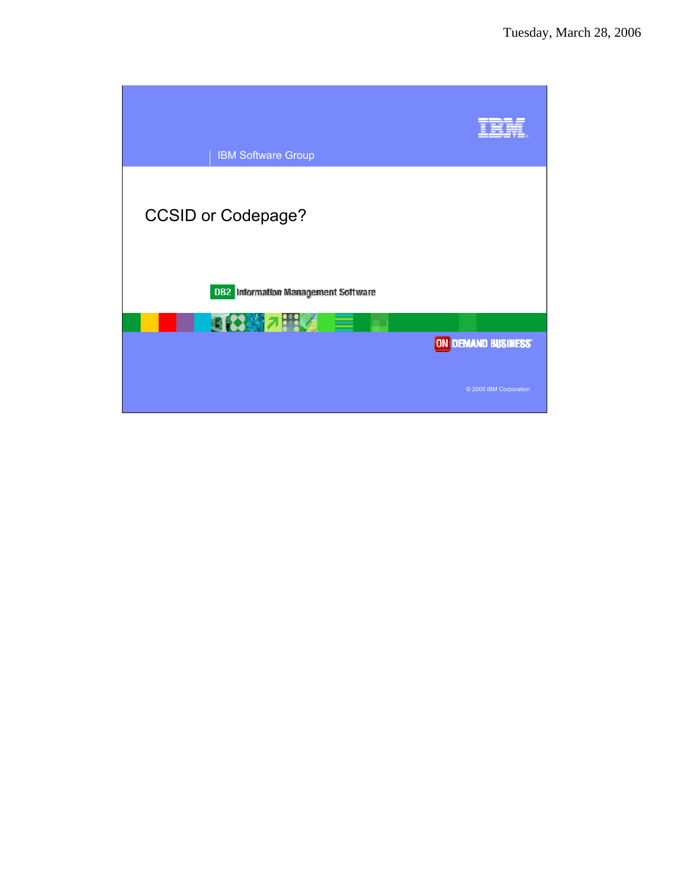IBM Software Group

# CCSID or Codepage?

DB2 Information Management Software

ON DEMAND BUSINESS

© 2005 IBM Corporation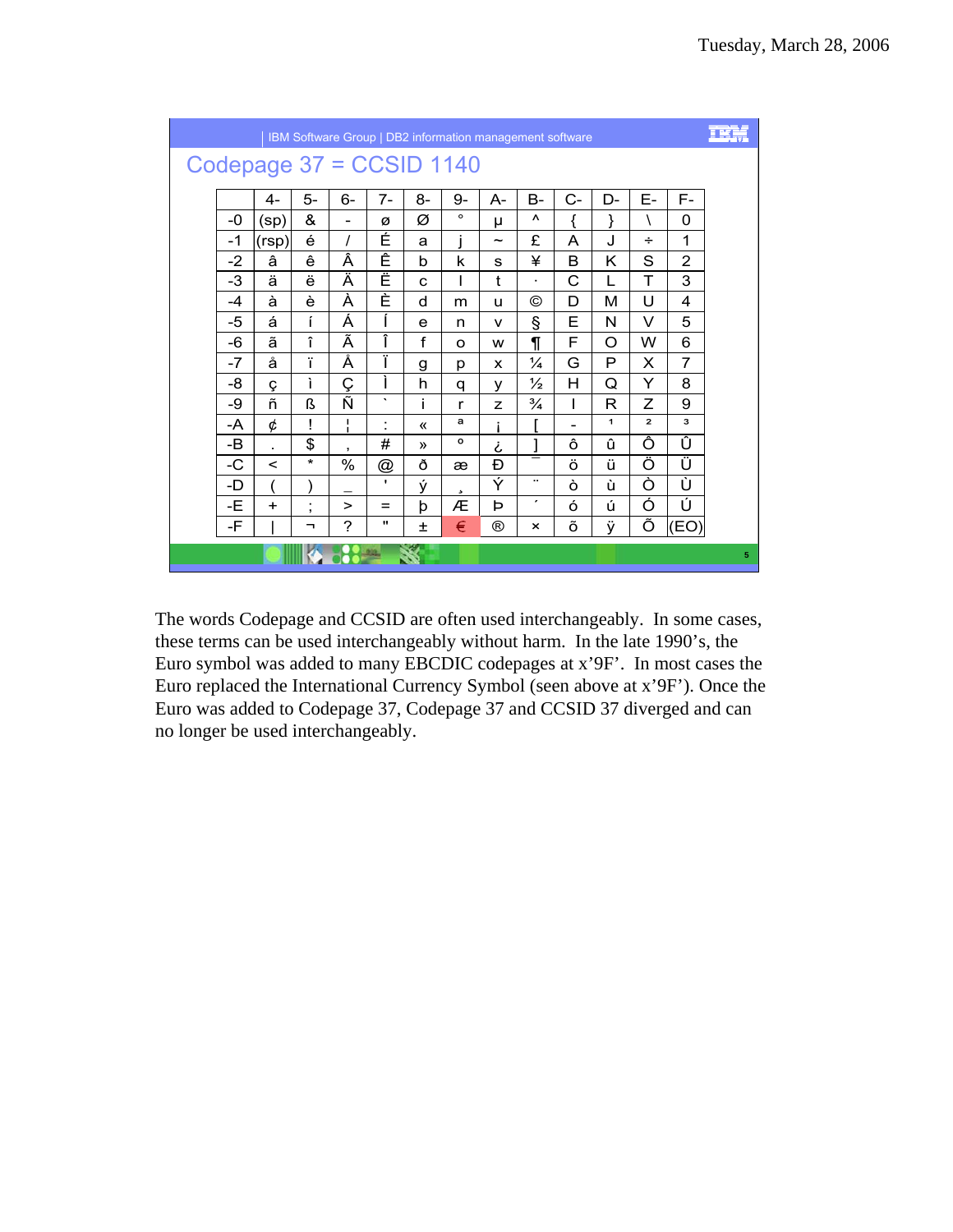## Codepage 37 = CCSID 1140

|  | 4- | 5- | 6- | 7- | 8- | 9- | A- | B- | C- | D- | E- | F- |
|---|---|---|---|---|---|---|---|---|---|---|---|---|
| -0 | (sp) | & | - | ø | Ø | ° | µ | ^ | { | } | \ | 0 |
| -1 | (rsp) | é | / | É | a | j | ~ | £ | A | J | ÷ | 1 |
| -2 | â | ê | Â | Ê | b | k | s | ¥ | B | K | S | 2 |
| -3 | ä | ë | Ä | Ë | c | l | t | · | C | L | T | 3 |
| -4 | à | è | À | È | d | m | u | © | D | M | U | 4 |
| -5 | á | í | Á | Í | e | n | v | § | E | N | V | 5 |
| -6 | ã | î | Ã | Î | f | o | w | ¶ | F | O | W | 6 |
| -7 | å | ï | Å | Ï | g | p | x | ¼ | G | P | X | 7 |
| -8 | ç | ì | Ç | Ì | h | q | y | ½ | H | Q | Y | 8 |
| -9 | ñ | ß | Ñ | ` | i | r | z | ¾ | I | R | Z | 9 |
| -A | ¢ | ! | ¦ | : | « | ª | ¡ | [ | - | ¹ | ² | ³ |
| -B | . | $ | , | # | » | º | ¿ | ] | ô | û | Ô | Û |
| -C | < | * | % | @ | ð | æ | Đ | ¯ | ö | ü | Ö | Ü |
| -D | ( | ) | _ | ' | ý | ¸ | Ý | ¨ | ò | ù | Ò | Ù |
| -E | + | ; | > | = | þ | Æ | Þ | ´ | ó | ú | Ó | Ú |
| -F | \| | ¬ | ? | " | ± | € | ® | × | õ | ÿ | Õ | (EO) |

The words Codepage and CCSID are often used interchangeably. In some cases, these terms can be used interchangeably without harm. In the late 1990's, the Euro symbol was added to many EBCDIC codepages at x'9F'. In most cases the Euro replaced the International Currency Symbol (seen above at x'9F'). Once the Euro was added to Codepage 37, Codepage 37 and CCSID 37 diverged and can no longer be used interchangeably.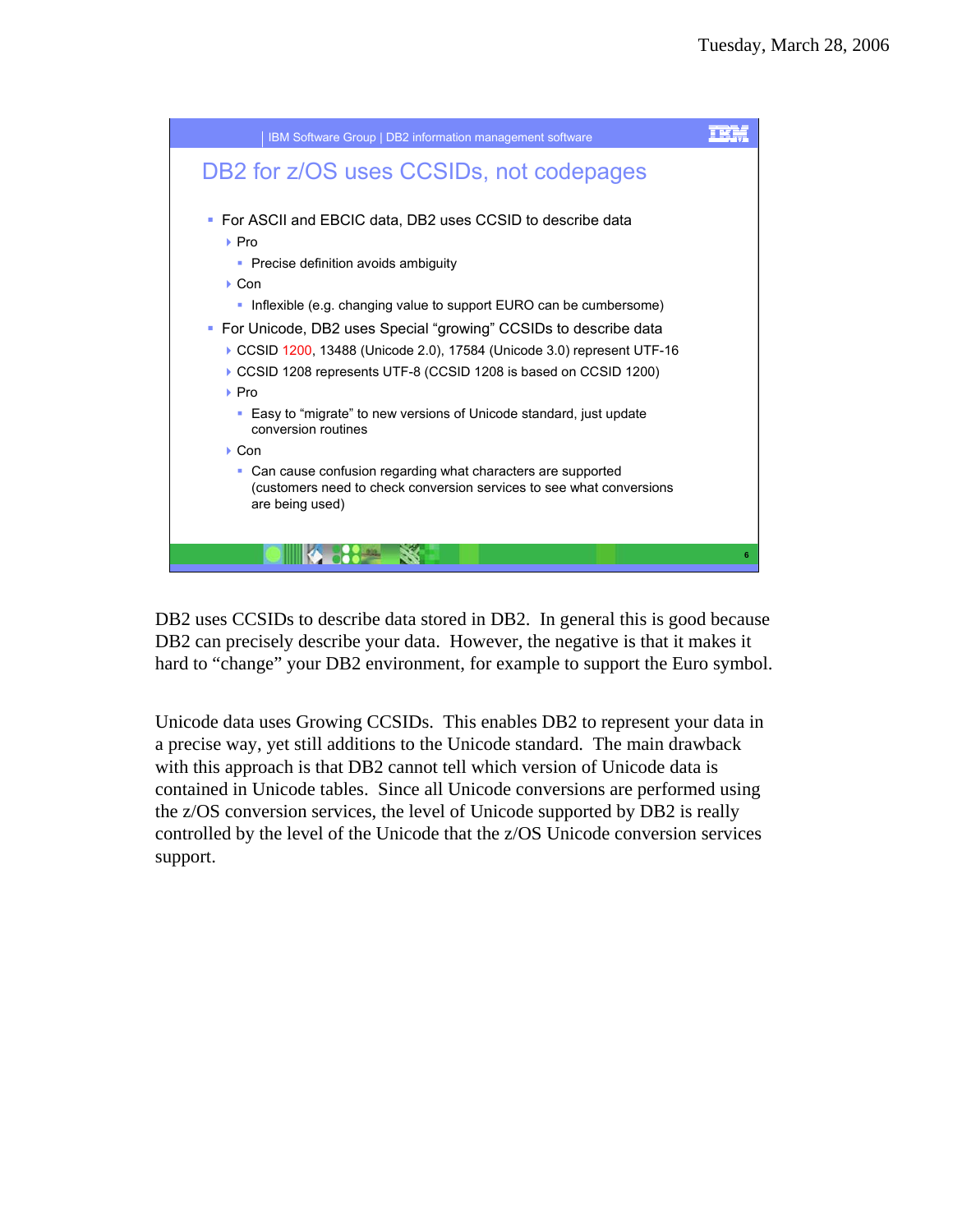## DB2 for z/OS uses CCSIDs, not codepages

- For ASCII and EBCIC data, DB2 uses CCSID to describe data
  - Pro
    - Precise definition avoids ambiguity
  - Con
    - Inflexible (e.g. changing value to support EURO can be cumbersome)
- For Unicode, DB2 uses Special "growing" CCSIDs to describe data
  - CCSID 1200, 13488 (Unicode 2.0), 17584 (Unicode 3.0) represent UTF-16
  - CCSID 1208 represents UTF-8 (CCSID 1208 is based on CCSID 1200)
  - Pro
    - Easy to "migrate" to new versions of Unicode standard, just update conversion routines
  - Con
    - Can cause confusion regarding what characters are supported (customers need to check conversion services to see what conversions are being used)

DB2 uses CCSIDs to describe data stored in DB2. In general this is good because DB2 can precisely describe your data. However, the negative is that it makes it hard to "change" your DB2 environment, for example to support the Euro symbol.

Unicode data uses Growing CCSIDs. This enables DB2 to represent your data in a precise way, yet still additions to the Unicode standard. The main drawback with this approach is that DB2 cannot tell which version of Unicode data is contained in Unicode tables. Since all Unicode conversions are performed using the z/OS conversion services, the level of Unicode supported by DB2 is really controlled by the level of the Unicode that the z/OS Unicode conversion services support.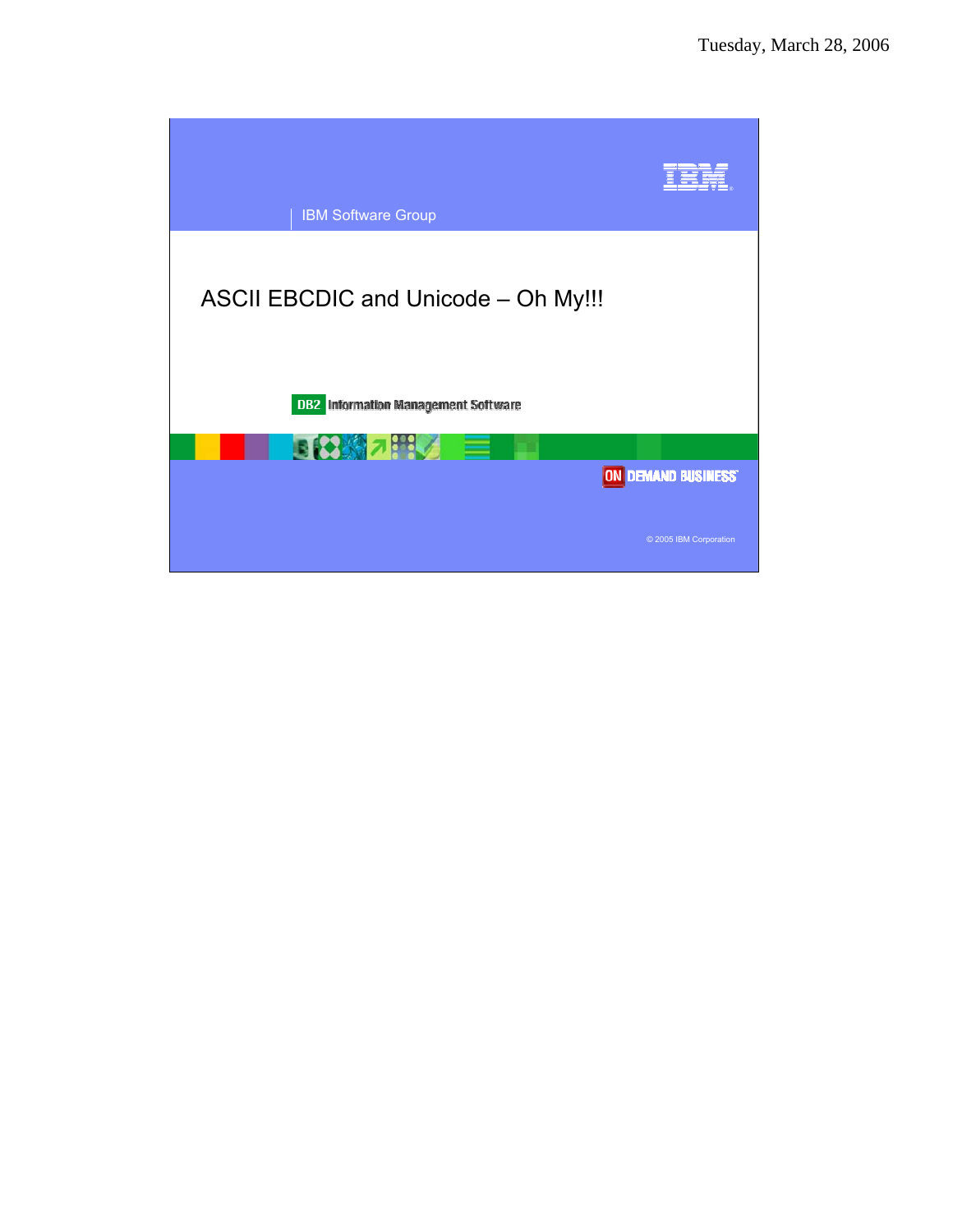IBM Software Group

# ASCII EBCDIC and Unicode – Oh My!!!

DB2 Information Management Software

ON DEMAND BUSINESS

© 2005 IBM Corporation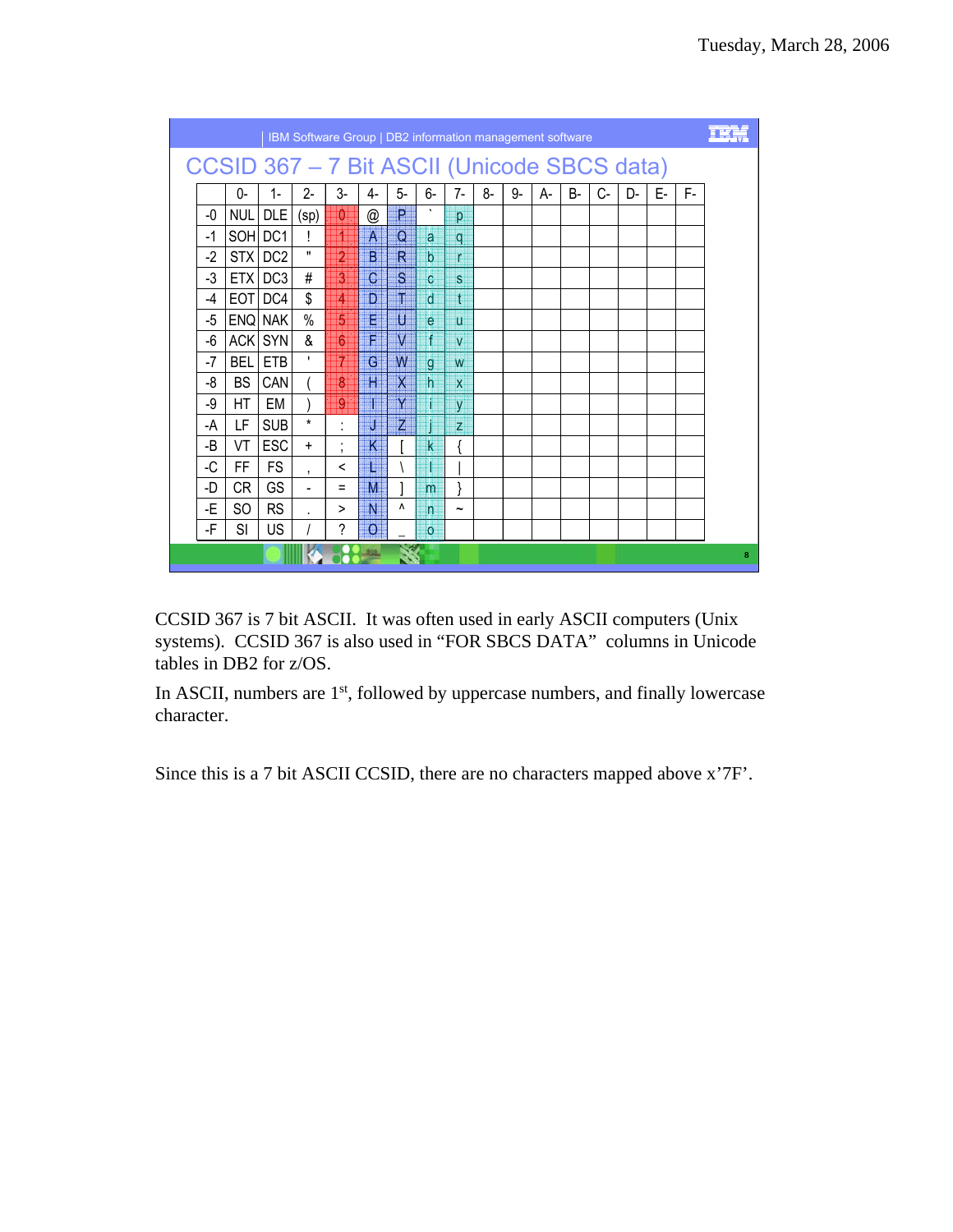## CCSID 367 – 7 Bit ASCII (Unicode SBCS data)

| | 0- | 1- | 2- | 3- | 4- | 5- | 6- | 7- | 8- | 9- | A- | B- | C- | D- | E- | F- |
|---|---|---|---|---|---|---|---|---|---|---|---|---|---|---|---|---|
| -0 | NUL | DLE | (sp) | 0 | @ | P | ` | p | | | | | | | | |
| -1 | SOH | DC1 | ! | 1 | A | Q | a | q | | | | | | | | |
| -2 | STX | DC2 | " | 2 | B | R | b | r | | | | | | | | |
| -3 | ETX | DC3 | # | 3 | C | S | c | s | | | | | | | | |
| -4 | EOT | DC4 | $ | 4 | D | T | d | t | | | | | | | | |
| -5 | ENQ | NAK | % | 5 | E | U | e | u | | | | | | | | |
| -6 | ACK | SYN | & | 6 | F | V | f | v | | | | | | | | |
| -7 | BEL | ETB | ' | 7 | G | W | g | w | | | | | | | | |
| -8 | BS | CAN | ( | 8 | H | X | h | x | | | | | | | | |
| -9 | HT | EM | ) | 9 | I | Y | i | y | | | | | | | | |
| -A | LF | SUB | * | : | J | Z | j | z | | | | | | | | |
| -B | VT | ESC | + | ; | K | [ | k | { | | | | | | | | |
| -C | FF | FS | , | < | L | \ | l | &#124; | | | | | | | | |
| -D | CR | GS | - | = | M | ] | m | } | | | | | | | | |
| -E | SO | RS | . | > | N | ^ | n | ~ | | | | | | | | |
| -F | SI | US | / | ? | O | _ | o | | | | | | | | | |

CCSID 367 is 7 bit ASCII. It was often used in early ASCII computers (Unix systems). CCSID 367 is also used in "FOR SBCS DATA" columns in Unicode tables in DB2 for z/OS.

In ASCII, numbers are 1st, followed by uppercase numbers, and finally lowercase character.

Since this is a 7 bit ASCII CCSID, there are no characters mapped above x'7F'.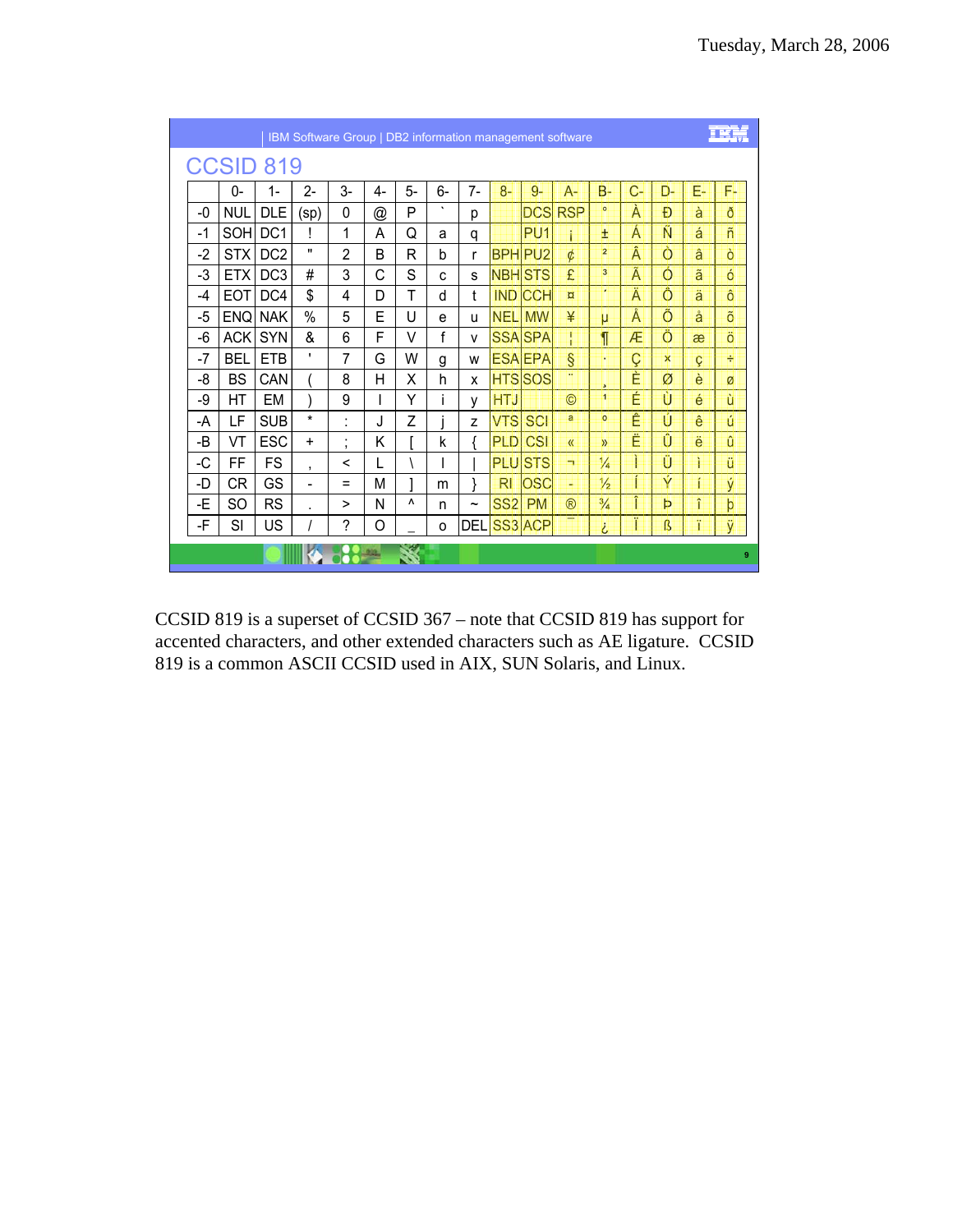## CCSID 819

|  | 0- | 1- | 2- | 3- | 4- | 5- | 6- | 7- | 8- | 9- | A- | B- | C- | D- | E- | F- |
|---|---|---|---|---|---|---|---|---|---|---|---|---|---|---|---|---|
| -0 | NUL | DLE | (sp) | 0 | @ | P | ` | p |  | DCS | RSP | ° | À | Ð | à | ð |
| -1 | SOH | DC1 | ! | 1 | A | Q | a | q |  | PU1 | ¡ | ± | Á | Ñ | á | ñ |
| -2 | STX | DC2 | " | 2 | B | R | b | r | BPH | PU2 | ¢ | ² | Â | Ò | â | ò |
| -3 | ETX | DC3 | # | 3 | C | S | c | s | NBH | STS | £ | ³ | Ã | Ó | ã | ó |
| -4 | EOT | DC4 | $ | 4 | D | T | d | t | IND | CCH | ¤ | ´ | Ä | Ô | ä | ô |
| -5 | ENQ | NAK | % | 5 | E | U | e | u | NEL | MW | ¥ | µ | Å | Õ | å | õ |
| -6 | ACK | SYN | & | 6 | F | V | f | v | SSA | SPA | ¦ | ¶ | Æ | Ö | æ | ö |
| -7 | BEL | ETB | ' | 7 | G | W | g | w | ESA | EPA | § | · | Ç | × | ç | ÷ |
| -8 | BS | CAN | ( | 8 | H | X | h | x | HTS | SOS | ¨ | ¸ | È | Ø | è | ø |
| -9 | HT | EM | ) | 9 | I | Y | i | y | HTJ |  | © | ¹ | É | Ù | é | ù |
| -A | LF | SUB | * | : | J | Z | j | z | VTS | SCI | ª | º | Ê | Ú | ê | ú |
| -B | VT | ESC | + | ; | K | [ | k | { | PLD | CSI | « | » | Ë | Û | ë | û |
| -C | FF | FS | , | < | L | \ | l | \| | PLU | STS | ¬ | ¼ | Ì | Ü | ì | ü |
| -D | CR | GS | - | = | M | ] | m | } | RI | OSC | - | ½ | Í | Ý | í | ý |
| -E | SO | RS | . | > | N | ^ | n | ~ | SS2 | PM | ® | ¾ | Î | Þ | î | þ |
| -F | SI | US | / | ? | O | _ | o | DEL | SS3 | ACP | ¯ | ¿ | Ï | ß | ï | ÿ |

CCSID 819 is a superset of CCSID 367 – note that CCSID 819 has support for accented characters, and other extended characters such as AE ligature. CCSID 819 is a common ASCII CCSID used in AIX, SUN Solaris, and Linux.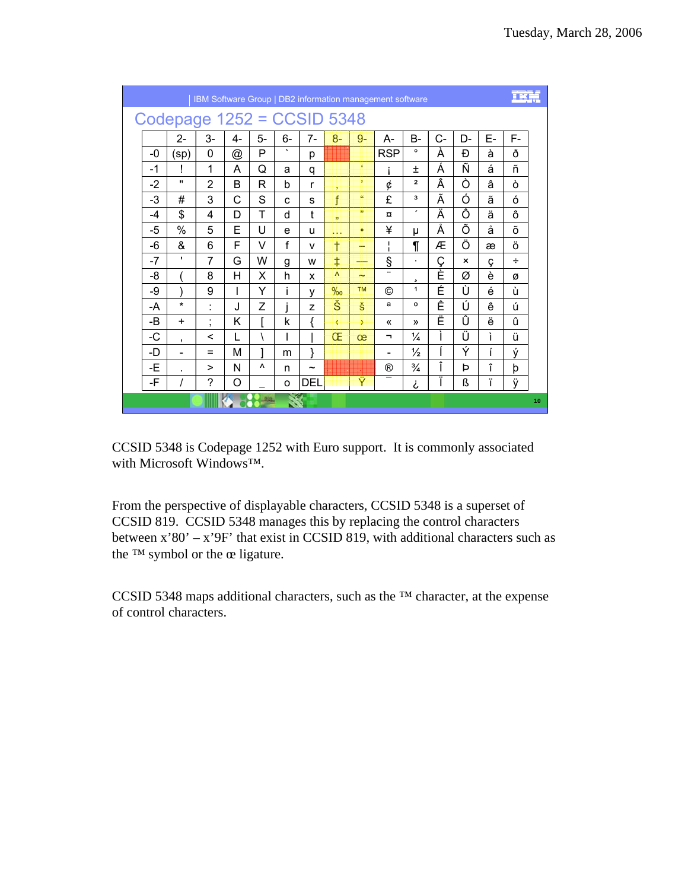## Codepage 1252 = CCSID 5348

| | 2- | 3- | 4- | 5- | 6- | 7- | 8- | 9- | A- | B- | C- | D- | E- | F- |
|---|---|---|---|---|---|---|---|---|---|---|---|---|---|---|
| -0 | (sp) | 0 | @ | P | ` | p | | | RSP | ° | À | Ð | à | ð |
| -1 | ! | 1 | A | Q | a | q | | ‘ | ¡ | ± | Á | Ñ | á | ñ |
| -2 | " | 2 | B | R | b | r | ‚ | ’ | ¢ | ² | Â | Ò | â | ò |
| -3 | # | 3 | C | S | c | s | ƒ | “ | £ | ³ | Ã | Ó | ã | ó |
| -4 | $ | 4 | D | T | d | t | „ | ” | ¤ | ´ | Ä | Ô | ä | ô |
| -5 | % | 5 | E | U | e | u | … | • | ¥ | µ | Å | Õ | å | õ |
| -6 | & | 6 | F | V | f | v | † | – | ¦ | ¶ | Æ | Ö | æ | ö |
| -7 | ' | 7 | G | W | g | w | ‡ | — | § | · | Ç | × | ç | ÷ |
| -8 | ( | 8 | H | X | h | x | ˆ | ˜ | ¨ | ¸ | È | Ø | è | ø |
| -9 | ) | 9 | I | Y | i | y | ‰ | ™ | © | ¹ | É | Ù | é | ù |
| -A | * | : | J | Z | j | z | Š | š | ª | º | Ê | Ú | ê | ú |
| -B | + | ; | K | [ | k | { | ‹ | › | « | » | Ë | Û | ë | û |
| -C | , | < | L | \ | l | \| | Œ | œ | ¬ | ¼ | Ì | Ü | ì | ü |
| -D | - | = | M | ] | m | } | | | - | ½ | Í | Ý | í | ý |
| -E | . | > | N | ^ | n | ~ | | | ® | ¾ | Î | Þ | î | þ |
| -F | / | ? | O | _ | o | DEL | | Ÿ | ¯ | ¿ | Ï | ß | ï | ÿ |

CCSID 5348 is Codepage 1252 with Euro support. It is commonly associated with Microsoft Windows™.

From the perspective of displayable characters, CCSID 5348 is a superset of CCSID 819. CCSID 5348 manages this by replacing the control characters between x'80' – x'9F' that exist in CCSID 819, with additional characters such as the ™ symbol or the œ ligature.

CCSID 5348 maps additional characters, such as the ™ character, at the expense of control characters.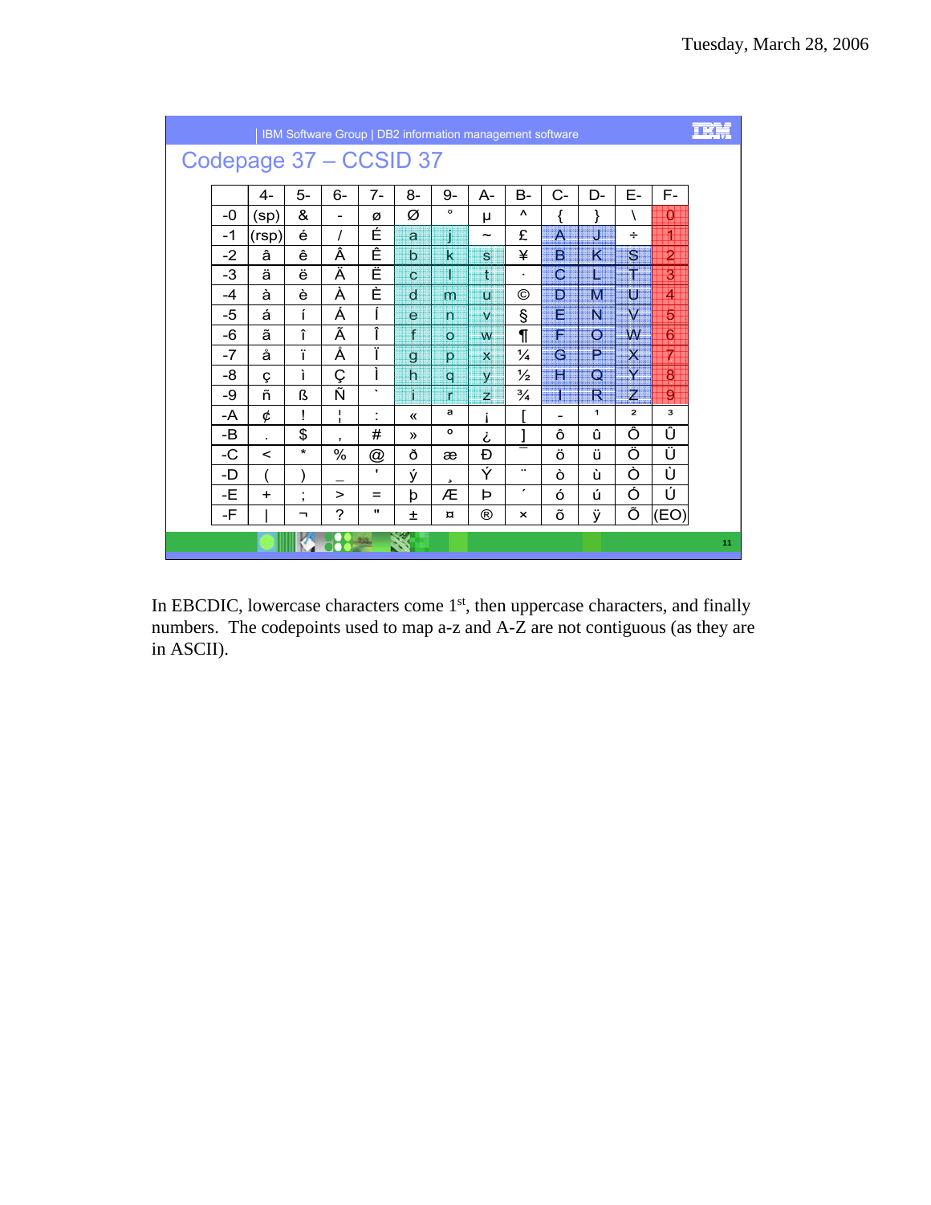IBM Software Group | DB2 information management software

# Codepage 37 – CCSID 37

| | 4- | 5- | 6- | 7- | 8- | 9- | A- | B- | C- | D- | E- | F- |
|---|---|---|---|---|---|---|---|---|---|---|---|---|
| -0 | (sp) | & | - | ø | Ø | ° | µ | ^ | { | } | \ | 0 |
| -1 | (rsp) | é | / | É | a | j | ~ | £ | A | J | ÷ | 1 |
| -2 | â | ê | Â | Ê | b | k | s | ¥ | B | K | S | 2 |
| -3 | ä | ë | Ä | Ë | c | l | t | · | C | L | T | 3 |
| -4 | à | è | À | È | d | m | u | © | D | M | U | 4 |
| -5 | á | í | Á | Í | e | n | v | § | E | N | V | 5 |
| -6 | ã | î | Ã | Î | f | o | w | ¶ | F | O | W | 6 |
| -7 | å | ï | Å | Ï | g | p | x | ¼ | G | P | X | 7 |
| -8 | ç | ì | Ç | Ì | h | q | y | ½ | H | Q | Y | 8 |
| -9 | ñ | ß | Ñ | ` | i | r | z | ¾ | I | R | Z | 9 |
| -A | ¢ | ! | ¦ | : | « | ª | ¡ | [ | - | ¹ | ² | ³ |
| -B | . | $ | , | # | » | º | ¿ | ] | ô | û | Ô | Û |
| -C | < | * | % | @ | ð | æ | Ð | ¯ | ö | ü | Ö | Ü |
| -D | ( | ) | _ | ' | ý | ¸ | Ý | ¨ | ò | ù | Ò | Ù |
| -E | + | ; | > | = | þ | Æ | Þ | ´ | ó | ú | Ó | Ú |
| -F | \| | ¬ | ? | " | ± | ¤ | ® | × | õ | ÿ | Õ | (EO) |

In EBCDIC, lowercase characters come 1st, then uppercase characters, and finally numbers. The codepoints used to map a-z and A-Z are not contiguous (as they are in ASCII).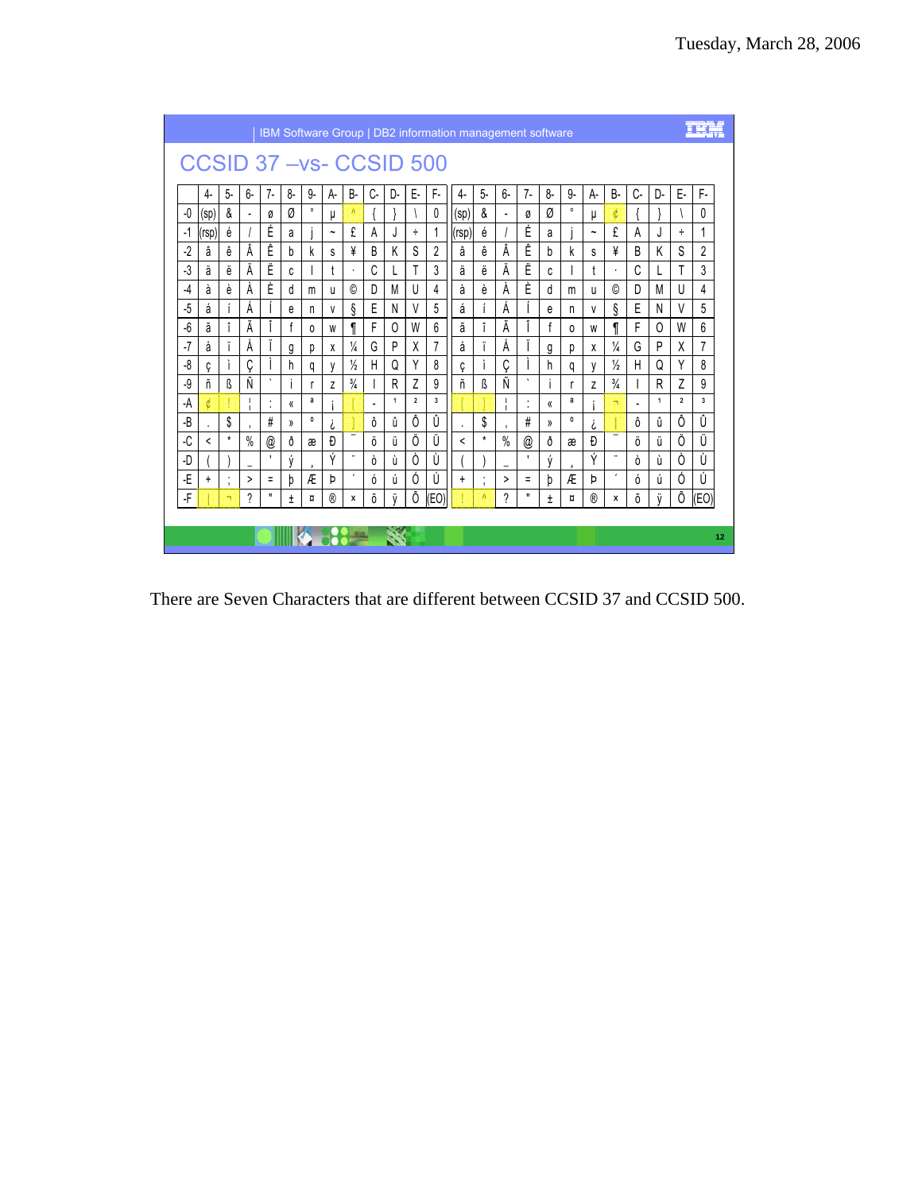## CCSID 37 –vs- CCSID 500

|  | 4- | 5- | 6- | 7- | 8- | 9- | A- | B- | C- | D- | E- | F- | 4- | 5- | 6- | 7- | 8- | 9- | A- | B- | C- | D- | E- | F- |
|---|---|---|---|---|---|---|---|---|---|---|---|---|---|---|---|---|---|---|---|---|---|---|---|---|
| -0 | (sp) | & | - | ø | Ø | ° | µ | ^ | { | } | \ | 0 | (sp) | & | - | ø | Ø | ° | µ | ¢ | { | } | \ | 0 |
| -1 | (rsp) | é | / | É | a | j | ~ | £ | A | J | ÷ | 1 | (rsp) | é | / | É | a | j | ~ | £ | A | J | ÷ | 1 |
| -2 | â | ê | Â | Ê | b | k | s | ¥ | B | K | S | 2 | â | ê | Â | Ê | b | k | s | ¥ | B | K | S | 2 |
| -3 | ä | ë | Ä | Ë | c | l | t | · | C | L | T | 3 | ä | ë | Ä | Ë | c | l | t | · | C | L | T | 3 |
| -4 | à | è | À | È | d | m | u | © | D | M | U | 4 | à | è | À | È | d | m | u | © | D | M | U | 4 |
| -5 | á | í | Á | Í | e | n | v | § | E | N | V | 5 | á | í | Á | Í | e | n | v | § | E | N | V | 5 |
| -6 | ã | î | Ã | Î | f | o | w | ¶ | F | O | W | 6 | ã | î | Ã | Î | f | o | w | ¶ | F | O | W | 6 |
| -7 | å | ï | Å | Ï | g | p | x | ¼ | G | P | X | 7 | å | ï | Å | Ï | g | p | x | ¼ | G | P | X | 7 |
| -8 | ç | ì | Ç | Ì | h | q | y | ½ | H | Q | Y | 8 | ç | ì | Ç | Ì | h | q | y | ½ | H | Q | Y | 8 |
| -9 | ñ | ß | Ñ | ` | i | r | z | ¾ | I | R | Z | 9 | ñ | ß | Ñ | ` | i | r | z | ¾ | I | R | Z | 9 |
| -A | ¢ | ! | ¦ | : | « | ª | ¡ | [ | - | ¹ | ² | ³ | [ | ] | ¦ | : | « | ª | ¡ | ¬ | - | ¹ | ² | ³ |
| -B | . | $ | , | # | » | º | ¿ | ] | ô | û | Ô | Û | . | $ | , | # | » | º | ¿ | \| | ô | û | Ô | Û |
| -C | < | * | % | @ | ð | æ | Ð | ¯ | ö | ü | Ö | Ü | < | * | % | @ | ð | æ | Ð | ¯ | ö | ü | Ö | Ü |
| -D | ( | ) | _ | ' | ý | ¸ | Ý | ¨ | ò | ù | Ò | Ù | ( | ) | _ | ' | ý | ¸ | Ý | ¨ | ò | ù | Ò | Ù |
| -E | + | ; | > | = | þ | Æ | Þ | ´ | ó | ú | Ó | Ú | + | ; | > | = | þ | Æ | Þ | ´ | ó | ú | Ó | Ú |
| -F | \| | ¬ | ? | " | ± | ¤ | ® | × | õ | ÿ | Õ | (EO) | ! | ^ | ? | " | ± | ¤ | ® | × | õ | ÿ | Õ | (EO) |

There are Seven Characters that are different between CCSID 37 and CCSID 500.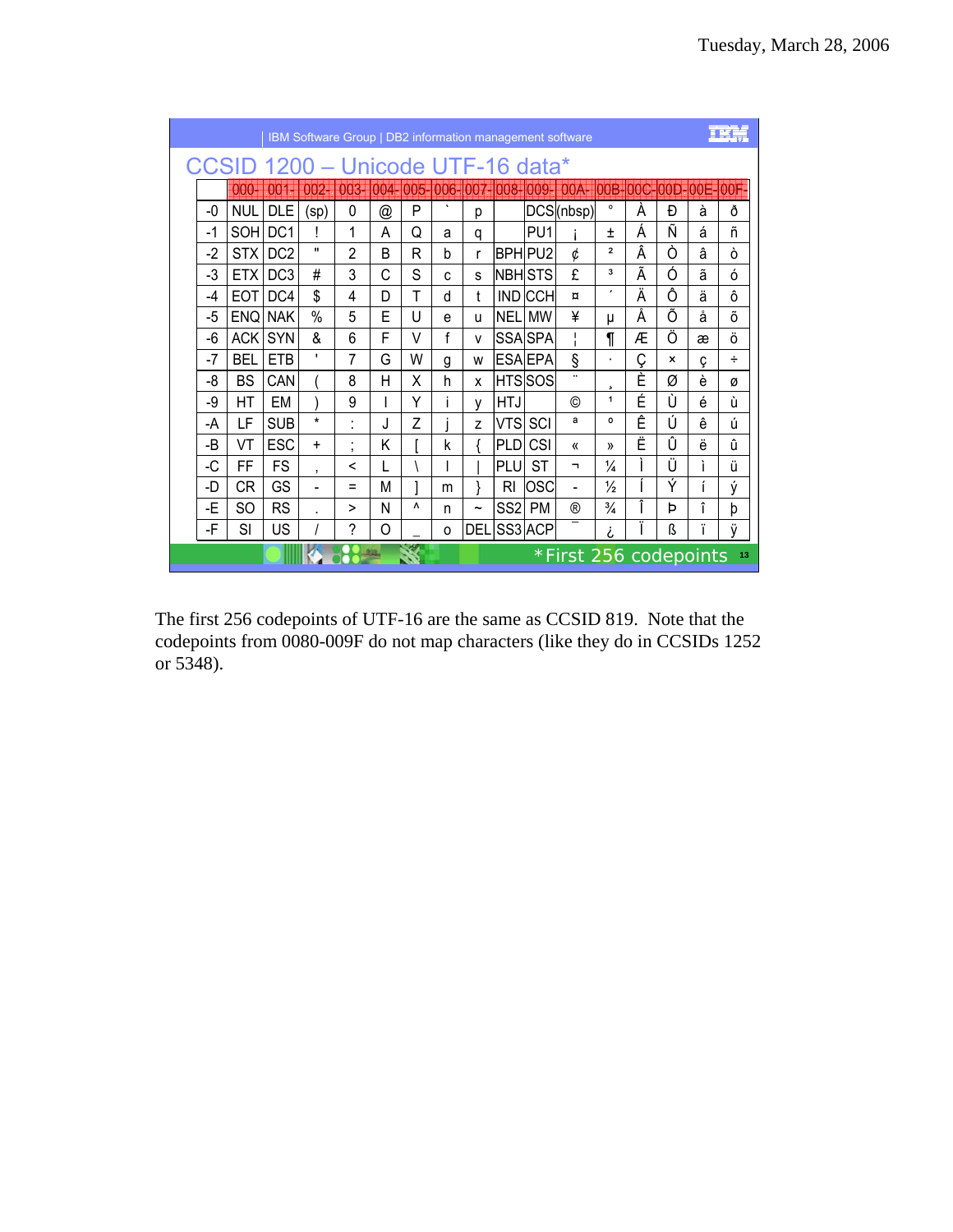IBM Software Group | DB2 information management software

## CCSID 1200 – Unicode UTF-16 data*

| | 000- | 001- | 002- | 003- | 004- | 005- | 006- | 007- | 008- | 009- | 00A- | 00B- | 00C- | 00D- | 00E- | 00F- |
|---|---|---|---|---|---|---|---|---|---|---|---|---|---|---|---|---|
| -0 | NUL | DLE | (sp) | 0 | @ | P | ` | p | | DCS | (nbsp) | ° | À | Ð | à | ð |
| -1 | SOH | DC1 | ! | 1 | A | Q | a | q | | PU1 | ¡ | ± | Á | Ñ | á | ñ |
| -2 | STX | DC2 | " | 2 | B | R | b | r | BPH | PU2 | ¢ | ² | Â | Ò | â | ò |
| -3 | ETX | DC3 | # | 3 | C | S | c | s | NBH | STS | £ | ³ | Ã | Ó | ã | ó |
| -4 | EOT | DC4 | $ | 4 | D | T | d | t | IND | CCH | ¤ | ´ | Ä | Ô | ä | ô |
| -5 | ENQ | NAK | % | 5 | E | U | e | u | NEL | MW | ¥ | µ | Å | Õ | å | õ |
| -6 | ACK | SYN | & | 6 | F | V | f | v | SSA | SPA | ¦ | ¶ | Æ | Ö | æ | ö |
| -7 | BEL | ETB | ' | 7 | G | W | g | w | ESA | EPA | § | · | Ç | × | ç | ÷ |
| -8 | BS | CAN | ( | 8 | H | X | h | x | HTS | SOS | ¨ | ¸ | È | Ø | è | ø |
| -9 | HT | EM | ) | 9 | I | Y | i | y | HTJ | | © | ¹ | É | Ù | é | ù |
| -A | LF | SUB | * | : | J | Z | j | z | VTS | SCI | ª | º | Ê | Ú | ê | ú |
| -B | VT | ESC | + | ; | K | [ | k | { | PLD | CSI | « | » | Ë | Û | ë | û |
| -C | FF | FS | , | < | L | \ | l | \| | PLU | ST | ¬ | ¼ | Ì | Ü | ì | ü |
| -D | CR | GS | - | = | M | ] | m | } | RI | OSC | - | ½ | Í | Ý | í | ý |
| -E | SO | RS | . | > | N | ^ | n | ~ | SS2 | PM | ® | ¾ | Î | Þ | î | þ |
| -F | SI | US | / | ? | O | _ | o | DEL | SS3 | ACP | ¯ | ¿ | Ï | ß | ï | ÿ |

*First 256 codepoints

The first 256 codepoints of UTF-16 are the same as CCSID 819. Note that the codepoints from 0080-009F do not map characters (like they do in CCSIDs 1252 or 5348).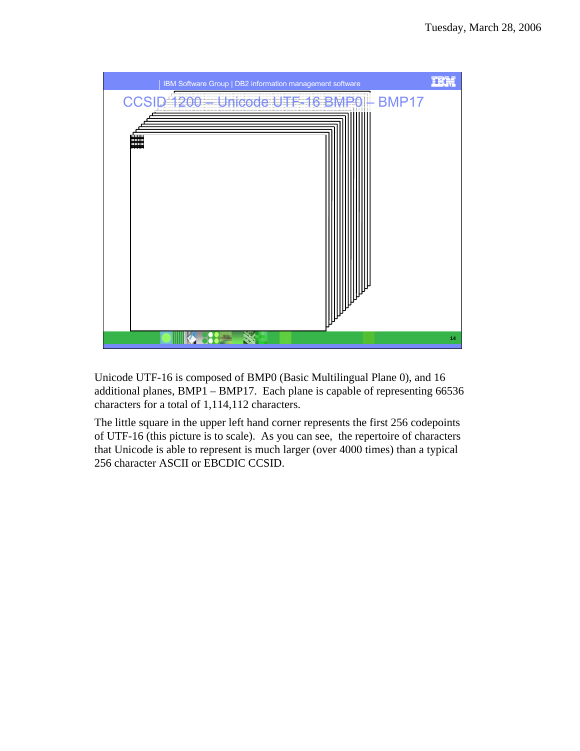## CCSID 1200 – Unicode UTF-16 BMP0 – BMP17

Unicode UTF-16 is composed of BMP0 (Basic Multilingual Plane 0), and 16 additional planes, BMP1 – BMP17. Each plane is capable of representing 66536 characters for a total of 1,114,112 characters.

The little square in the upper left hand corner represents the first 256 codepoints of UTF-16 (this picture is to scale). As you can see, the repertoire of characters that Unicode is able to represent is much larger (over 4000 times) than a typical 256 character ASCII or EBCDIC CCSID.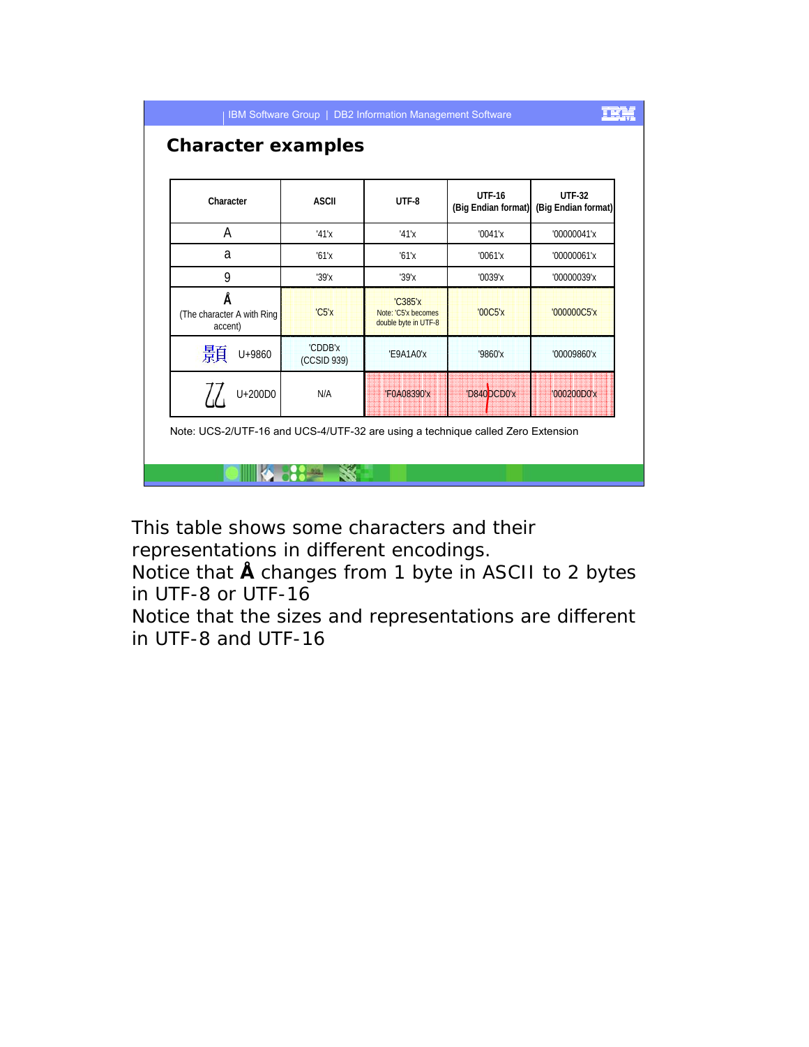## Character examples

| Character | ASCII | UTF-8 | UTF-16 (Big Endian format) | UTF-32 (Big Endian format) |
|---|---|---|---|---|
| A | '41'x | '41'x | '0041'x | '00000041'x |
| a | '61'x | '61'x | '0061'x | '00000061'x |
| 9 | '39'x | '39'x | '0039'x | '00000039'x |
| Å (The character A with Ring accent) | 'C5'x | 'C385'x Note: 'C5'x becomes double byte in UTF-8 | '00C5'x | '000000C5'x |
| 顠 U+9860 | 'CDDB'x (CCSID 939) | 'E9A1A0'x | '9860'x | '00009860'x |
| U+200D0 | N/A | 'F0A08390'x | 'D840DCD0'x | '000200D0'x |

Note: UCS-2/UTF-16 and UCS-4/UTF-32 are using a technique called Zero Extension

This table shows some characters and their representations in different encodings.
Notice that **Å** changes from 1 byte in ASCII to 2 bytes in UTF-8 or UTF-16
Notice that the sizes and representations are different in UTF-8 and UTF-16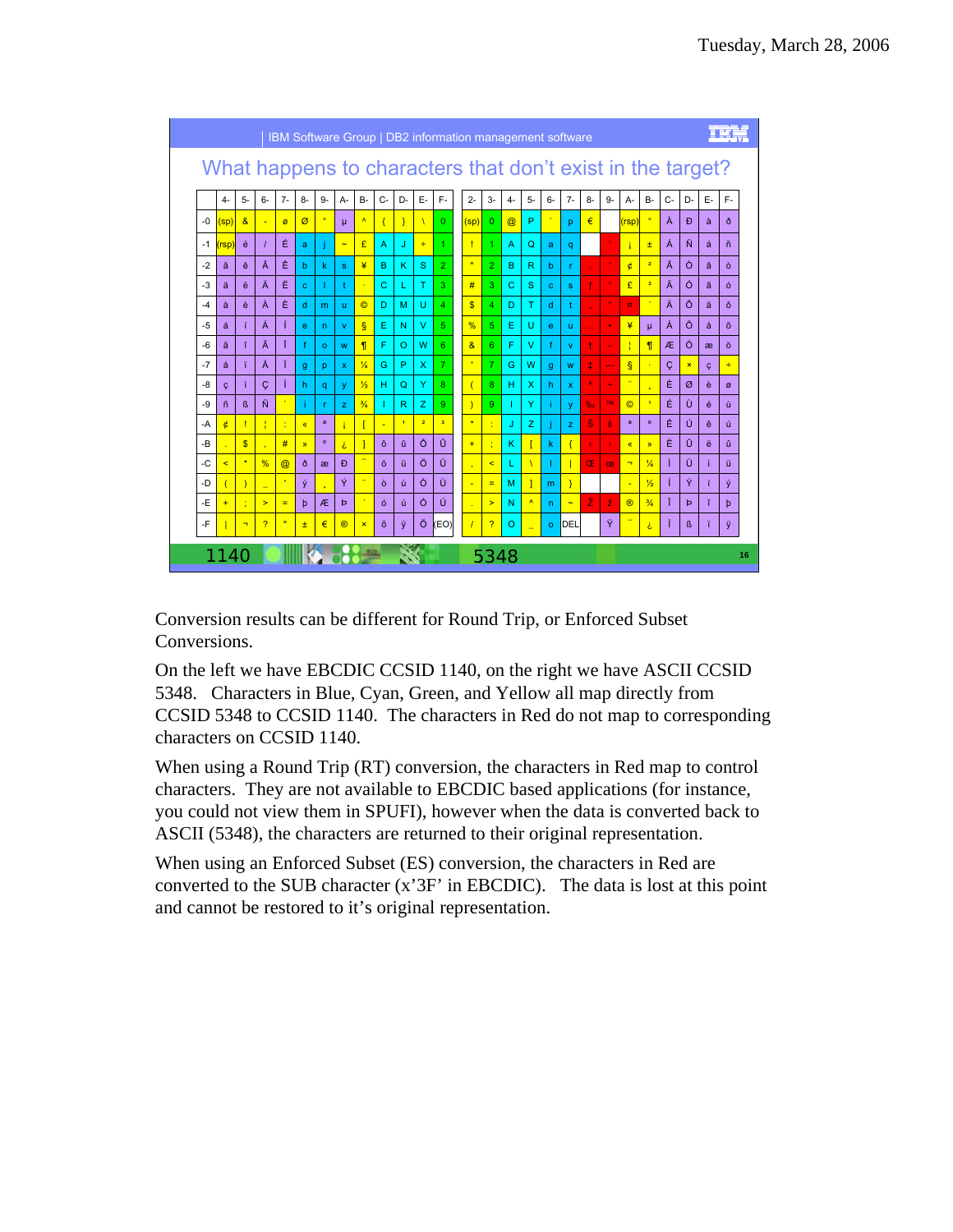IBM Software Group | DB2 information management software

## What happens to characters that don't exist in the target?

**1140**

| | 4- | 5- | 6- | 7- | 8- | 9- | A- | B- | C- | D- | E- | F- |
|---|---|---|---|---|---|---|---|---|---|---|---|---|
| -0 | (sp) | & | - | ø | Ø | ° | µ | ^ | { | } | \ | 0 |
| -1 | (rsp) | é | / | É | a | j | ~ | £ | A | J | ÷ | 1 |
| -2 | â | ê | Â | Ê | b | k | s | ¥ | B | K | S | 2 |
| -3 | ä | ë | Ä | Ë | c | l | t | · | C | L | T | 3 |
| -4 | à | è | À | È | d | m | u | © | D | M | U | 4 |
| -5 | á | í | Á | Í | e | n | v | § | E | N | V | 5 |
| -6 | ã | î | Ã | Î | f | o | w | ¶ | F | O | W | 6 |
| -7 | å | ï | Å | Ï | g | p | x | ¼ | G | P | X | 7 |
| -8 | ç | ì | Ç | Ì | h | q | y | ½ | H | Q | Y | 8 |
| -9 | ñ | ß | Ñ | ` | i | r | z | ¾ | I | R | Z | 9 |
| -A | ¢ | ! | ¦ | : | « | ª | ¡ | [ | - | ¹ | ² | ³ |
| -B | . | $ | , | # | » | º | ¿ | ] | ô | û | Ô | Û |
| -C | < | * | % | @ | ð | æ | Ð | ¯ | ö | ü | Ö | Ü |
| -D | ( | ) | _ | ' | ý | ¸ | Ý | ¨ | ò | ù | Ò | Ù |
| -E | + | ; | > | = | þ | Æ | Þ | ´ | ó | ú | Ó | Ú |
| -F | \| | ¬ | ? | " | ± | € | ® | × | õ | ÿ | Õ | (EO) |

**5348**

| | 2- | 3- | 4- | 5- | 6- | 7- | 8- | 9- | A- | B- | C- | D- | E- | F- |
|---|---|---|---|---|---|---|---|---|---|---|---|---|---|---|
| -0 | (sp) | 0 | @ | P | ` | p | € | | (rsp) | ° | À | Ð | à | ð |
| -1 | ! | 1 | A | Q | a | q | | ‘ | ¡ | ± | Á | Ñ | á | ñ |
| -2 | " | 2 | B | R | b | r | ‚ | ’ | ¢ | ² | Â | Ò | â | ò |
| -3 | # | 3 | C | S | c | s | ƒ | “ | £ | ³ | Ã | Ó | ã | ó |
| -4 | $ | 4 | D | T | d | t | „ | ” | ¤ | ´ | Ä | Ô | ä | ô |
| -5 | % | 5 | E | U | e | u | … | • | ¥ | µ | Å | Õ | å | õ |
| -6 | & | 6 | F | V | f | v | † | – | ¦ | ¶ | Æ | Ö | æ | ö |
| -7 | ' | 7 | G | W | g | w | ‡ | — | § | · | Ç | × | ç | ÷ |
| -8 | ( | 8 | H | X | h | x | ˆ | ˜ | ¨ | ¸ | È | Ø | è | ø |
| -9 | ) | 9 | I | Y | i | y | ‰ | ™ | © | ¹ | É | Ù | é | ù |
| -A | * | : | J | Z | j | z | Š | š | ª | º | Ê | Ú | ê | ú |
| -B | + | ; | K | [ | k | { | ‹ | › | « | » | Ë | Û | ë | û |
| -C | , | < | L | \ | l | \| | Œ | œ | ¬ | ¼ | Ì | Ü | ì | ü |
| -D | - | = | M | ] | m | } | | | - | ½ | Í | Ý | í | ý |
| -E | . | > | N | ^ | n | ~ | Ž | ž | ® | ¾ | Î | Þ | î | þ |
| -F | / | ? | O | _ | o | DEL | | Ÿ | ¯ | ¿ | Ï | ß | ï | ÿ |

Conversion results can be different for Round Trip, or Enforced Subset Conversions.

On the left we have EBCDIC CCSID 1140, on the right we have ASCII CCSID 5348. Characters in Blue, Cyan, Green, and Yellow all map directly from CCSID 5348 to CCSID 1140. The characters in Red do not map to corresponding characters on CCSID 1140.

When using a Round Trip (RT) conversion, the characters in Red map to control characters. They are not available to EBCDIC based applications (for instance, you could not view them in SPUFI), however when the data is converted back to ASCII (5348), the characters are returned to their original representation.

When using an Enforced Subset (ES) conversion, the characters in Red are converted to the SUB character (x'3F' in EBCDIC). The data is lost at this point and cannot be restored to it's original representation.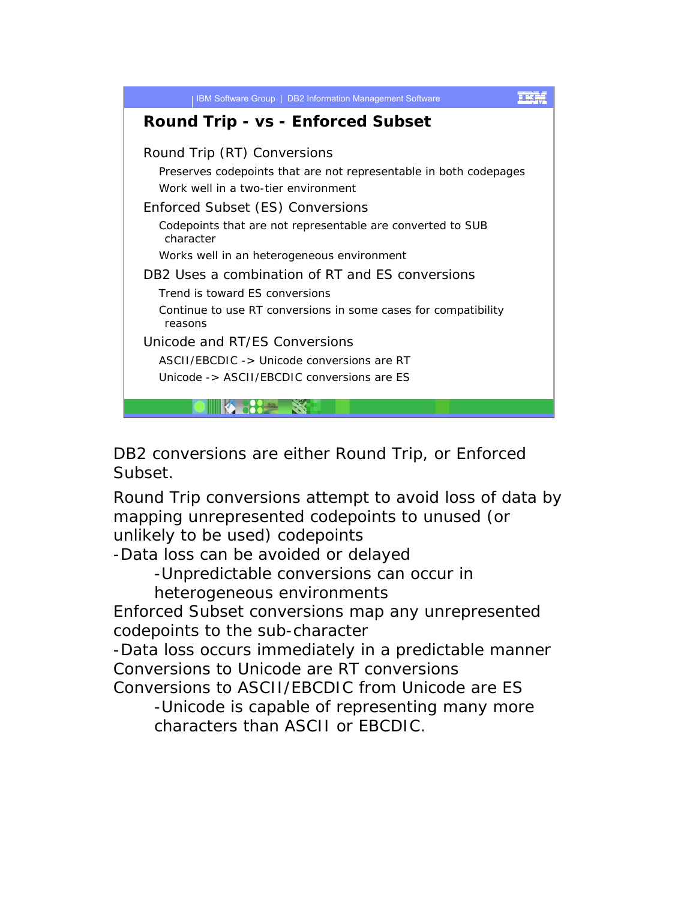## Round Trip - vs - Enforced Subset

Round Trip (RT) Conversions

- Preserves codepoints that are not representable in both codepages
- Work well in a two-tier environment

Enforced Subset (ES) Conversions

- Codepoints that are not representable are converted to SUB character
- Works well in an heterogeneous environment

DB2 Uses a combination of RT and ES conversions

- Trend is toward ES conversions
- Continue to use RT conversions in some cases for compatibility reasons

Unicode and RT/ES Conversions

- ASCII/EBCDIC -> Unicode conversions are RT
- Unicode -> ASCII/EBCDIC conversions are ES

DB2 conversions are either Round Trip, or Enforced Subset.

Round Trip conversions attempt to avoid loss of data by mapping unrepresented codepoints to unused (or unlikely to be used) codepoints

-Data loss can be avoided or delayed

-Unpredictable conversions can occur in heterogeneous environments

Enforced Subset conversions map any unrepresented codepoints to the sub-character

-Data loss occurs immediately in a predictable manner

Conversions to Unicode are RT conversions

Conversions to ASCII/EBCDIC from Unicode are ES

-Unicode is capable of representing many more characters than ASCII or EBCDIC.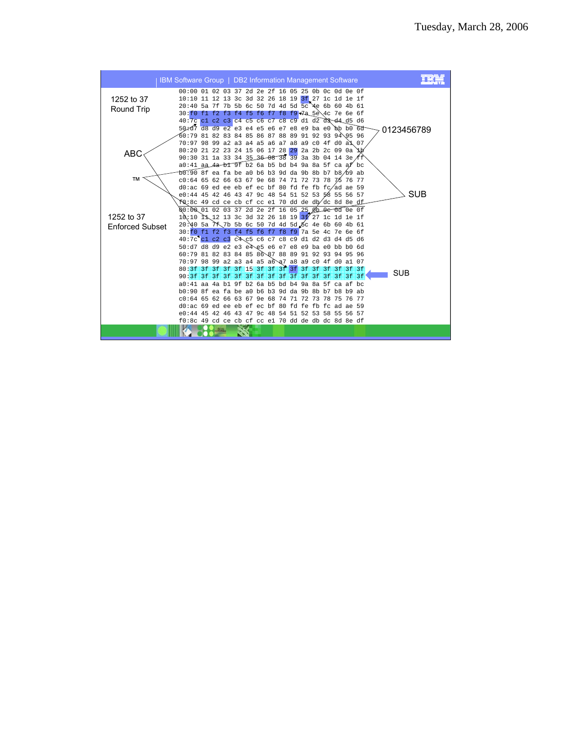IBM Software Group | DB2 Information Management Software

**1252 to 37 Round Trip**

```
00:00 01 02 03 37 2d 2e 2f 16 05 25 0b 0c 0d 0e 0f
10:10 11 12 13 3c 3d 32 26 18 19 3f 27 1c 1d 1e 1f
20:40 5a 7f 7b 5b 6c 50 7d 4d 5d 5c 4e 6b 60 4b 61
30:f0 f1 f2 f3 f4 f5 f6 f7 f8 f9 7a 5e 4c 7e 6e 6f
40:7c c1 c2 c3 c4 c5 c6 c7 c8 c9 d1 d2 d3 d4 d5 d6
50:d7 d8 d9 e2 e3 e4 e5 e6 e7 e8 e9 ba e0 bb b0 6d
60:79 81 82 83 84 85 86 87 88 89 91 92 93 94 95 96
70:97 98 99 a2 a3 a4 a5 a6 a7 a8 a9 c0 4f d0 a1 07
80:20 21 22 23 24 15 06 17 28 29 2a 2b 2c 09 0a 1b
90:30 31 1a 33 34 35 36 08 38 39 3a 3b 04 14 3e ff
a0:41 aa 4a b1 9f b2 6a b5 bd b4 9a 8a 5f ca af bc
b0:90 8f ea fa be a0 b6 b3 9d da 9b 8b b7 b8 b9 ab
c0:64 65 62 66 63 67 9e 68 74 71 72 73 78 75 76 77
d0:ac 69 ed ee eb ef ec bf 80 fd fe fb fc ad ae 59
e0:44 45 42 46 43 47 9c 48 54 51 52 53 58 55 56 57
f0:8c 49 cd ce cb cf cc e1 70 dd de db dc 8d 8e df
```

Labels: ABC, TM, 0123456789, SUB

**1252 to 37 Enforced Subset**

```
00:00 01 02 03 37 2d 2e 2f 16 05 25 0b 0c 0d 0e 0f
10:10 11 12 13 3c 3d 32 26 18 19 3f 27 1c 1d 1e 1f
20:40 5a 7f 7b 5b 6c 50 7d 4d 5d 5c 4e 6b 60 4b 61
30:f0 f1 f2 f3 f4 f5 f6 f7 f8 f9 7a 5e 4c 7e 6e 6f
40:7c c1 c2 c3 c4 c5 c6 c7 c8 c9 d1 d2 d3 d4 d5 d6
50:d7 d8 d9 e2 e3 e4 e5 e6 e7 e8 e9 ba e0 bb b0 6d
60:79 81 82 83 84 85 86 87 88 89 91 92 93 94 95 96
70:97 98 99 a2 a3 a4 a5 a6 a7 a8 a9 c0 4f d0 a1 07
80:3f 3f 3f 3f 3f 15 3f 3f 3f 3f 3f 3f 3f 3f 3f 3f
90:3f 3f 3f 3f 3f 3f 3f 3f 3f 3f 3f 3f 3f 3f 3f 3f
a0:41 aa 4a b1 9f b2 6a b5 bd b4 9a 8a 5f ca af bc
b0:90 8f ea fa be a0 b6 b3 9d da 9b 8b b7 b8 b9 ab
c0:64 65 62 66 63 67 9e 68 74 71 72 73 78 75 76 77
d0:ac 69 ed ee eb ef ec bf 80 fd fe fb fc ad ae 59
e0:44 45 42 46 43 47 9c 48 54 51 52 53 58 55 56 57
f0:8c 49 cd ce cb cf cc e1 70 dd de db dc 8d 8e df
```

Label: SUB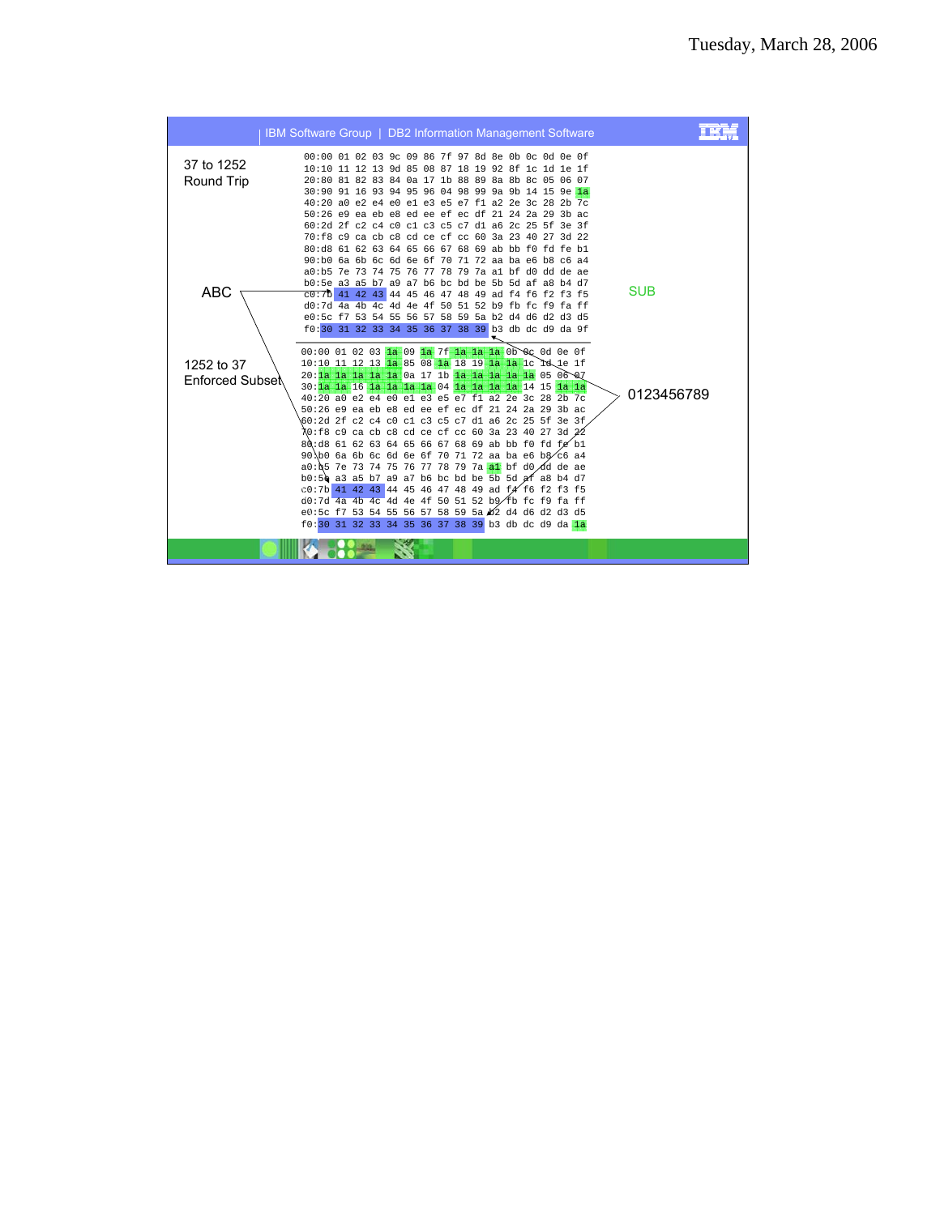Tuesday, March 28, 2006

IBM Software Group | DB2 Information Management Software

37 to 1252
Round Trip

```
00:00 01 02 03 9c 09 86 7f 97 8d 8e 0b 0c 0d 0e 0f
10:10 11 12 13 9d 85 08 87 18 19 92 8f 1c 1d 1e 1f
20:80 81 82 83 84 0a 17 1b 88 89 8a 8b 8c 05 06 07
30:90 91 16 93 94 95 96 04 98 99 9a 9b 14 15 9e 1a
40:20 a0 e2 e4 e0 e1 e3 e5 e7 f1 a2 2e 3c 28 2b 7c
50:26 e9 ea eb e8 ed ee ef ec df 21 24 2a 29 3b ac
60:2d 2f c2 c4 c0 c1 c3 c5 c7 d1 a6 2c 25 5f 3e 3f
70:f8 c9 ca cb c8 cd ce cf cc 60 3a 23 40 27 3d 22
80:d8 61 62 63 64 65 66 67 68 69 ab bb f0 fd fe b1
90:b0 6a 6b 6c 6d 6e 6f 70 71 72 aa ba e6 b8 c6 a4
a0:b5 7e 73 74 75 76 77 78 79 7a a1 bf d0 dd de ae
b0:5e a3 a5 b7 a9 a7 b6 bc bd be 5b 5d af a8 b4 d7
c0:7b 41 42 43 44 45 46 47 48 49 ad f4 f6 f2 f3 f5
d0:7d 4a 4b 4c 4d 4e 4f 50 51 52 b9 fb fc f9 fa ff
e0:5c f7 53 54 55 56 57 58 59 5a b2 d4 d6 d2 d3 d5
f0:30 31 32 33 34 35 36 37 38 39 b3 db dc d9 da 9f
```

ABC

SUB

1252 to 37
Enforced Subset

0123456789

```
00:00 01 02 03 1a 09 1a 7f 1a 1a 1a 0b 0c 0d 0e 0f
10:10 11 12 13 1a 85 08 1a 18 19 1a 1a 1c 1d 1e 1f
20:1a 1a 1a 1a 1a 0a 17 1b 1a 1a 1a 1a 1a 05 06 07
30:1a 1a 16 1a 1a 1a 1a 04 1a 1a 1a 1a 14 15 1a 1a
40:20 a0 e2 e4 e0 e1 e3 e5 e7 f1 a2 2e 3c 28 2b 7c
50:26 e9 ea eb e8 ed ee ef ec df 21 24 2a 29 3b ac
60:2d 2f c2 c4 c0 c1 c3 c5 c7 d1 a6 2c 25 5f 3e 3f
70:f8 c9 ca cb c8 cd ce cf cc 60 3a 23 40 27 3d 22
80:d8 61 62 63 64 65 66 67 68 69 ab bb f0 fd fe b1
90:b0 6a 6b 6c 6d 6e 6f 70 71 72 aa ba e6 b8 c6 a4
a0:b5 7e 73 74 75 76 77 78 79 7a a1 bf d0 dd de ae
b0:5e a3 a5 b7 a9 a7 b6 bc bd be 5b 5d af a8 b4 d7
c0:7b 41 42 43 44 45 46 47 48 49 ad f4 f6 f2 f3 f5
d0:7d 4a 4b 4c 4d 4e 4f 50 51 52 b9 fb fc f9 fa ff
e0:5c f7 53 54 55 56 57 58 59 5a b2 d4 d6 d2 d3 d5
f0:30 31 32 33 34 35 36 37 38 39 b3 db dc d9 da 1a
```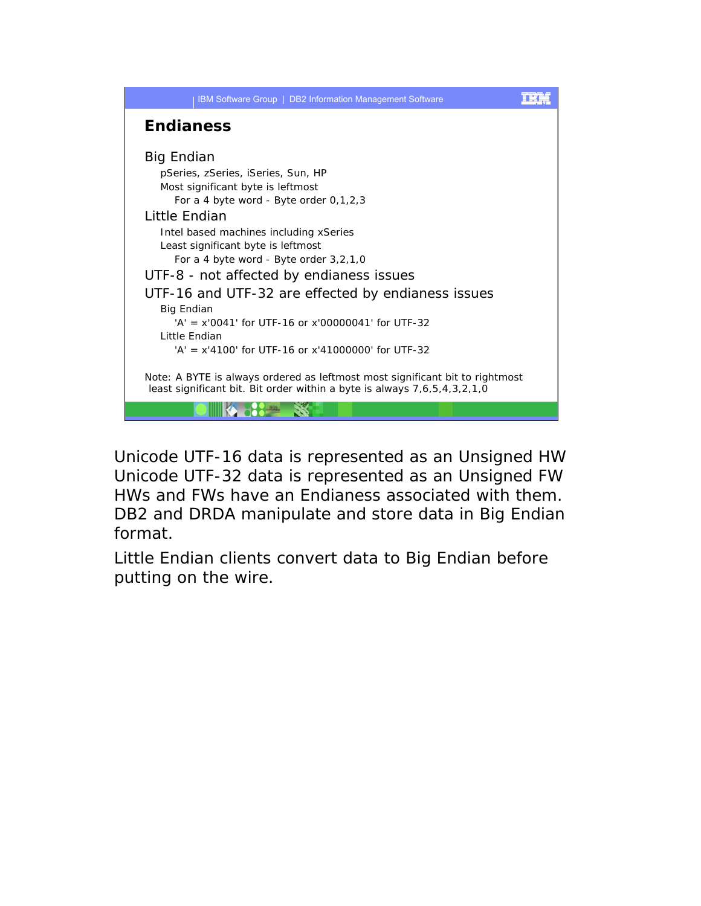## Endianess

- Big Endian
  - pSeries, zSeries, iSeries, Sun, HP
  - Most significant byte is leftmost
    - For a 4 byte word - Byte order 0,1,2,3
- Little Endian
  - Intel based machines including xSeries
  - Least significant byte is leftmost
    - For a 4 byte word - Byte order 3,2,1,0
- UTF-8 - not affected by endianess issues
- UTF-16 and UTF-32 are effected by endianess issues
  - Big Endian
    - 'A' = x'0041' for UTF-16 or x'00000041' for UTF-32
  - Little Endian
    - 'A' = x'4100' for UTF-16 or x'41000000' for UTF-32

Note: A BYTE is always ordered as leftmost most significant bit to rightmost least significant bit. Bit order within a byte is always 7,6,5,4,3,2,1,0

Unicode UTF-16 data is represented as an Unsigned HW
Unicode UTF-32 data is represented as an Unsigned FW
HWs and FWs have an Endianess associated with them.
DB2 and DRDA manipulate and store data in Big Endian format.

Little Endian clients convert data to Big Endian before putting on the wire.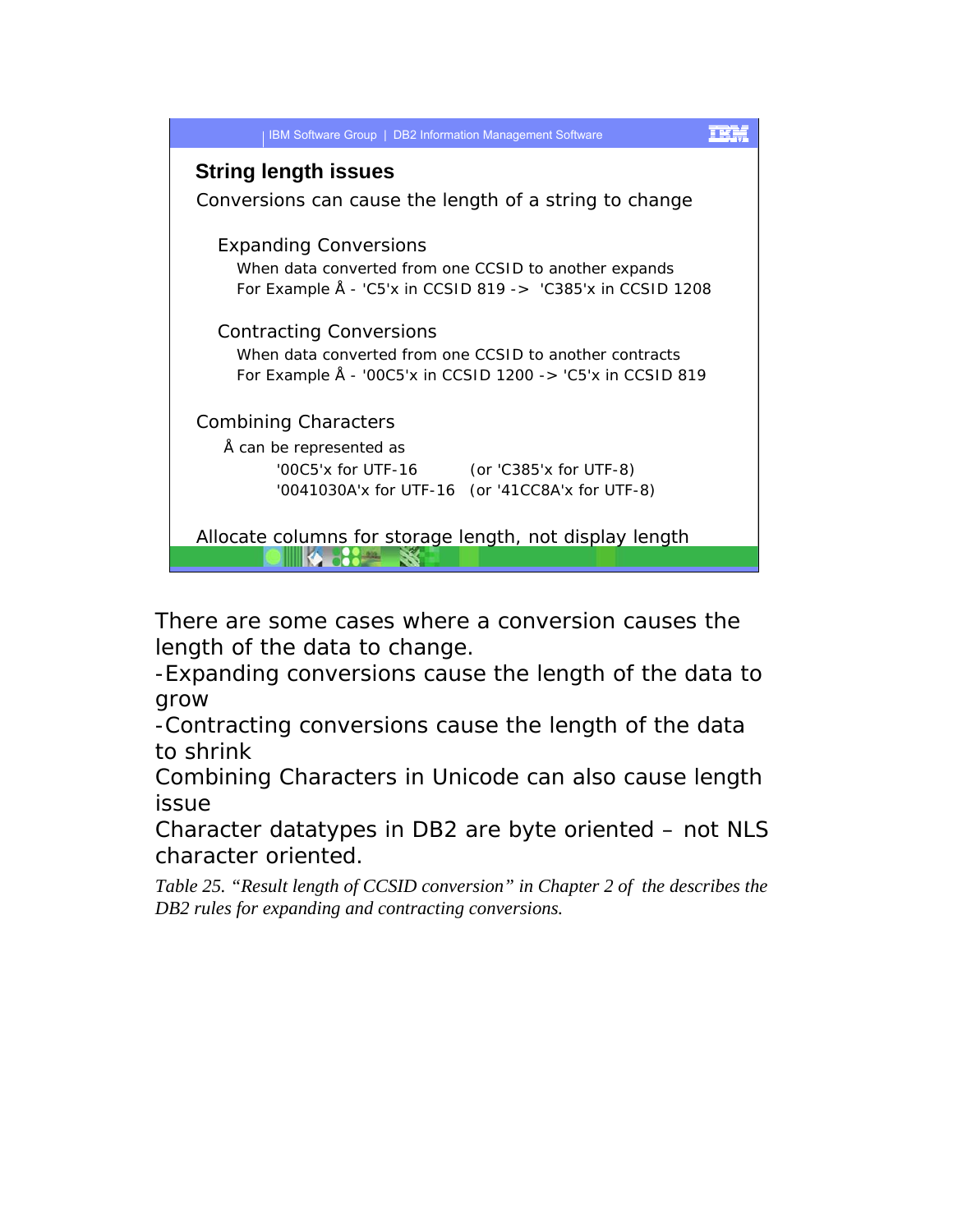## String length issues

Conversions can cause the length of a string to change

Expanding Conversions

When data converted from one CCSID to another expands

For Example Å - 'C5'x in CCSID 819 -> 'C385'x in CCSID 1208

Contracting Conversions

When data converted from one CCSID to another contracts

For Example Å - '00C5'x in CCSID 1200 -> 'C5'x in CCSID 819

Combining Characters

Å can be represented as

'00C5'x for UTF-16 (or 'C385'x for UTF-8)

'0041030A'x for UTF-16 (or '41CC8A'x for UTF-8)

Allocate columns for storage length, not display length

There are some cases where a conversion causes the length of the data to change.

-Expanding conversions cause the length of the data to grow

-Contracting conversions cause the length of the data to shrink

Combining Characters in Unicode can also cause length issue

Character datatypes in DB2 are byte oriented – not NLS character oriented.

*Table 25. "Result length of CCSID conversion" in Chapter 2 of the describes the DB2 rules for expanding and contracting conversions.*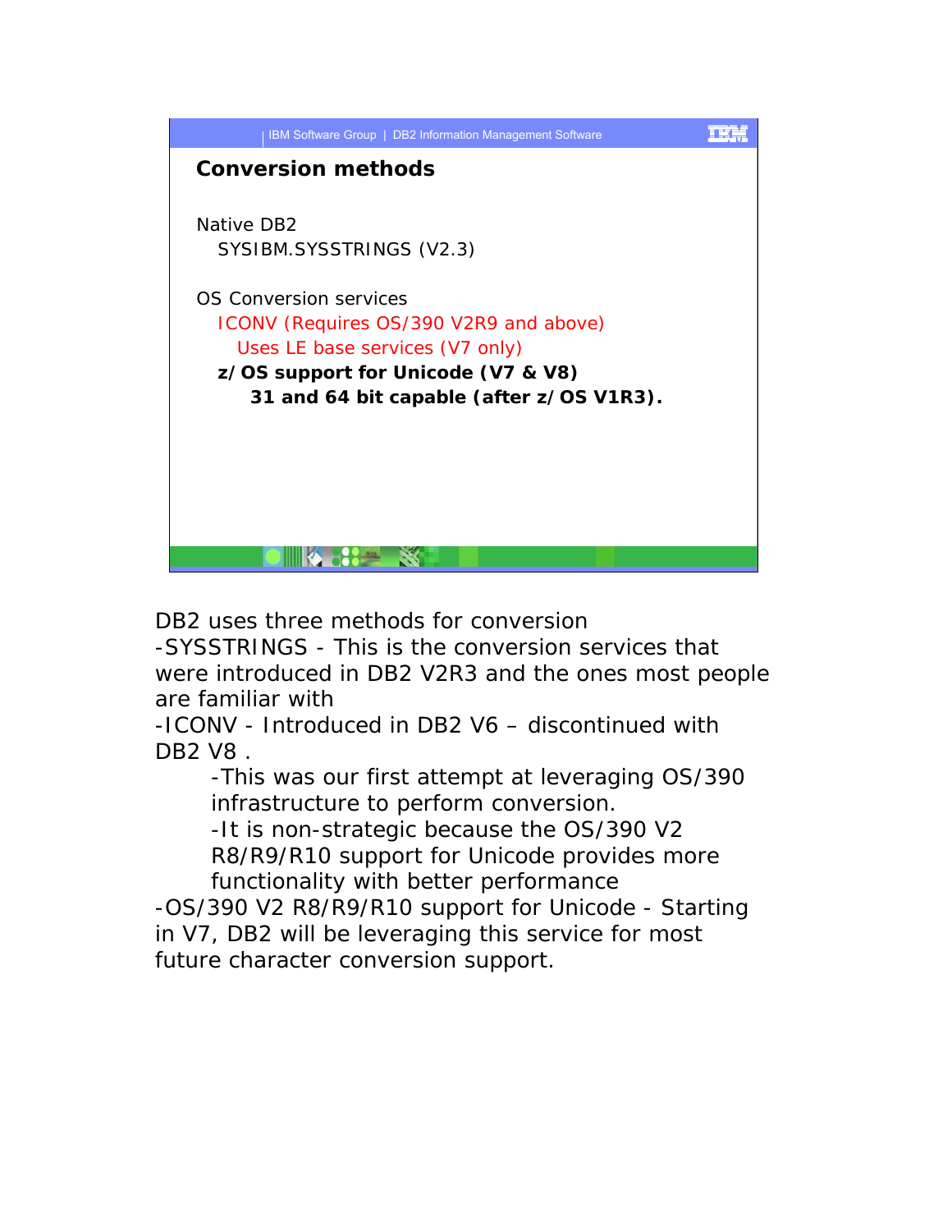## Conversion methods

Native DB2
- SYSIBM.SYSSTRINGS (V2.3)

OS Conversion services
- ICONV (Requires OS/390 V2R9 and above)
  - Uses LE base services (V7 only)
- **z/OS support for Unicode (V7 & V8)**
  - **31 and 64 bit capable (after z/OS V1R3).**

DB2 uses three methods for conversion
-SYSSTRINGS - This is the conversion services that were introduced in DB2 V2R3 and the ones most people are familiar with
-ICONV - Introduced in DB2 V6 – discontinued with DB2 V8 .

-This was our first attempt at leveraging OS/390 infrastructure to perform conversion.
-It is non-strategic because the OS/390 V2 R8/R9/R10 support for Unicode provides more functionality with better performance

-OS/390 V2 R8/R9/R10 support for Unicode - Starting in V7, DB2 will be leveraging this service for most future character conversion support.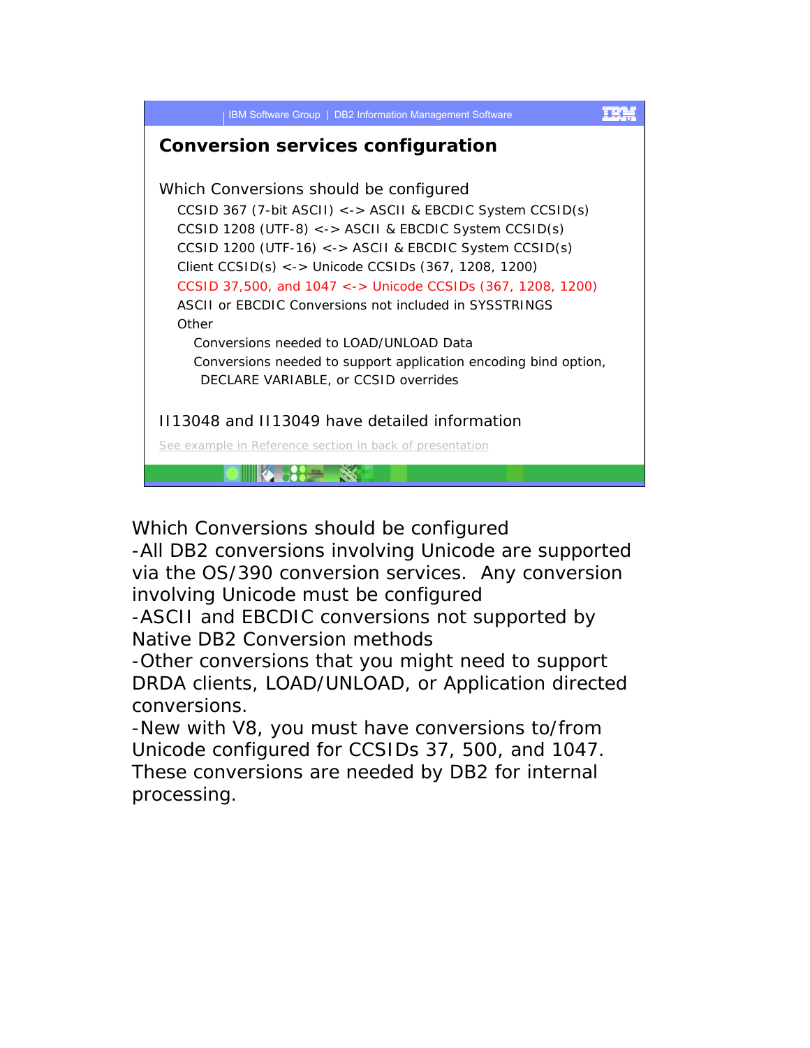## Conversion services configuration

Which Conversions should be configured

- CCSID 367 (7-bit ASCII) <-> ASCII & EBCDIC System CCSID(s)
- CCSID 1208 (UTF-8) <-> ASCII & EBCDIC System CCSID(s)
- CCSID 1200 (UTF-16) <-> ASCII & EBCDIC System CCSID(s)
- Client CCSID(s) <-> Unicode CCSIDs (367, 1208, 1200)
- CCSID 37,500, and 1047 <-> Unicode CCSIDs (367, 1208, 1200)
- ASCII or EBCDIC Conversions not included in SYSSTRINGS
- Other
  - Conversions needed to LOAD/UNLOAD Data
  - Conversions needed to support application encoding bind option, DECLARE VARIABLE, or CCSID overrides

II13048 and II13049 have detailed information

See example in Reference section in back of presentation

Which Conversions should be configured

-All DB2 conversions involving Unicode are supported via the OS/390 conversion services. Any conversion involving Unicode must be configured

-ASCII and EBCDIC conversions not supported by Native DB2 Conversion methods

-Other conversions that you might need to support DRDA clients, LOAD/UNLOAD, or Application directed conversions.

-New with V8, you must have conversions to/from Unicode configured for CCSIDs 37, 500, and 1047. These conversions are needed by DB2 for internal processing.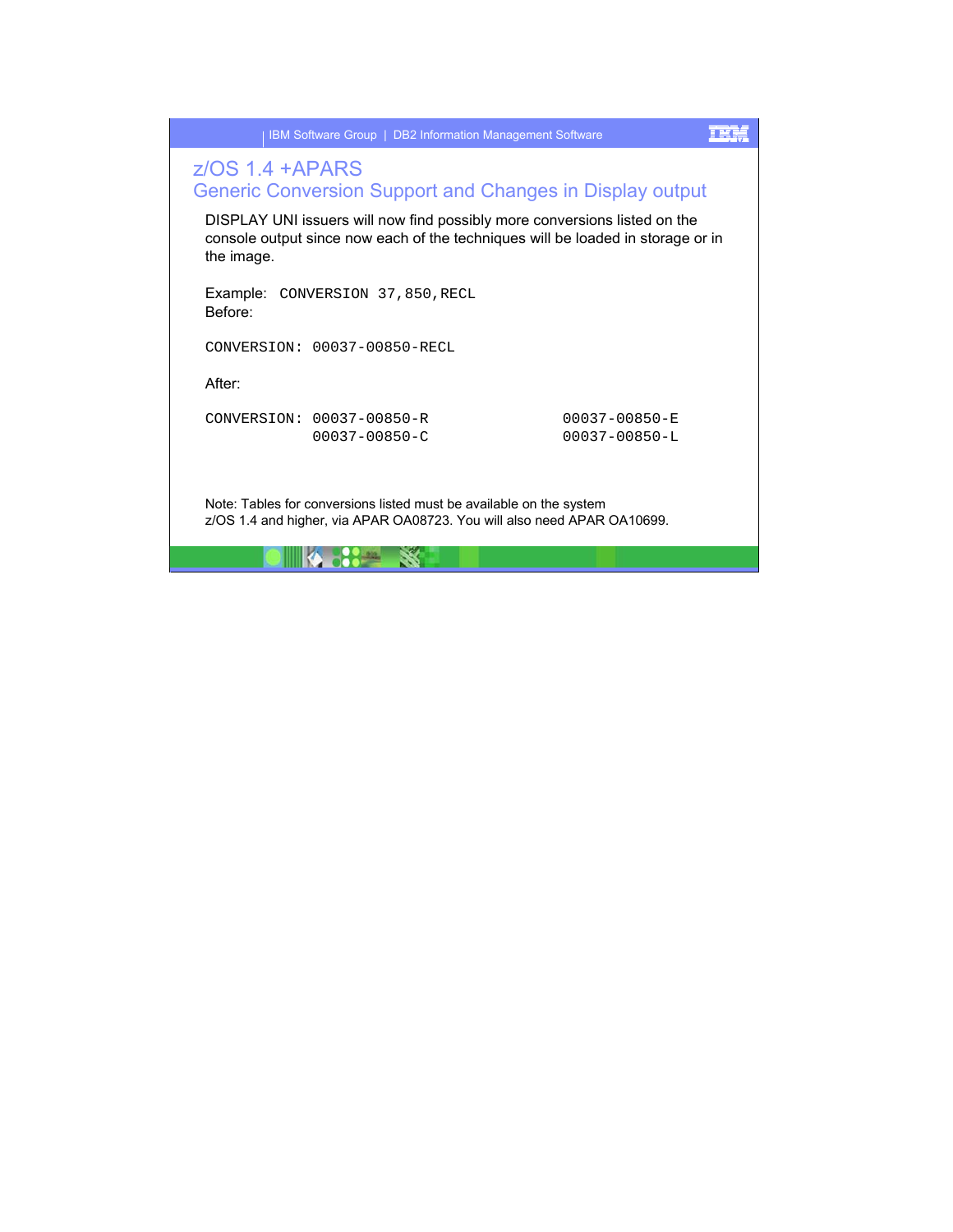# z/OS 1.4 +APARS

## Generic Conversion Support and Changes in Display output

DISPLAY UNI issuers will now find possibly more conversions listed on the console output since now each of the techniques will be loaded in storage or in the image.

Example: `CONVERSION 37,850,RECL`

Before:

```
CONVERSION: 00037-00850-RECL
```

After:

```
CONVERSION: 00037-00850-R                00037-00850-E
            00037-00850-C                00037-00850-L
```

Note: Tables for conversions listed must be available on the system z/OS 1.4 and higher, via APAR OA08723. You will also need APAR OA10699.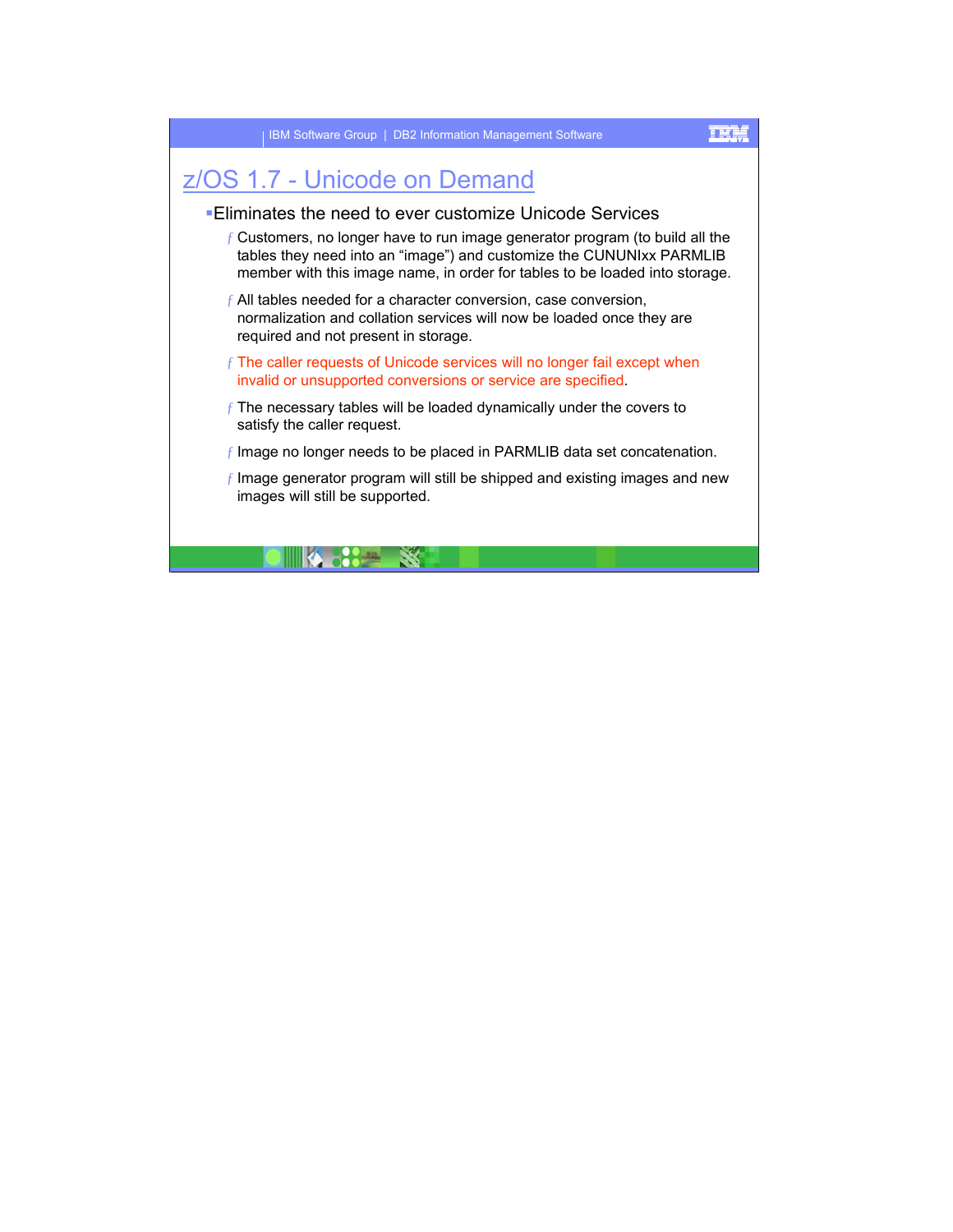# z/OS 1.7 - Unicode on Demand

- Eliminates the need to ever customize Unicode Services
  - Customers, no longer have to run image generator program (to build all the tables they need into an "image") and customize the CUNUNIxx PARMLIB member with this image name, in order for tables to be loaded into storage.
  - All tables needed for a character conversion, case conversion, normalization and collation services will now be loaded once they are required and not present in storage.
  - The caller requests of Unicode services will no longer fail except when invalid or unsupported conversions or service are specified.
  - The necessary tables will be loaded dynamically under the covers to satisfy the caller request.
  - Image no longer needs to be placed in PARMLIB data set concatenation.
  - Image generator program will still be shipped and existing images and new images will still be supported.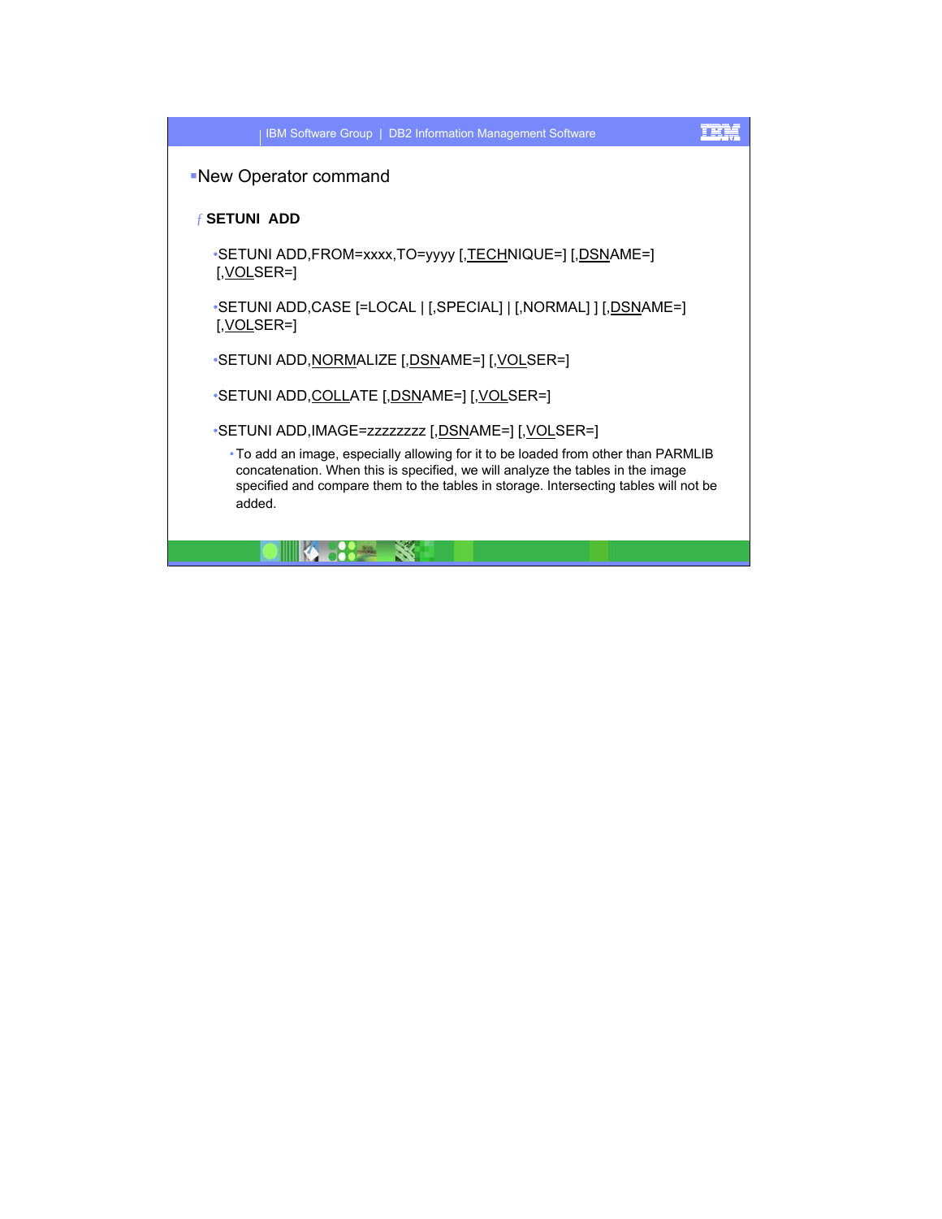- New Operator command

  - **SETUNI ADD**

    - SETUNI ADD,FROM=xxxx,TO=yyyy [,TECHNIQUE=] [,DSNAME=] [,VOLSER=]
    - SETUNI ADD,CASE [=LOCAL | [,SPECIAL] | [,NORMAL] ] [,DSNAME=] [,VOLSER=]
    - SETUNI ADD,NORMALIZE [,DSNAME=] [,VOLSER=]
    - SETUNI ADD,COLLATE [,DSNAME=] [,VOLSER=]
    - SETUNI ADD,IMAGE=zzzzzzzz [,DSNAME=] [,VOLSER=]
      - To add an image, especially allowing for it to be loaded from other than PARMLIB concatenation. When this is specified, we will analyze the tables in the image specified and compare them to the tables in storage. Intersecting tables will not be added.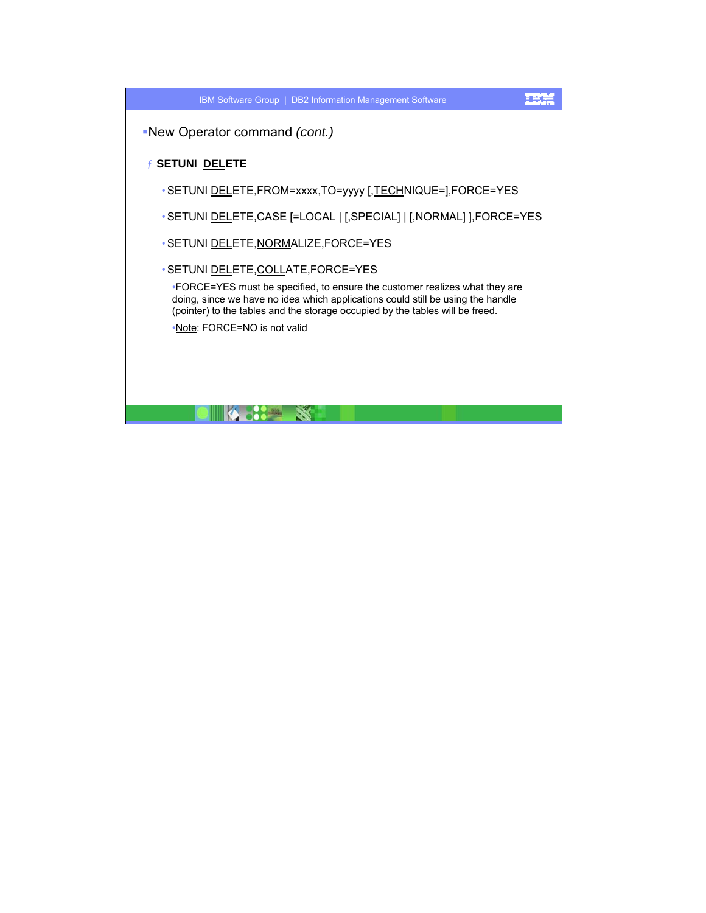- New Operator command *(cont.)*

  - **SETUNI DELETE**

    - SETUNI DELETE,FROM=xxxx,TO=yyyy [,TECHNIQUE=],FORCE=YES
    - SETUNI DELETE,CASE [=LOCAL | [,SPECIAL] | [,NORMAL] ],FORCE=YES
    - SETUNI DELETE,NORMALIZE,FORCE=YES
    - SETUNI DELETE,COLLATE,FORCE=YES
      - FORCE=YES must be specified, to ensure the customer realizes what they are doing, since we have no idea which applications could still be using the handle (pointer) to the tables and the storage occupied by the tables will be freed.
      - Note: FORCE=NO is not valid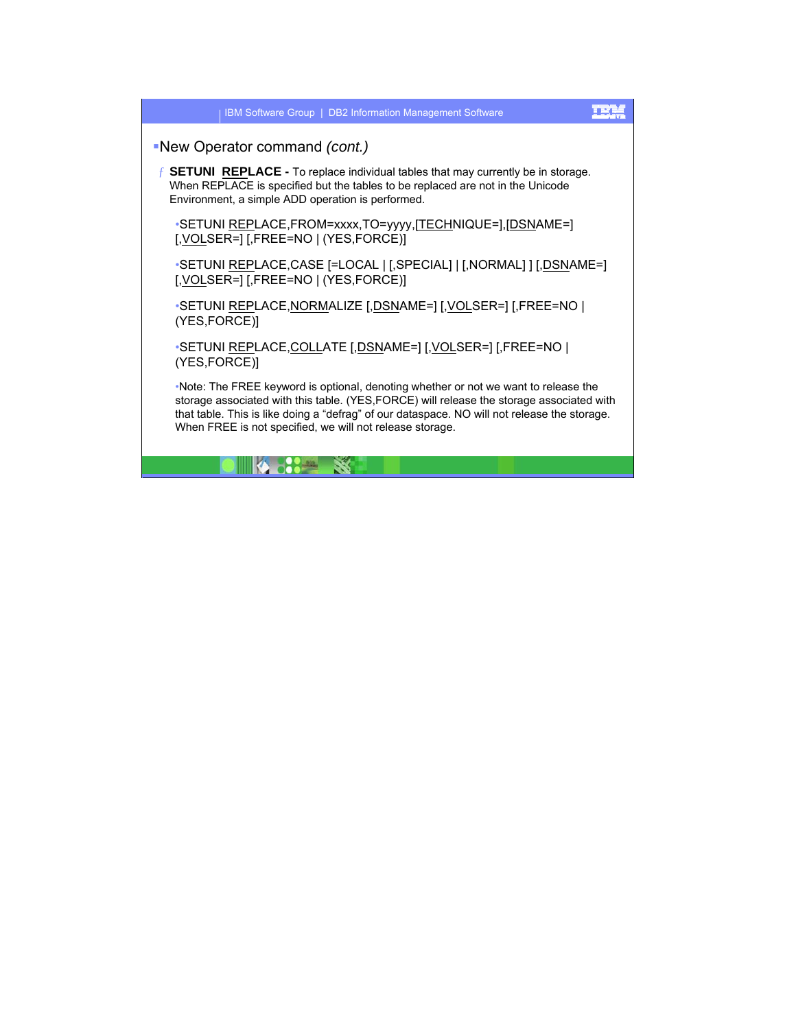## New Operator command *(cont.)*

- **SETUNI REPLACE -** To replace individual tables that may currently be in storage. When REPLACE is specified but the tables to be replaced are not in the Unicode Environment, a simple ADD operation is performed.

  - SETUNI REPLACE,FROM=xxxx,TO=yyyy,[TECHNIQUE=],[DSNAME=] [,VOLSER=] [,FREE=NO | (YES,FORCE)]

  - SETUNI REPLACE,CASE [=LOCAL | [,SPECIAL] | [,NORMAL] ] [,DSNAME=] [,VOLSER=] [,FREE=NO | (YES,FORCE)]

  - SETUNI REPLACE,NORMALIZE [,DSNAME=] [,VOLSER=] [,FREE=NO | (YES,FORCE)]

  - SETUNI REPLACE,COLLATE [,DSNAME=] [,VOLSER=] [,FREE=NO | (YES,FORCE)]

  - Note: The FREE keyword is optional, denoting whether or not we want to release the storage associated with this table. (YES,FORCE) will release the storage associated with that table. This is like doing a “defrag” of our dataspace. NO will not release the storage. When FREE is not specified, we will not release storage.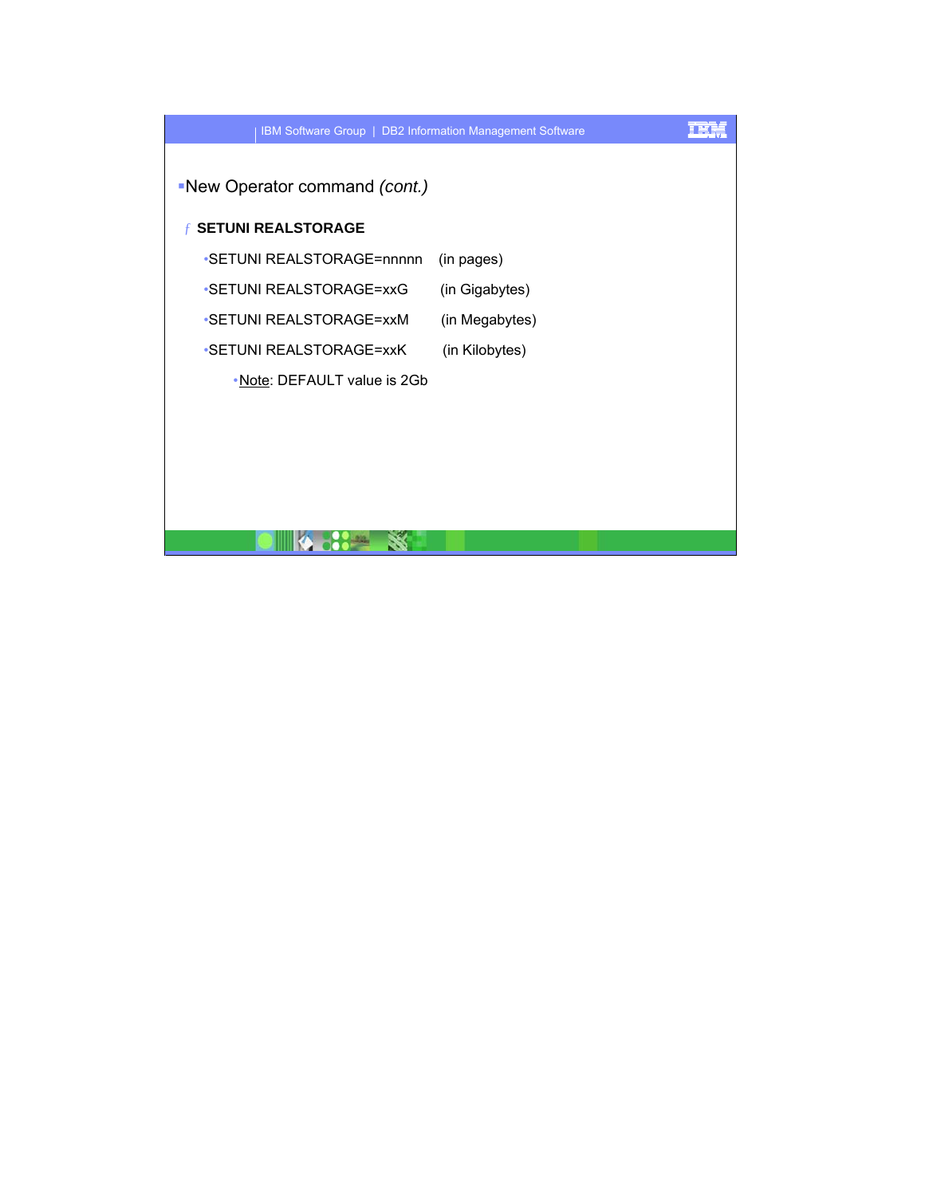- New Operator command *(cont.)*

  - **SETUNI REALSTORAGE**
    - SETUNI REALSTORAGE=nnnnn (in pages)
    - SETUNI REALSTORAGE=xxG (in Gigabytes)
    - SETUNI REALSTORAGE=xxM (in Megabytes)
    - SETUNI REALSTORAGE=xxK (in Kilobytes)
      - Note: DEFAULT value is 2Gb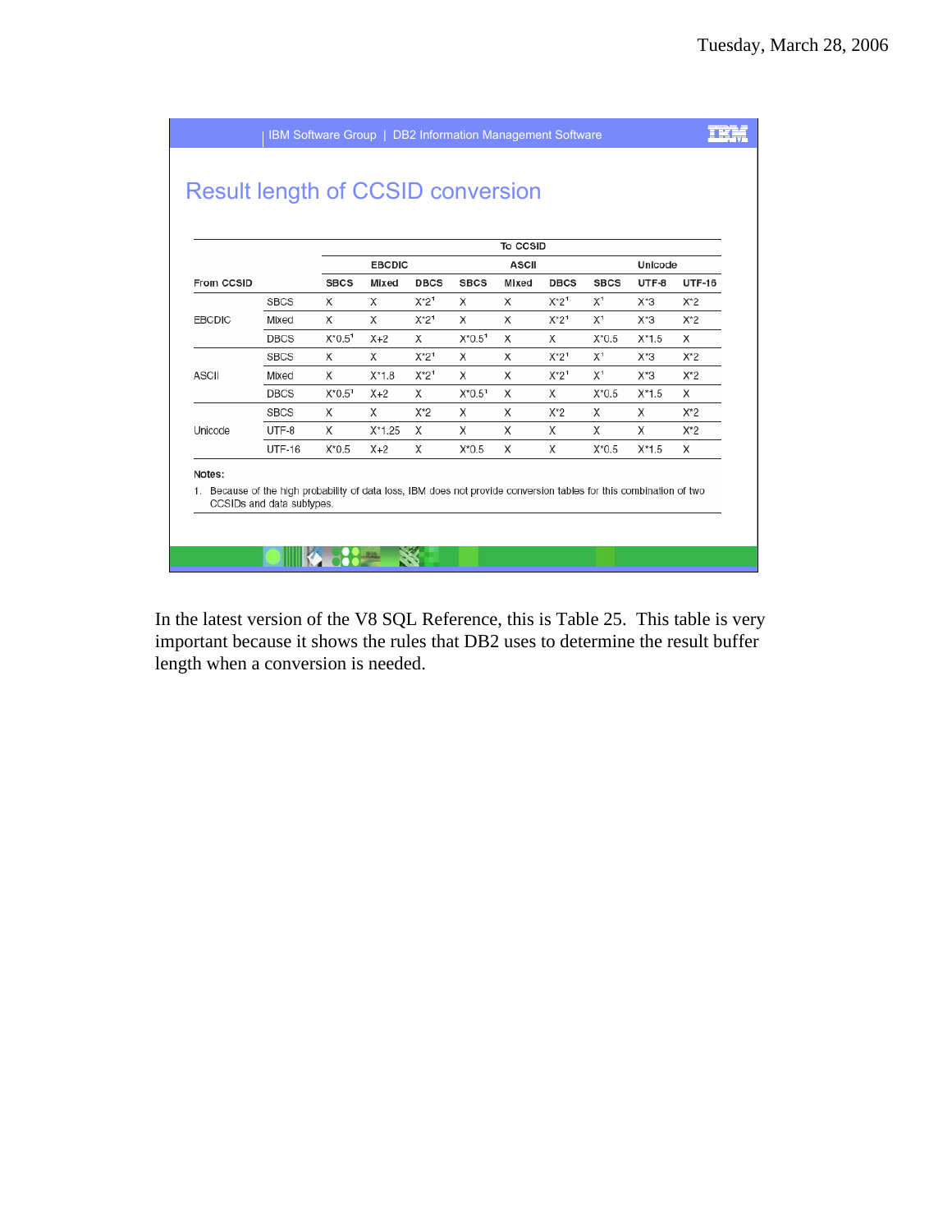# Result length of CCSID conversion

| From CCSID | | To CCSID | | | | | | | | |
|---|---|---|---|---|---|---|---|---|---|---|
| | | EBCDIC | | | ASCII | | | Unicode | | |
| | | SBCS | Mixed | DBCS | SBCS | Mixed | DBCS | SBCS | UTF-8 | UTF-16 |
| EBCDIC | SBCS | X | X | X*2[1] | X | X | X*2[1] | X[1] | X*3 | X*2 |
| | Mixed | X | X | X*2[1] | X | X | X*2[1] | X[1] | X*3 | X*2 |
| | DBCS | X*0.5[1] | X+2 | X | X*0.5[1] | X | X | X*0.5 | X*1.5 | X |
| ASCII | SBCS | X | X | X*2[1] | X | X | X*2[1] | X[1] | X*3 | X*2 |
| | Mixed | X | X*1.8 | X*2[1] | X | X | X*2[1] | X[1] | X*3 | X*2 |
| | DBCS | X*0.5[1] | X+2 | X | X*0.5[1] | X | X | X*0.5 | X*1.5 | X |
| Unicode | SBCS | X | X | X*2 | X | X | X*2 | X | X | X*2 |
| | UTF-8 | X | X*1.25 | X | X | X | X | X | X | X*2 |
| | UTF-16 | X*0.5 | X+2 | X | X*0.5 | X | X | X*0.5 | X*1.5 | X |

**Notes:**

1. Because of the high probability of data loss, IBM does not provide conversion tables for this combination of two CCSIDs and data subtypes.

In the latest version of the V8 SQL Reference, this is Table 25. This table is very important because it shows the rules that DB2 uses to determine the result buffer length when a conversion is needed.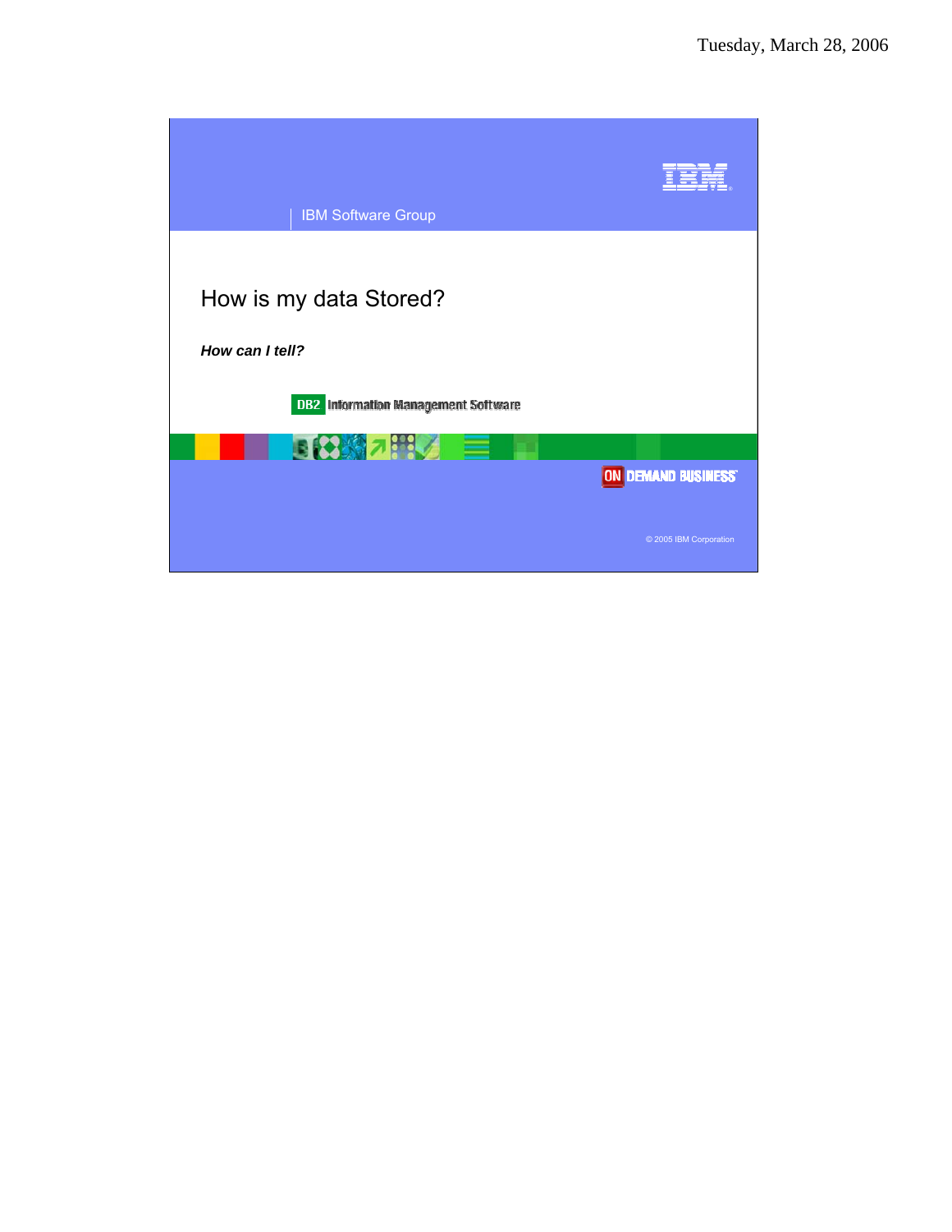IBM Software Group

# How is my data Stored?

***How can I tell?***

DB2 Information Management Software

ON DEMAND BUSINESS

© 2005 IBM Corporation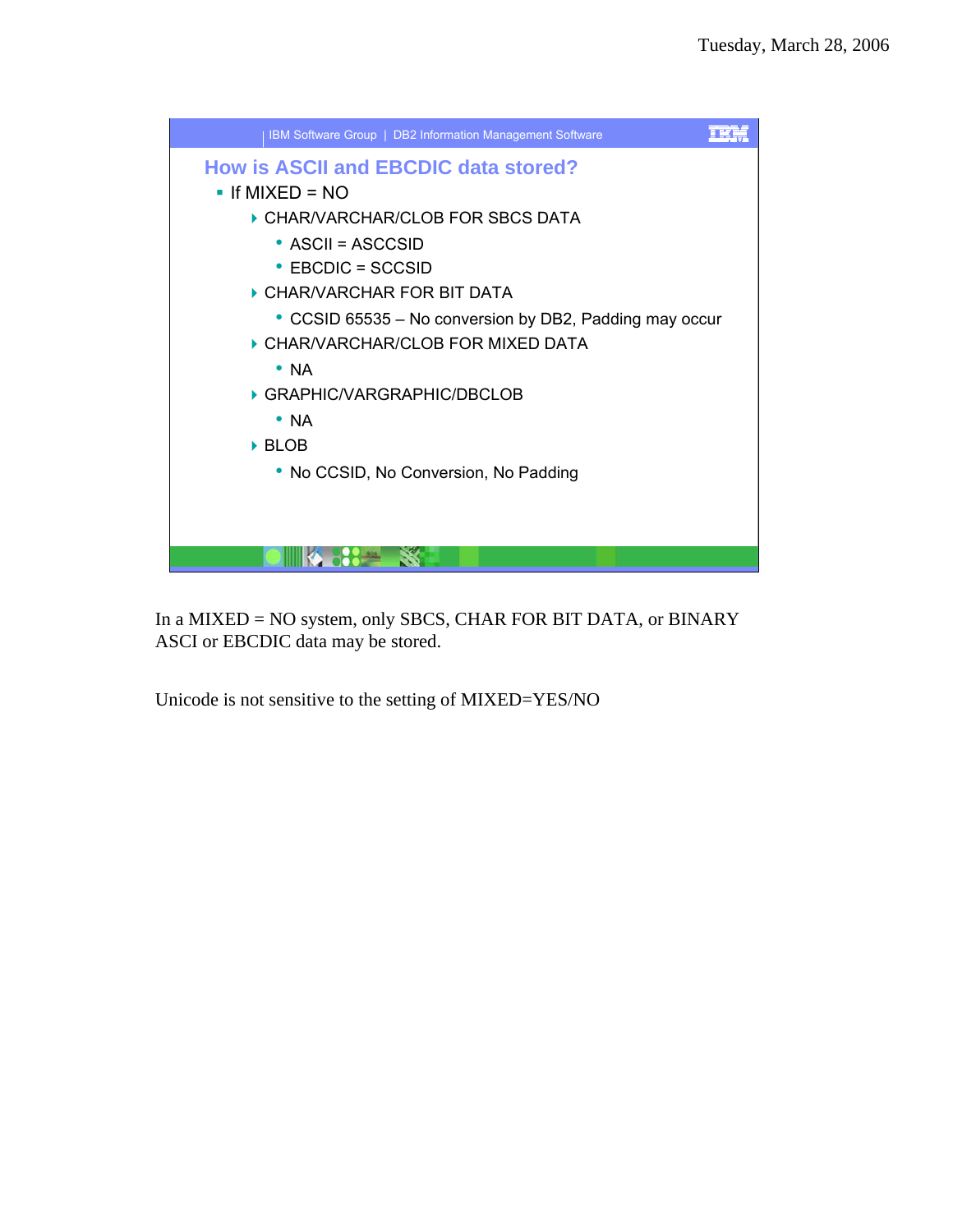## How is ASCII and EBCDIC data stored?

- If MIXED = NO
  - CHAR/VARCHAR/CLOB FOR SBCS DATA
    - ASCII = ASCCSID
    - EBCDIC = SCCSID
  - CHAR/VARCHAR FOR BIT DATA
    - CCSID 65535 – No conversion by DB2, Padding may occur
  - CHAR/VARCHAR/CLOB FOR MIXED DATA
    - NA
  - GRAPHIC/VARGRAPHIC/DBCLOB
    - NA
  - BLOB
    - No CCSID, No Conversion, No Padding

In a MIXED = NO system, only SBCS, CHAR FOR BIT DATA, or BINARY ASCI or EBCDIC data may be stored.

Unicode is not sensitive to the setting of MIXED=YES/NO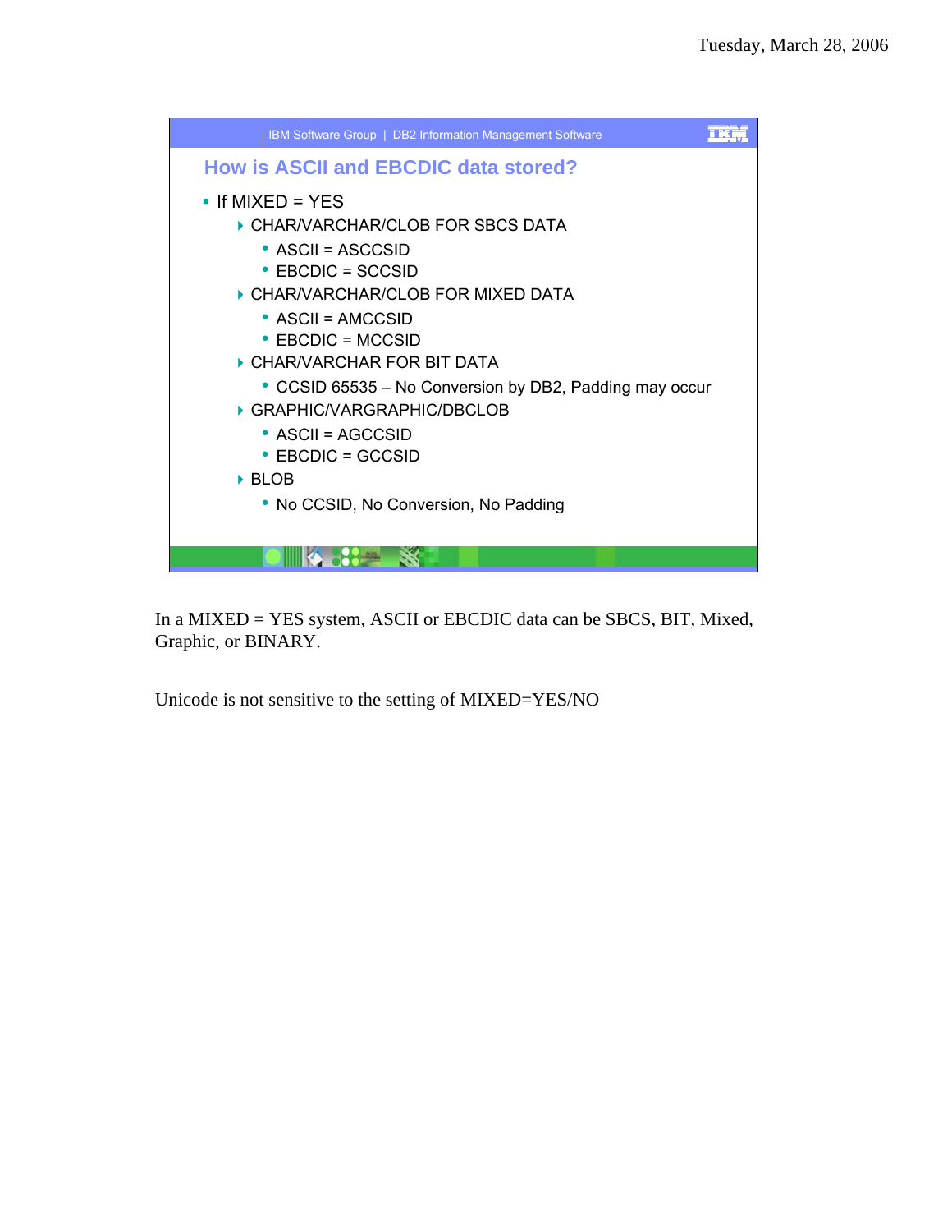## How is ASCII and EBCDIC data stored?

- If MIXED = YES
  - CHAR/VARCHAR/CLOB FOR SBCS DATA
    - ASCII = ASCCSID
    - EBCDIC = SCCSID
  - CHAR/VARCHAR/CLOB FOR MIXED DATA
    - ASCII = AMCCSID
    - EBCDIC = MCCSID
  - CHAR/VARCHAR FOR BIT DATA
    - CCSID 65535 – No Conversion by DB2, Padding may occur
  - GRAPHIC/VARGRAPHIC/DBCLOB
    - ASCII = AGCCSID
    - EBCDIC = GCCSID
  - BLOB
    - No CCSID, No Conversion, No Padding

In a MIXED = YES system, ASCII or EBCDIC data can be SBCS, BIT, Mixed, Graphic, or BINARY.

Unicode is not sensitive to the setting of MIXED=YES/NO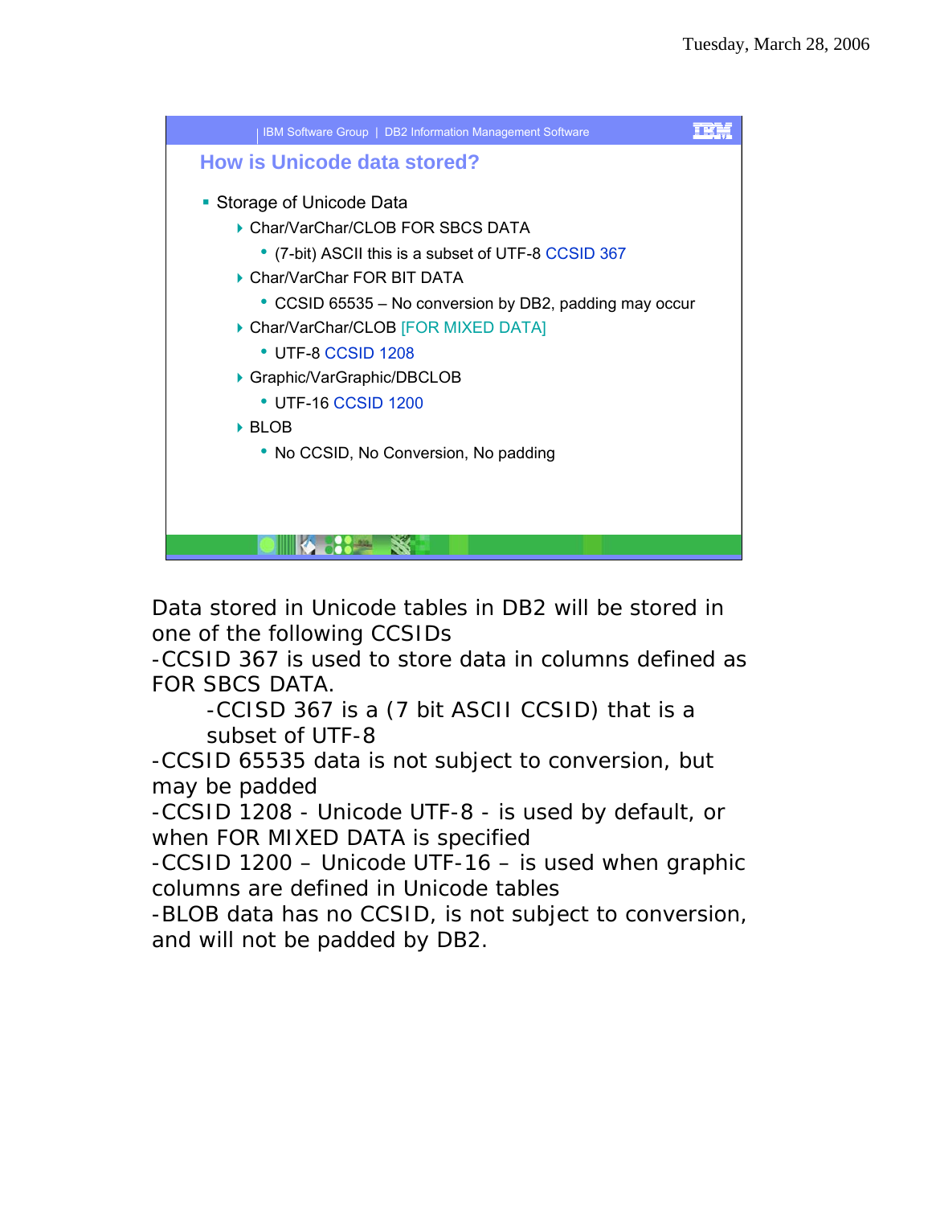## How is Unicode data stored?

- Storage of Unicode Data
  - Char/VarChar/CLOB FOR SBCS DATA
    - (7-bit) ASCII this is a subset of UTF-8 CCSID 367
  - Char/VarChar FOR BIT DATA
    - CCSID 65535 – No conversion by DB2, padding may occur
  - Char/VarChar/CLOB [FOR MIXED DATA]
    - UTF-8 CCSID 1208
  - Graphic/VarGraphic/DBCLOB
    - UTF-16 CCSID 1200
  - BLOB
    - No CCSID, No Conversion, No padding

Data stored in Unicode tables in DB2 will be stored in one of the following CCSIDs

-CCSID 367 is used to store data in columns defined as FOR SBCS DATA.

-CCISD 367 is a (7 bit ASCII CCSID) that is a subset of UTF-8

-CCSID 65535 data is not subject to conversion, but may be padded

-CCSID 1208 - Unicode UTF-8 - is used by default, or when FOR MIXED DATA is specified

-CCSID 1200 – Unicode UTF-16 – is used when graphic columns are defined in Unicode tables

-BLOB data has no CCSID, is not subject to conversion, and will not be padded by DB2.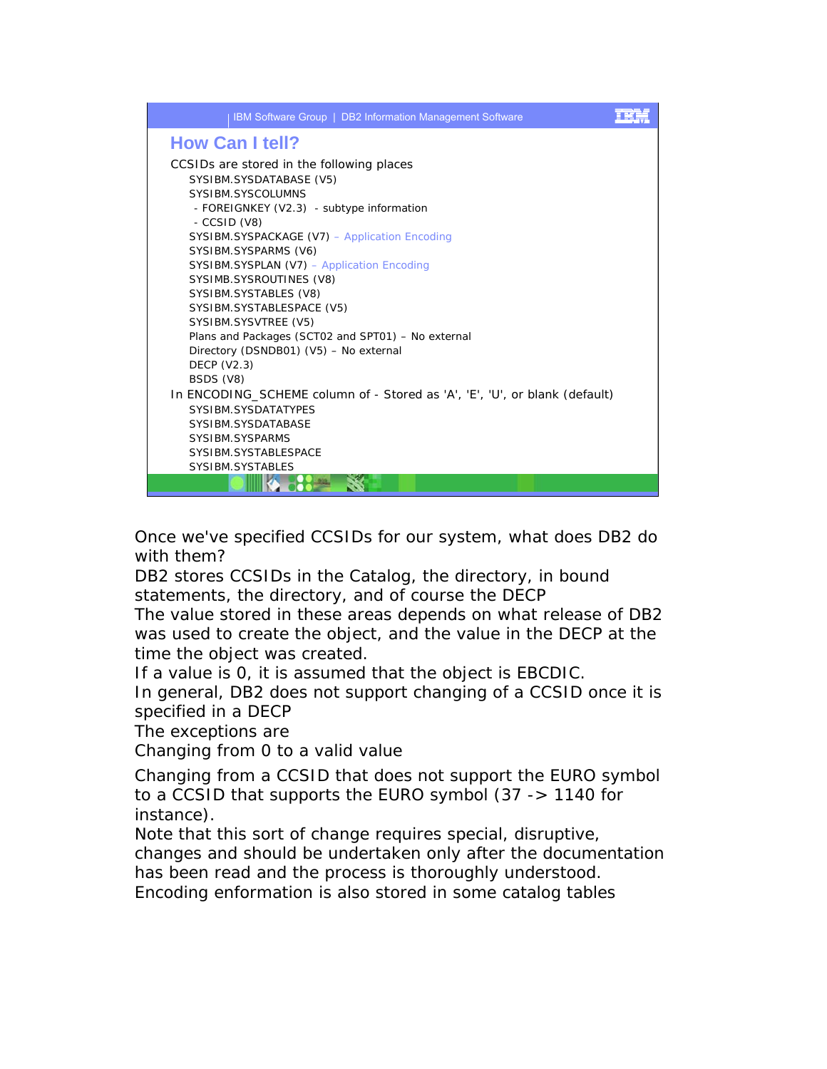## How Can I tell?

CCSIDs are stored in the following places

- SYSIBM.SYSDATABASE (V5)
- SYSIBM.SYSCOLUMNS
  - FOREIGNKEY (V2.3) - subtype information
  - CCSID (V8)
- SYSIBM.SYSPACKAGE (V7) – Application Encoding
- SYSIBM.SYSPARMS (V6)
- SYSIBM.SYSPLAN (V7) – Application Encoding
- SYSIMB.SYSROUTINES (V8)
- SYSIBM.SYSTABLES (V8)
- SYSIBM.SYSTABLESPACE (V5)
- SYSIBM.SYSVTREE (V5)
- Plans and Packages (SCT02 and SPT01) – No external
- Directory (DSNDB01) (V5) – No external
- DECP (V2.3)
- BSDS (V8)

In ENCODING_SCHEME column of - Stored as 'A', 'E', 'U', or blank (default)

- SYSIBM.SYSDATATYPES
- SYSIBM.SYSDATABASE
- SYSIBM.SYSPARMS
- SYSIBM.SYSTABLESPACE
- SYSIBM.SYSTABLES

Once we've specified CCSIDs for our system, what does DB2 do with them?

DB2 stores CCSIDs in the Catalog, the directory, in bound statements, the directory, and of course the DECP

The value stored in these areas depends on what release of DB2 was used to create the object, and the value in the DECP at the time the object was created.

If a value is 0, it is assumed that the object is EBCDIC.

In general, DB2 does not support changing of a CCSID once it is specified in a DECP

The exceptions are

Changing from 0 to a valid value

Changing from a CCSID that does not support the EURO symbol to a CCSID that supports the EURO symbol (37 -> 1140 for instance).

Note that this sort of change requires special, disruptive, changes and should be undertaken only after the documentation has been read and the process is thoroughly understood.

Encoding enformation is also stored in some catalog tables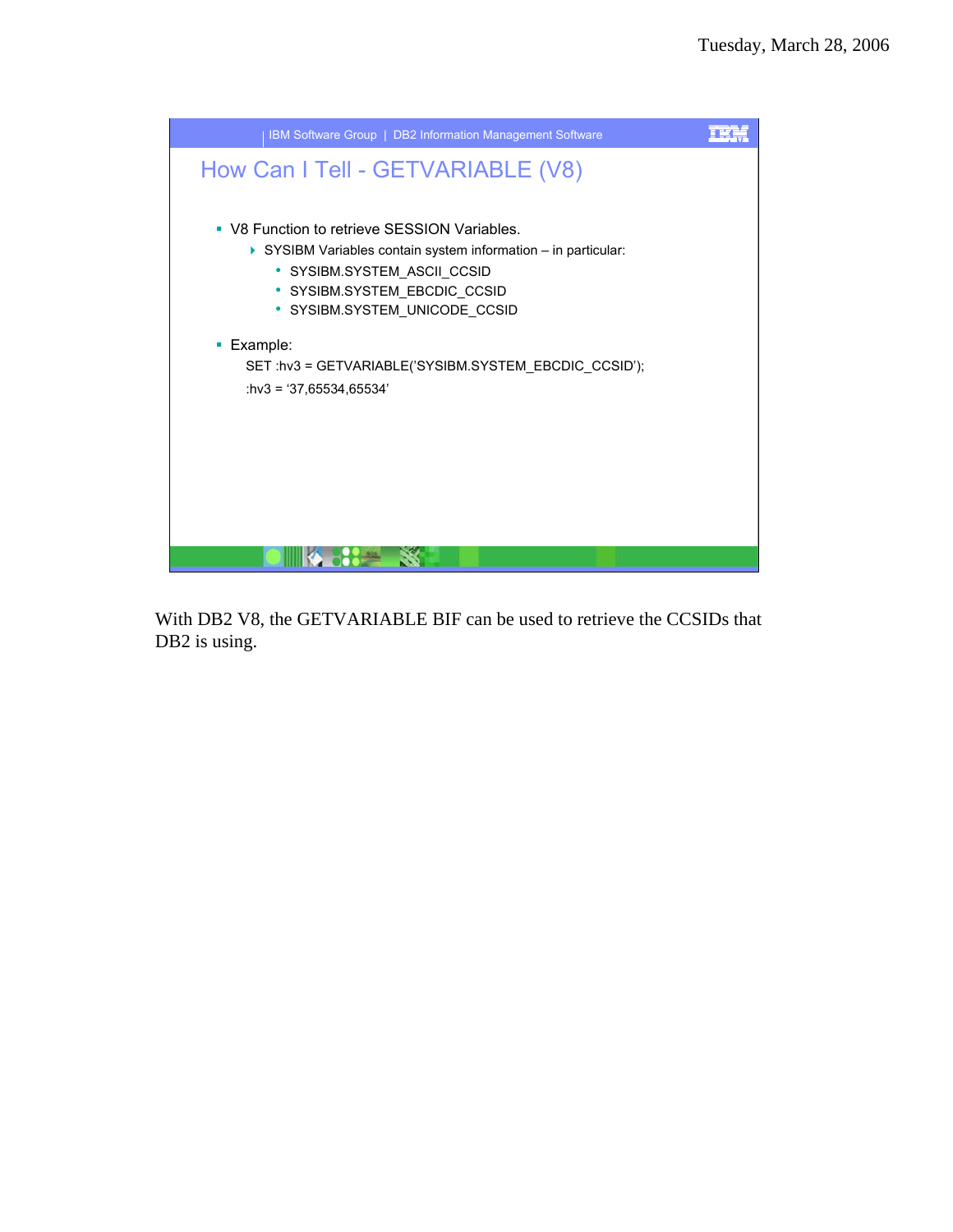## How Can I Tell - GETVARIABLE (V8)

- V8 Function to retrieve SESSION Variables.
  - SYSIBM Variables contain system information – in particular:
    - SYSIBM.SYSTEM_ASCII_CCSID
    - SYSIBM.SYSTEM_EBCDIC_CCSID
    - SYSIBM.SYSTEM_UNICODE_CCSID
- Example:

```
SET :hv3 = GETVARIABLE('SYSIBM.SYSTEM_EBCDIC_CCSID');
:hv3 = '37,65534,65534'
```

With DB2 V8, the GETVARIABLE BIF can be used to retrieve the CCSIDs that DB2 is using.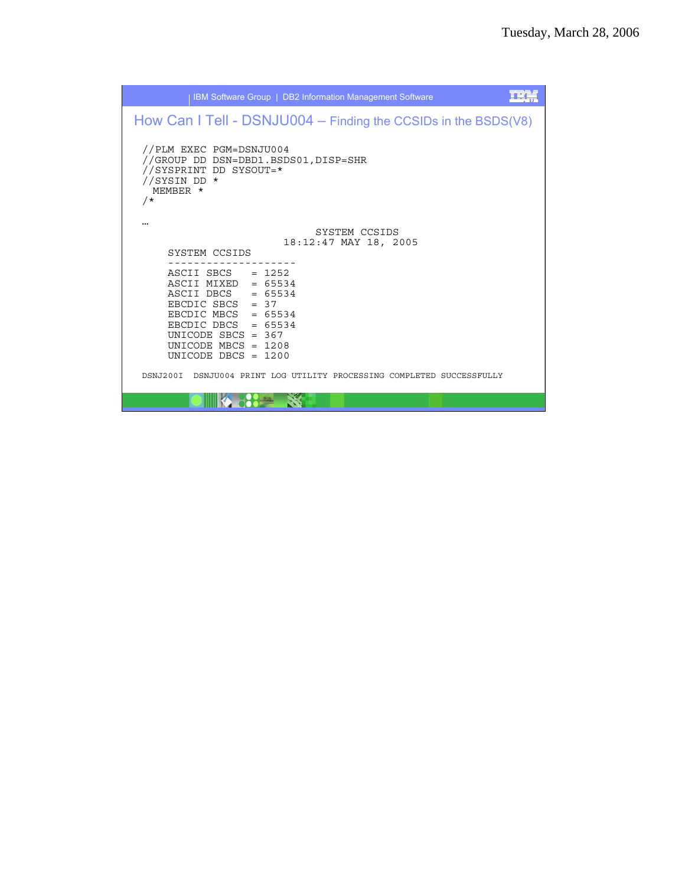## How Can I Tell - DSNJU004 – Finding the CCSIDs in the BSDS(V8)

```
//PLM EXEC PGM=DSNJU004
//GROUP DD DSN=DBD1.BSDS01,DISP=SHR
//SYSPRINT DD SYSOUT=*
//SYSIN DD *
  MEMBER *
/*

…
                          SYSTEM CCSIDS
                     18:12:47 MAY 18, 2005
    SYSTEM CCSIDS
    --------------------
    ASCII SBCS    = 1252
    ASCII MIXED   = 65534
    ASCII DBCS    = 65534
    EBCDIC SBCS   = 37
    EBCDIC MBCS   = 65534
    EBCDIC DBCS   = 65534
    UNICODE SBCS  = 367
    UNICODE MBCS  = 1208
    UNICODE DBCS  = 1200

DSNJ200I  DSNJU004 PRINT LOG UTILITY PROCESSING COMPLETED SUCCESSFULLY
```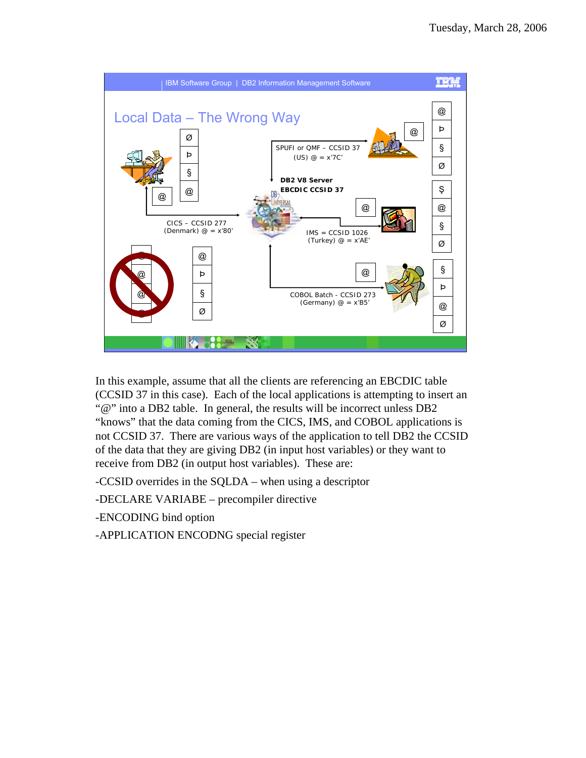## Local Data – The Wrong Way

SPUFI or QMF – CCSID 37 (US) @ = x'7C'

DB2 V8 Server EBCDIC CCSID 37

CICS – CCSID 277 (Denmark) @ = x'80'

IMS = CCSID 1026 (Turkey) @ = x'AE'

COBOL Batch - CCSID 273 (Germany) @ = x'B5'

In this example, assume that all the clients are referencing an EBCDIC table (CCSID 37 in this case). Each of the local applications is attempting to insert an "@" into a DB2 table. In general, the results will be incorrect unless DB2 "knows" that the data coming from the CICS, IMS, and COBOL applications is not CCSID 37. There are various ways of the application to tell DB2 the CCSID of the data that they are giving DB2 (in input host variables) or they want to receive from DB2 (in output host variables). These are:

-CCSID overrides in the SQLDA – when using a descriptor

-DECLARE VARIABE – precompiler directive

-ENCODING bind option

-APPLICATION ENCODNG special register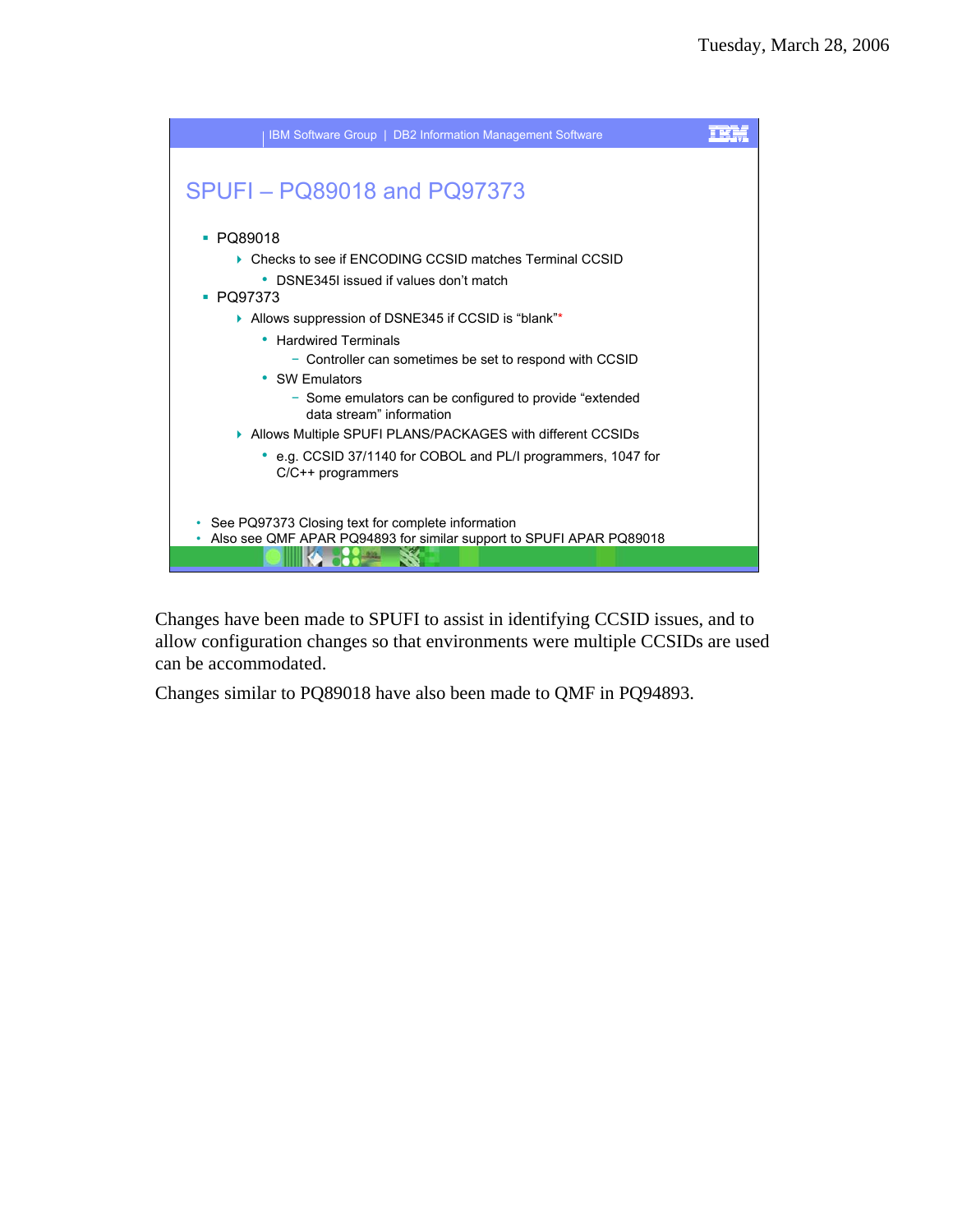## SPUFI – PQ89018 and PQ97373

- PQ89018
  - Checks to see if ENCODING CCSID matches Terminal CCSID
    - DSNE345I issued if values don't match
- PQ97373
  - Allows suppression of DSNE345 if CCSID is "blank"*
    - Hardwired Terminals
      - Controller can sometimes be set to respond with CCSID
    - SW Emulators
      - Some emulators can be configured to provide "extended data stream" information
  - Allows Multiple SPUFI PLANS/PACKAGES with different CCSIDs
    - e.g. CCSID 37/1140 for COBOL and PL/I programmers, 1047 for C/C++ programmers

- See PQ97373 Closing text for complete information
- Also see QMF APAR PQ94893 for similar support to SPUFI APAR PQ89018

Changes have been made to SPUFI to assist in identifying CCSID issues, and to allow configuration changes so that environments were multiple CCSIDs are used can be accommodated.

Changes similar to PQ89018 have also been made to QMF in PQ94893.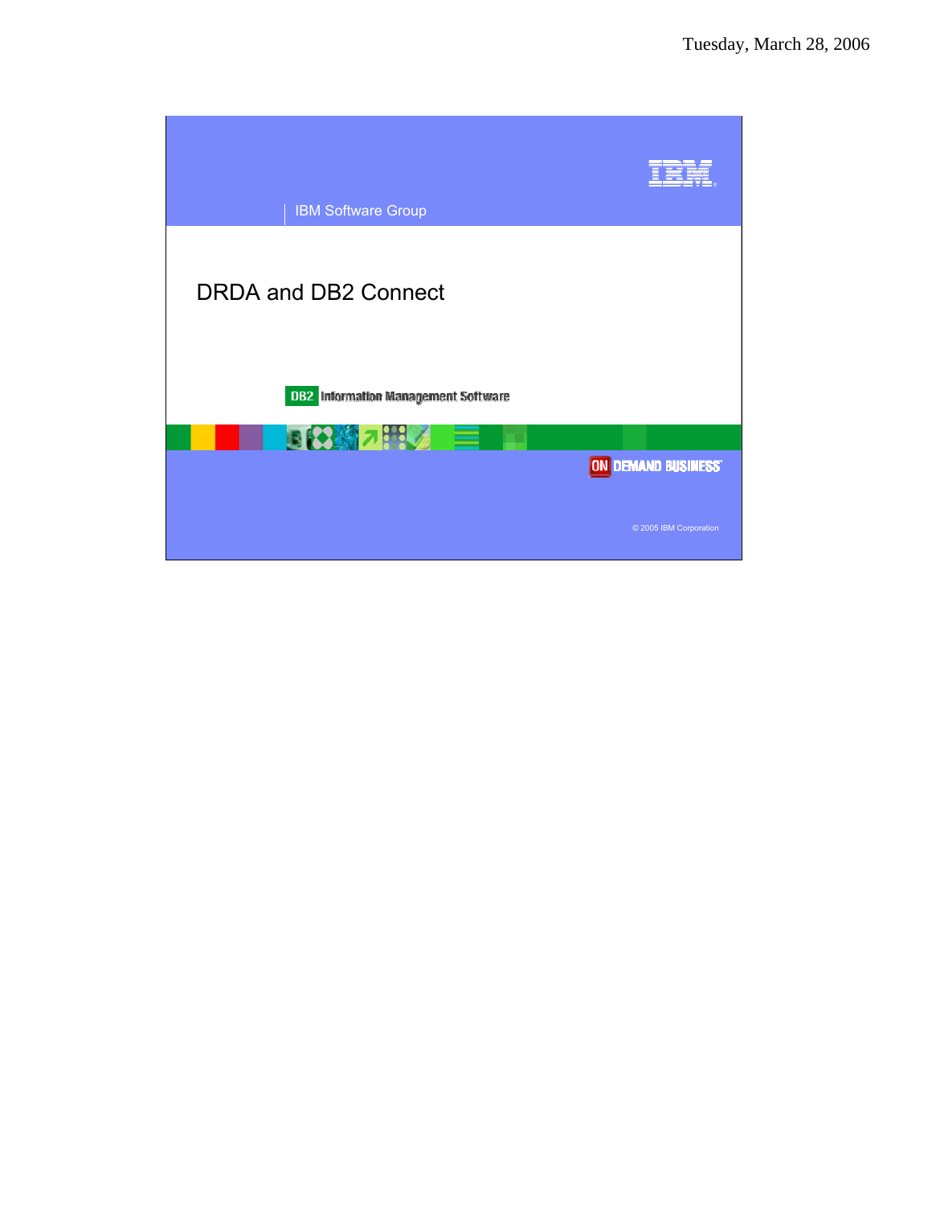IBM Software Group

# DRDA and DB2 Connect

DB2 Information Management Software

ON DEMAND BUSINESS

© 2005 IBM Corporation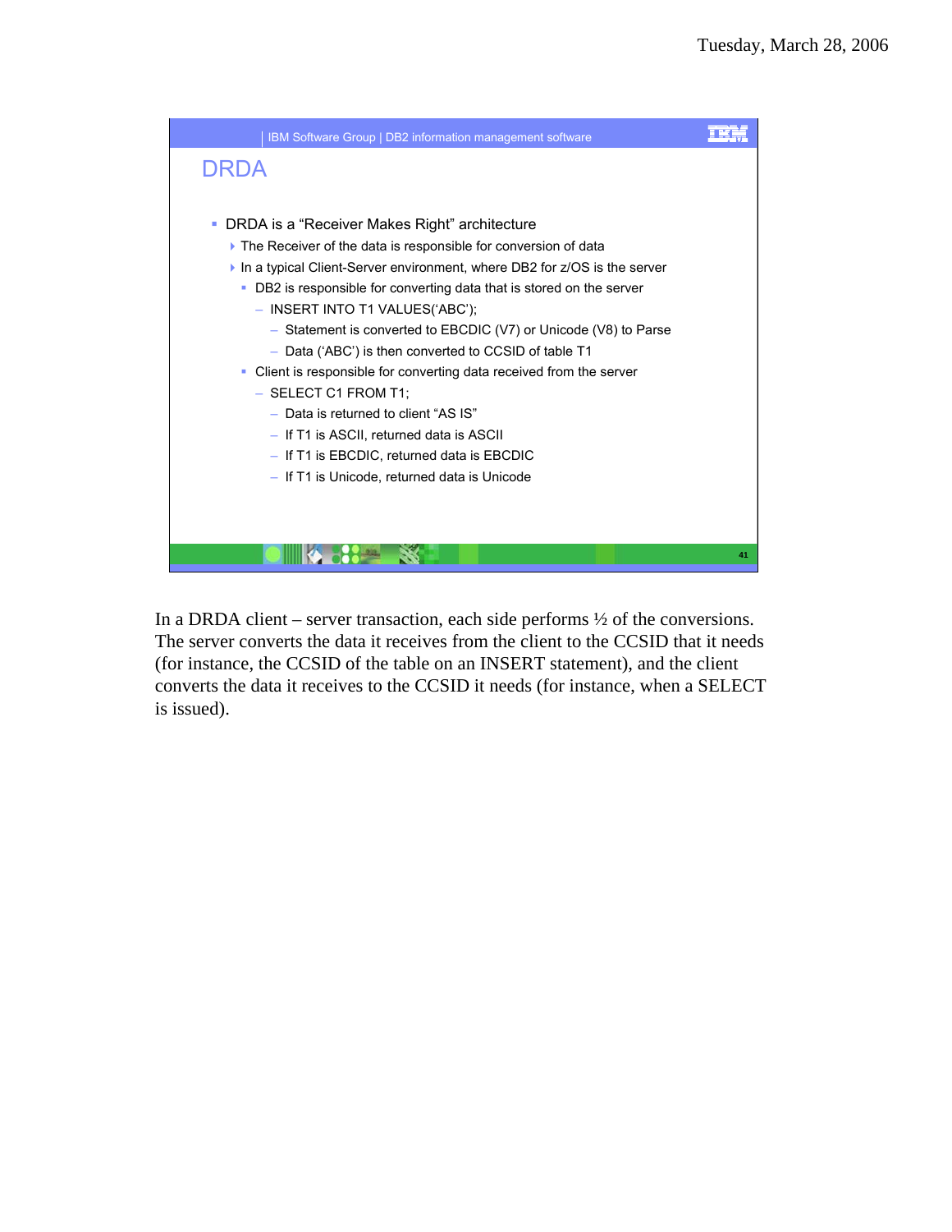## DRDA

- DRDA is a "Receiver Makes Right" architecture
  - The Receiver of the data is responsible for conversion of data
  - In a typical Client-Server environment, where DB2 for z/OS is the server
    - DB2 is responsible for converting data that is stored on the server
      - INSERT INTO T1 VALUES('ABC');
        - Statement is converted to EBCDIC (V7) or Unicode (V8) to Parse
        - Data ('ABC') is then converted to CCSID of table T1
    - Client is responsible for converting data received from the server
      - SELECT C1 FROM T1;
        - Data is returned to client "AS IS"
        - If T1 is ASCII, returned data is ASCII
        - If T1 is EBCDIC, returned data is EBCDIC
        - If T1 is Unicode, returned data is Unicode

In a DRDA client – server transaction, each side performs ½ of the conversions. The server converts the data it receives from the client to the CCSID that it needs (for instance, the CCSID of the table on an INSERT statement), and the client converts the data it receives to the CCSID it needs (for instance, when a SELECT is issued).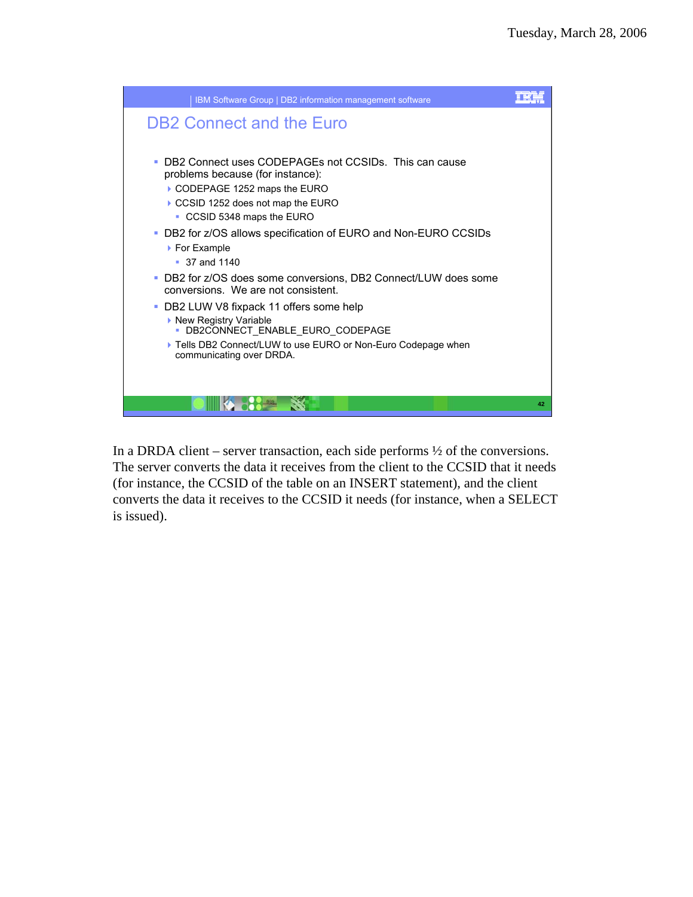## DB2 Connect and the Euro

- DB2 Connect uses CODEPAGEs not CCSIDs. This can cause problems because (for instance):
  - CODEPAGE 1252 maps the EURO
  - CCSID 1252 does not map the EURO
    - CCSID 5348 maps the EURO
- DB2 for z/OS allows specification of EURO and Non-EURO CCSIDs
  - For Example
    - 37 and 1140
- DB2 for z/OS does some conversions, DB2 Connect/LUW does some conversions. We are not consistent.
- DB2 LUW V8 fixpack 11 offers some help
  - New Registry Variable
    - DB2CONNECT_ENABLE_EURO_CODEPAGE
  - Tells DB2 Connect/LUW to use EURO or Non-Euro Codepage when communicating over DRDA.

In a DRDA client – server transaction, each side performs ½ of the conversions. The server converts the data it receives from the client to the CCSID that it needs (for instance, the CCSID of the table on an INSERT statement), and the client converts the data it receives to the CCSID it needs (for instance, when a SELECT is issued).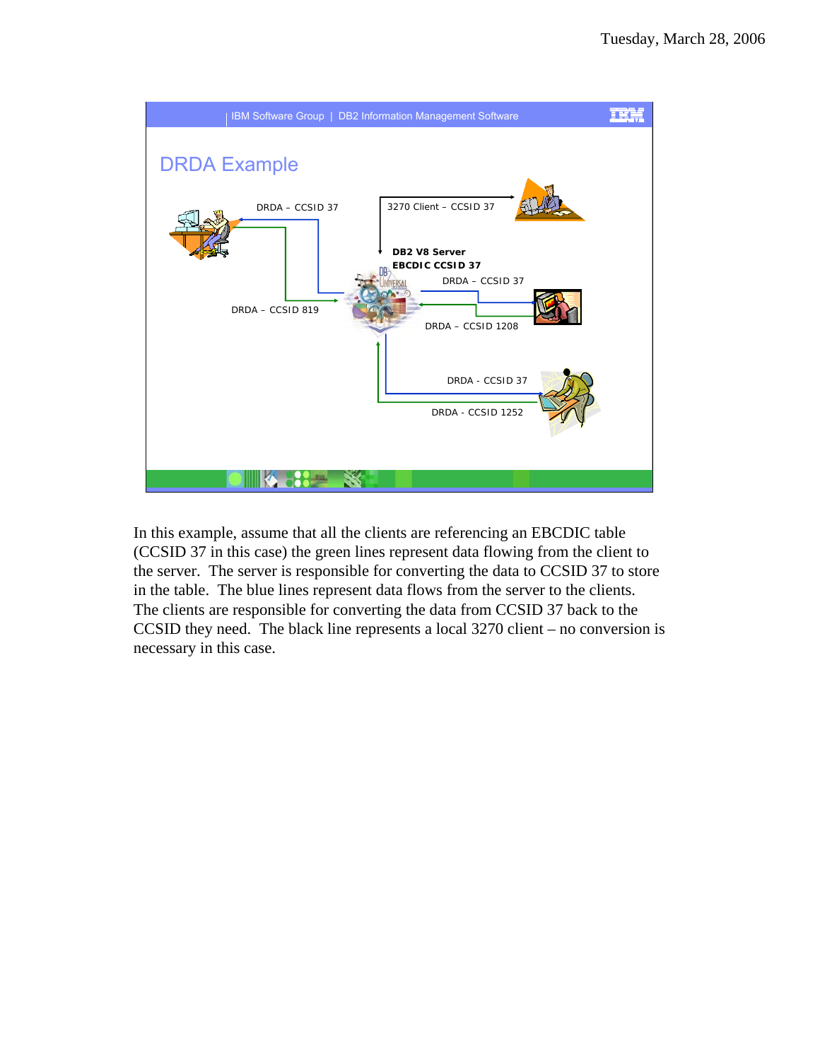## DRDA Example

DRDA – CCSID 37

3270 Client – CCSID 37

DB2 V8 Server
EBCDIC CCSID 37

DRDA – CCSID 37

DRDA – CCSID 819

DRDA – CCSID 1208

DRDA - CCSID 37

DRDA - CCSID 1252

In this example, assume that all the clients are referencing an EBCDIC table (CCSID 37 in this case) the green lines represent data flowing from the client to the server. The server is responsible for converting the data to CCSID 37 to store in the table. The blue lines represent data flows from the server to the clients. The clients are responsible for converting the data from CCSID 37 back to the CCSID they need. The black line represents a local 3270 client – no conversion is necessary in this case.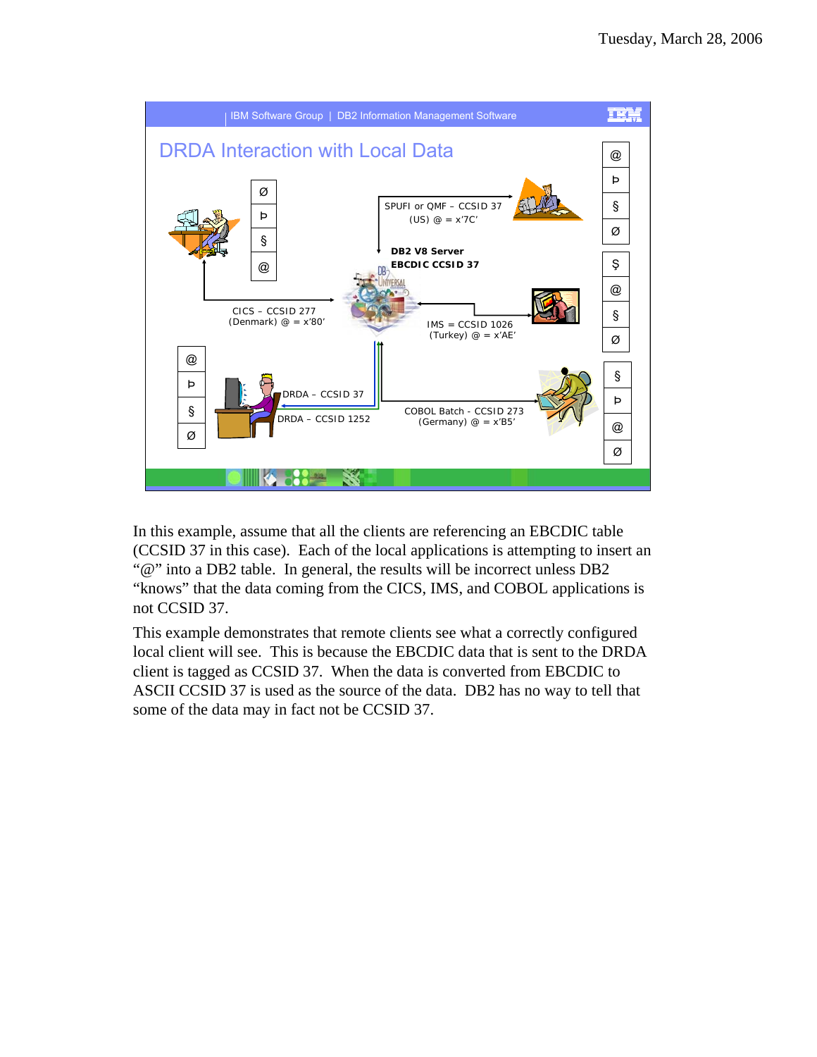Tuesday, March 28, 2006

IBM Software Group | DB2 Information Management Software

## DRDA Interaction with Local Data

SPUFI or QMF – CCSID 37 (US) @ = x'7C'

DB2 V8 Server EBCDIC CCSID 37

CICS – CCSID 277 (Denmark) @ = x'80'

IMS = CCSID 1026 (Turkey) @ = x'AE'

DRDA – CCSID 37

DRDA – CCSID 1252

COBOL Batch - CCSID 273 (Germany) @ = x'B5'

In this example, assume that all the clients are referencing an EBCDIC table (CCSID 37 in this case). Each of the local applications is attempting to insert an "@" into a DB2 table. In general, the results will be incorrect unless DB2 "knows" that the data coming from the CICS, IMS, and COBOL applications is not CCSID 37.

This example demonstrates that remote clients see what a correctly configured local client will see. This is because the EBCDIC data that is sent to the DRDA client is tagged as CCSID 37. When the data is converted from EBCDIC to ASCII CCSID 37 is used as the source of the data. DB2 has no way to tell that some of the data may in fact not be CCSID 37.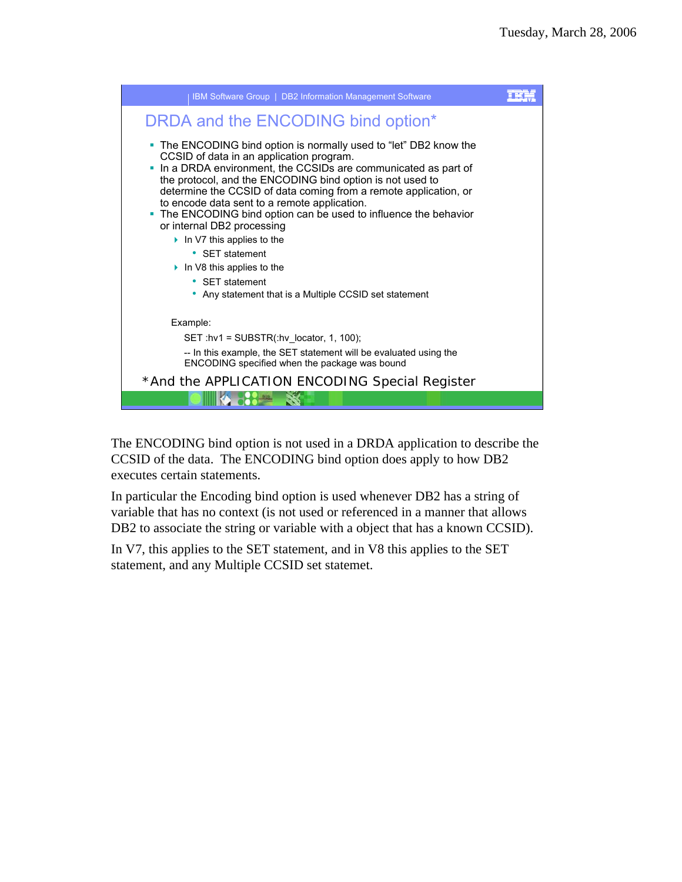## DRDA and the ENCODING bind option*

- The ENCODING bind option is normally used to "let" DB2 know the CCSID of data in an application program.
- In a DRDA environment, the CCSIDs are communicated as part of the protocol, and the ENCODING bind option is not used to determine the CCSID of data coming from a remote application, or to encode data sent to a remote application.
- The ENCODING bind option can be used to influence the behavior or internal DB2 processing
  - In V7 this applies to the
    - SET statement
  - In V8 this applies to the
    - SET statement
    - Any statement that is a Multiple CCSID set statement

Example:

```
SET :hv1 = SUBSTR(:hv_locator, 1, 100);
-- In this example, the SET statement will be evaluated using the
ENCODING specified when the package was bound
```

*And the APPLICATION ENCODING Special Register

The ENCODING bind option is not used in a DRDA application to describe the CCSID of the data. The ENCODING bind option does apply to how DB2 executes certain statements.

In particular the Encoding bind option is used whenever DB2 has a string of variable that has no context (is not used or referenced in a manner that allows DB2 to associate the string or variable with a object that has a known CCSID).

In V7, this applies to the SET statement, and in V8 this applies to the SET statement, and any Multiple CCSID set statemet.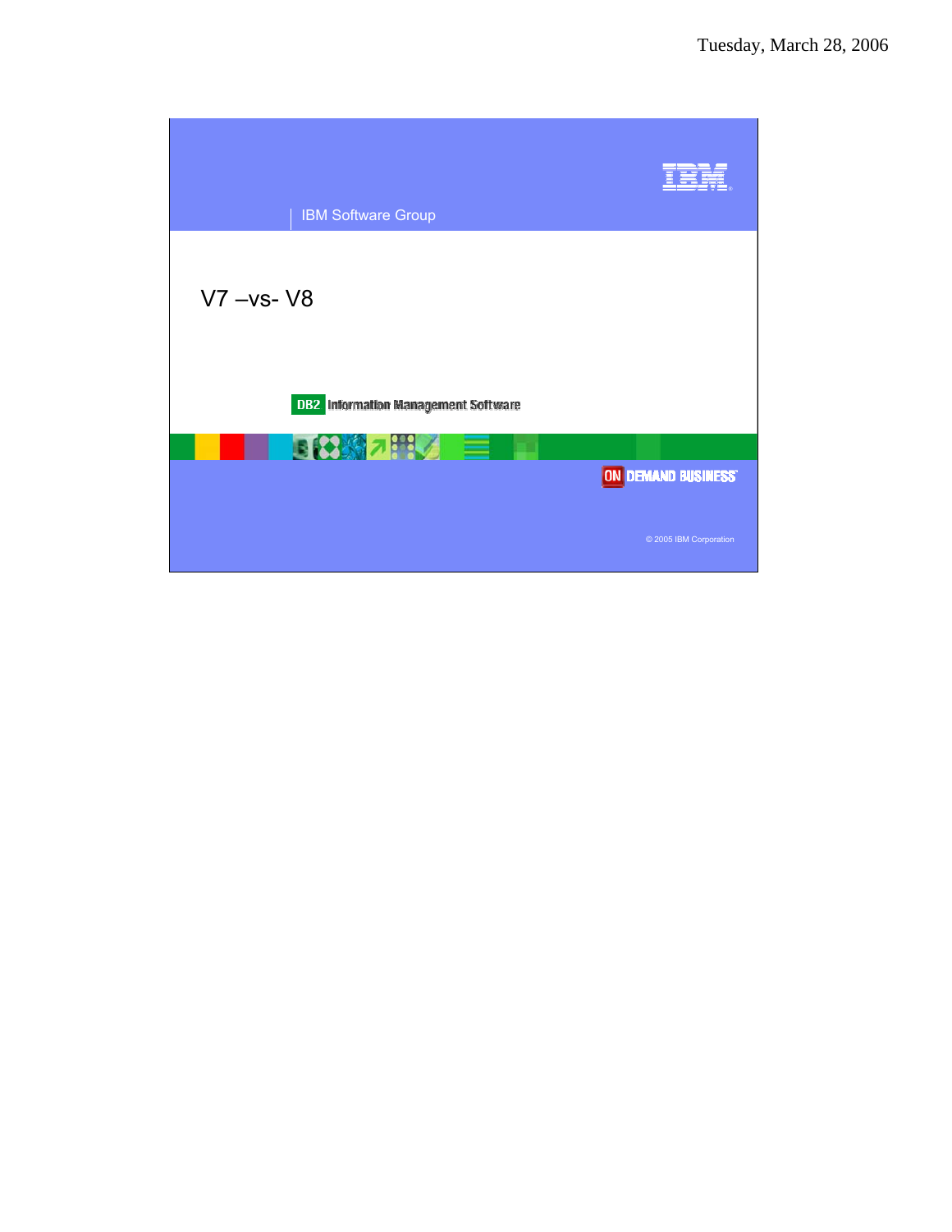IBM Software Group

# V7 –vs- V8

DB2 Information Management Software

ON DEMAND BUSINESS

© 2005 IBM Corporation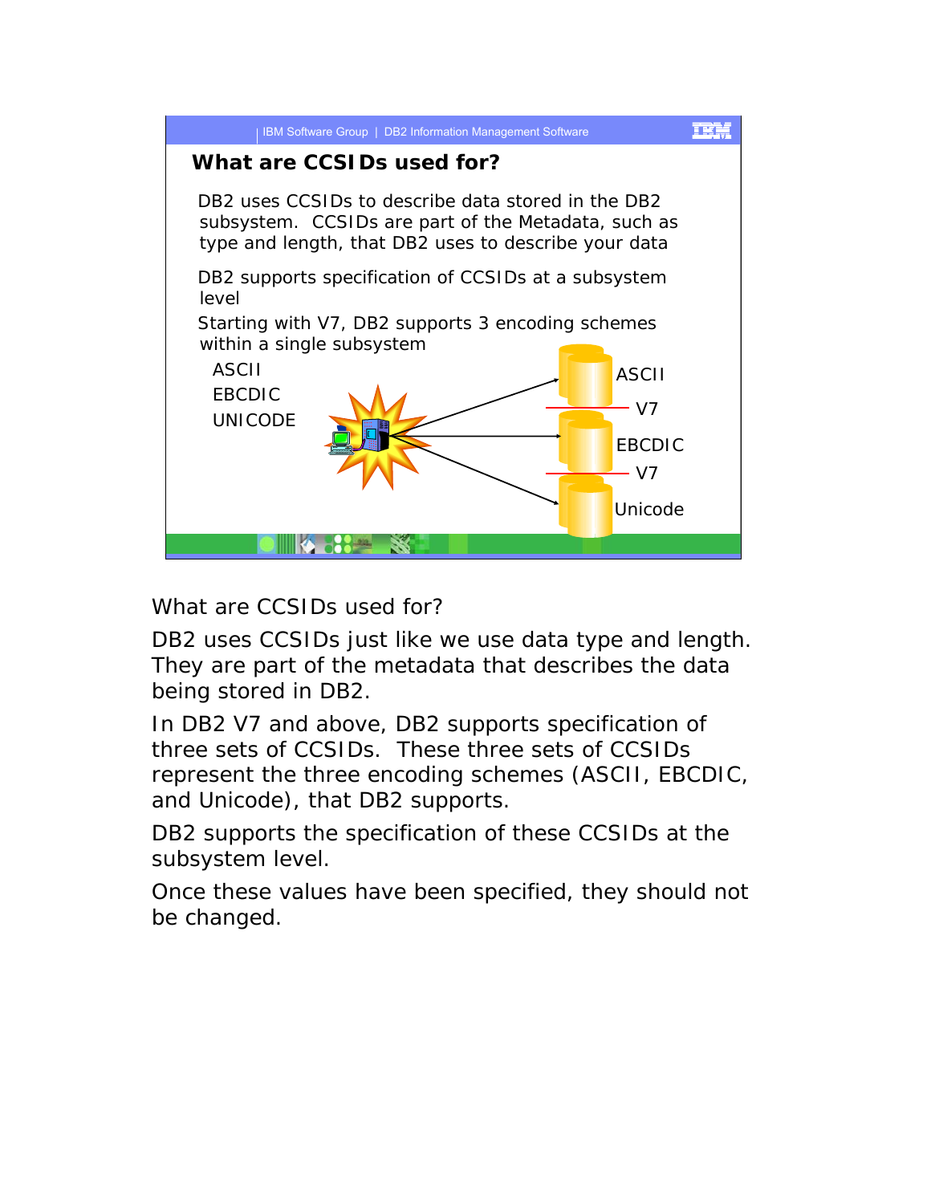## What are CCSIDs used for?

DB2 uses CCSIDs to describe data stored in the DB2 subsystem. CCSIDs are part of the Metadata, such as type and length, that DB2 uses to describe your data

DB2 supports specification of CCSIDs at a subsystem level

Starting with V7, DB2 supports 3 encoding schemes within a single subsystem

- ASCII
- EBCDIC
- UNICODE

ASCII

V7

EBCDIC

V7

Unicode

What are CCSIDs used for?

DB2 uses CCSIDs just like we use data type and length. They are part of the metadata that describes the data being stored in DB2.

In DB2 V7 and above, DB2 supports specification of three sets of CCSIDs. These three sets of CCSIDs represent the three encoding schemes (ASCII, EBCDIC, and Unicode), that DB2 supports.

DB2 supports the specification of these CCSIDs at the subsystem level.

Once these values have been specified, they should not be changed.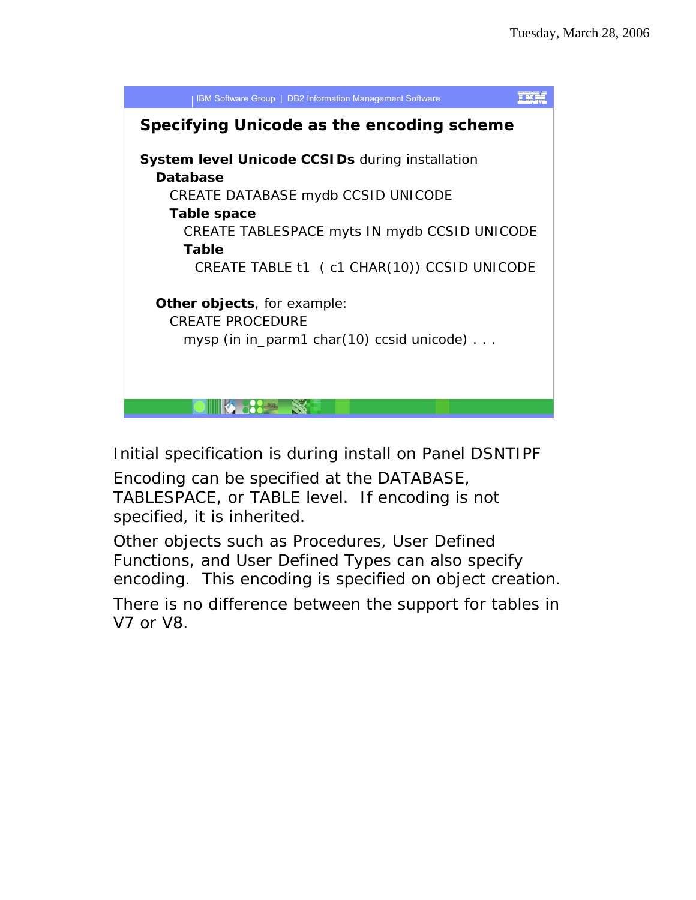## Specifying Unicode as the encoding scheme

**System level Unicode CCSIDs** during installation

**Database**

CREATE DATABASE mydb CCSID UNICODE

**Table space**

CREATE TABLESPACE myts IN mydb CCSID UNICODE

**Table**

CREATE TABLE t1 ( c1 CHAR(10)) CCSID UNICODE

**Other objects**, for example:

CREATE PROCEDURE

mysp (in in_parm1 char(10) ccsid unicode) . . .

Initial specification is during install on Panel DSNTIPF

Encoding can be specified at the DATABASE, TABLESPACE, or TABLE level. If encoding is not specified, it is inherited.

Other objects such as Procedures, User Defined Functions, and User Defined Types can also specify encoding. This encoding is specified on object creation.

There is no difference between the support for tables in V7 or V8.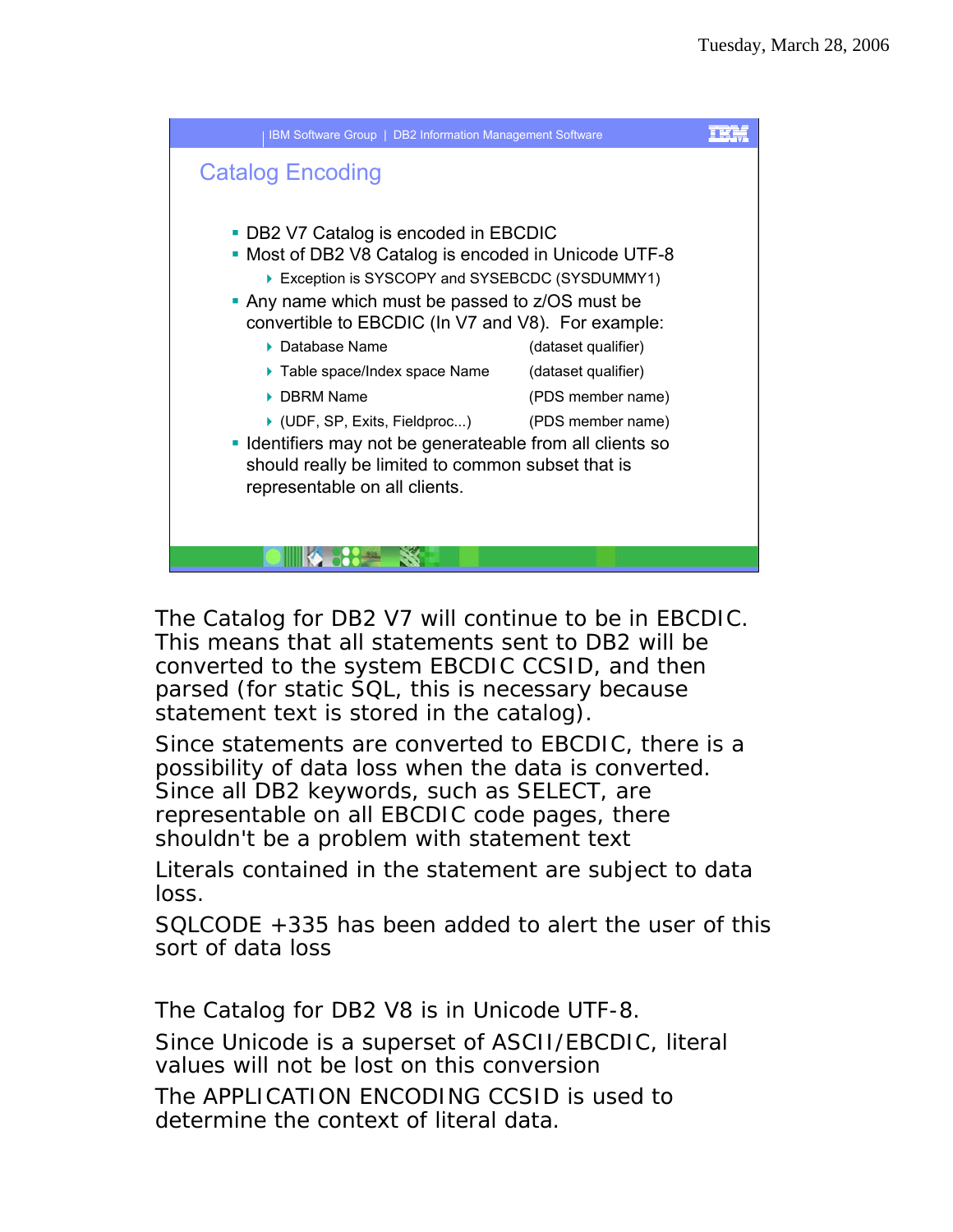## Catalog Encoding

- DB2 V7 Catalog is encoded in EBCDIC
- Most of DB2 V8 Catalog is encoded in Unicode UTF-8
  - Exception is SYSCOPY and SYSEBCDC (SYSDUMMY1)
- Any name which must be passed to z/OS must be convertible to EBCDIC (In V7 and V8). For example:
  - Database Name (dataset qualifier)
  - Table space/Index space Name (dataset qualifier)
  - DBRM Name (PDS member name)
  - (UDF, SP, Exits, Fieldproc...) (PDS member name)
- Identifiers may not be generateable from all clients so should really be limited to common subset that is representable on all clients.

The Catalog for DB2 V7 will continue to be in EBCDIC. This means that all statements sent to DB2 will be converted to the system EBCDIC CCSID, and then parsed (for static SQL, this is necessary because statement text is stored in the catalog).

Since statements are converted to EBCDIC, there is a possibility of data loss when the data is converted. Since all DB2 keywords, such as SELECT, are representable on all EBCDIC code pages, there shouldn't be a problem with statement text

Literals contained in the statement are subject to data loss.

SQLCODE +335 has been added to alert the user of this sort of data loss

The Catalog for DB2 V8 is in Unicode UTF-8.

Since Unicode is a superset of ASCII/EBCDIC, literal values will not be lost on this conversion

The APPLICATION ENCODING CCSID is used to determine the context of literal data.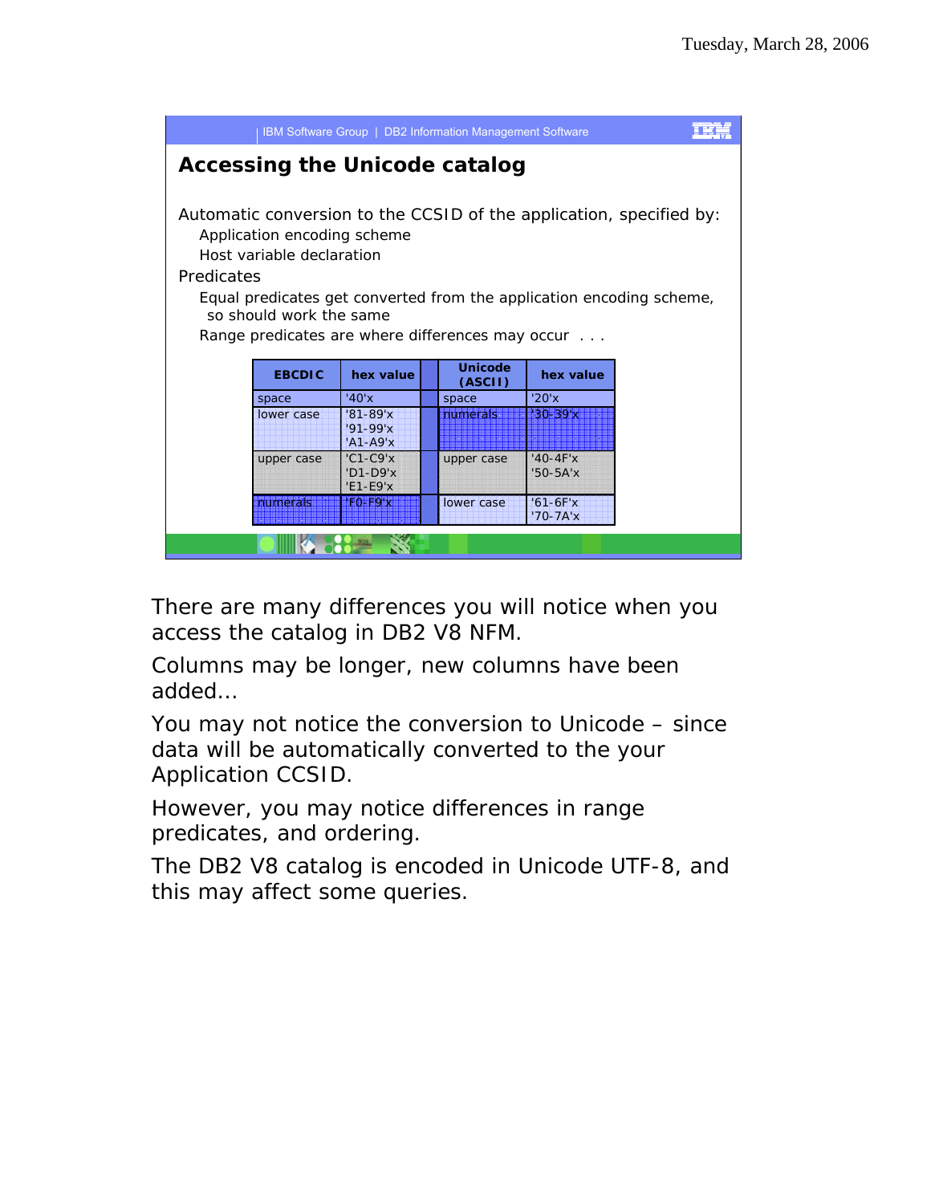## Accessing the Unicode catalog

Automatic conversion to the CCSID of the application, specified by:

- Application encoding scheme
- Host variable declaration

Predicates

- Equal predicates get converted from the application encoding scheme, so should work the same
- Range predicates are where differences may occur . . .

| EBCDIC | hex value | | Unicode (ASCII) | hex value |
|---|---|---|---|---|
| space | '40'x | | space | '20'x |
| lower case | '81-89'x<br>'91-99'x<br>'A1-A9'x | | numerals | '30-39'x |
| upper case | 'C1-C9'x<br>'D1-D9'x<br>'E1-E9'x | | upper case | '40-4F'x<br>'50-5A'x |
| numerals | 'F0-F9'x | | lower case | '61-6F'x<br>'70-7A'x |

There are many differences you will notice when you access the catalog in DB2 V8 NFM.

Columns may be longer, new columns have been added...

You may not notice the conversion to Unicode – since data will be automatically converted to the your Application CCSID.

However, you may notice differences in range predicates, and ordering.

The DB2 V8 catalog is encoded in Unicode UTF-8, and this may affect some queries.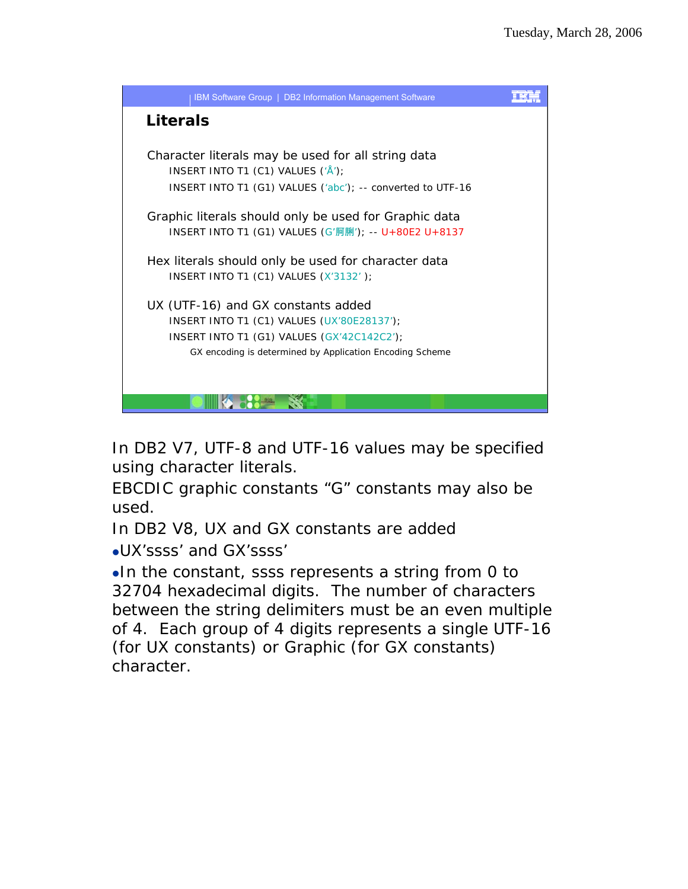## Literals

Character literals may be used for all string data

```
INSERT INTO T1 (C1) VALUES ('Å');
INSERT INTO T1 (G1) VALUES ('abc'); -- converted to UTF-16
```

Graphic literals should only be used for Graphic data

```
INSERT INTO T1 (G1) VALUES (G'阿蒯'); -- U+80E2 U+8137
```

Hex literals should only be used for character data

```
INSERT INTO T1 (C1) VALUES (X'3132' );
```

UX (UTF-16) and GX constants added

```
INSERT INTO T1 (C1) VALUES (UX'80E28137');
INSERT INTO T1 (G1) VALUES (GX'42C142C2');
```

GX encoding is determined by Application Encoding Scheme

In DB2 V7, UTF-8 and UTF-16 values may be specified using character literals.

EBCDIC graphic constants "G" constants may also be used.

In DB2 V8, UX and GX constants are added

- UX'ssss' and GX'ssss'
- In the constant, ssss represents a string from 0 to 32704 hexadecimal digits. The number of characters between the string delimiters must be an even multiple of 4. Each group of 4 digits represents a single UTF-16 (for UX constants) or Graphic (for GX constants) character.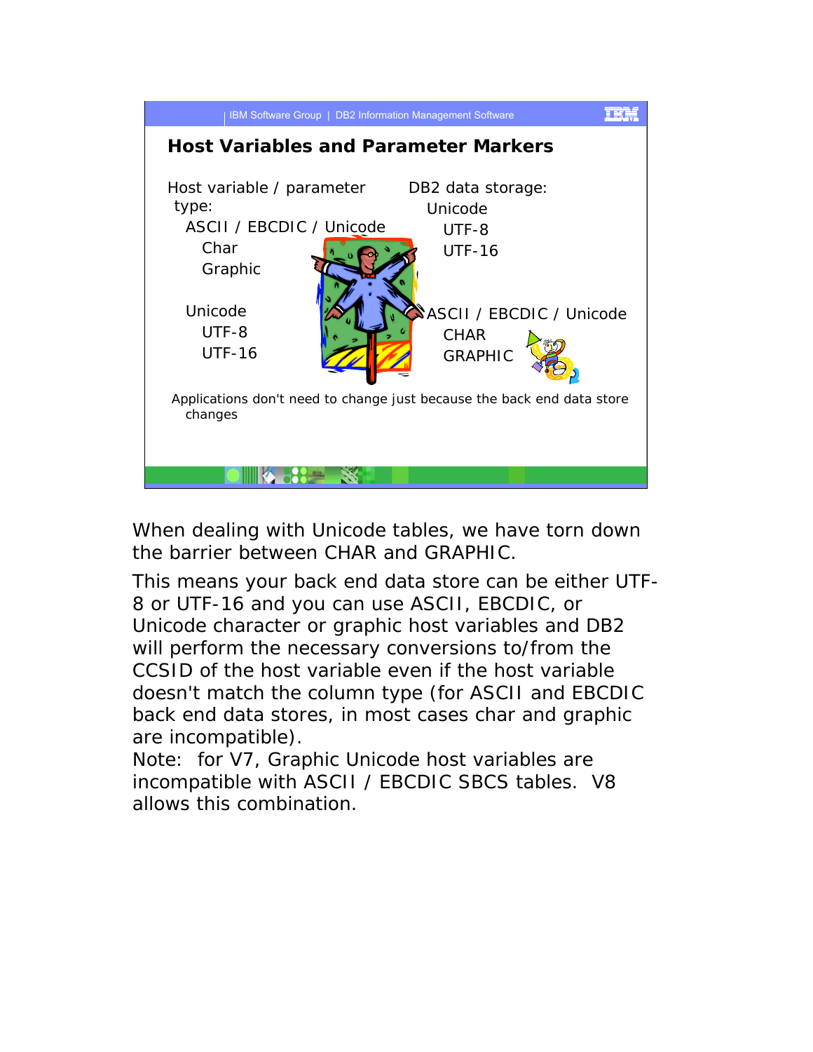## Host Variables and Parameter Markers

Host variable / parameter type:

- ASCII / EBCDIC / Unicode
  - Char
  - Graphic
- Unicode
  - UTF-8
  - UTF-16

DB2 data storage:

- Unicode
  - UTF-8
  - UTF-16
- ASCII / EBCDIC / Unicode
  - CHAR
  - GRAPHIC

Applications don't need to change just because the back end data store changes

When dealing with Unicode tables, we have torn down the barrier between CHAR and GRAPHIC.

This means your back end data store can be either UTF-8 or UTF-16 and you can use ASCII, EBCDIC, or Unicode character or graphic host variables and DB2 will perform the necessary conversions to/from the CCSID of the host variable even if the host variable doesn't match the column type (for ASCII and EBCDIC back end data stores, in most cases char and graphic are incompatible).

Note: for V7, Graphic Unicode host variables are incompatible with ASCII / EBCDIC SBCS tables. V8 allows this combination.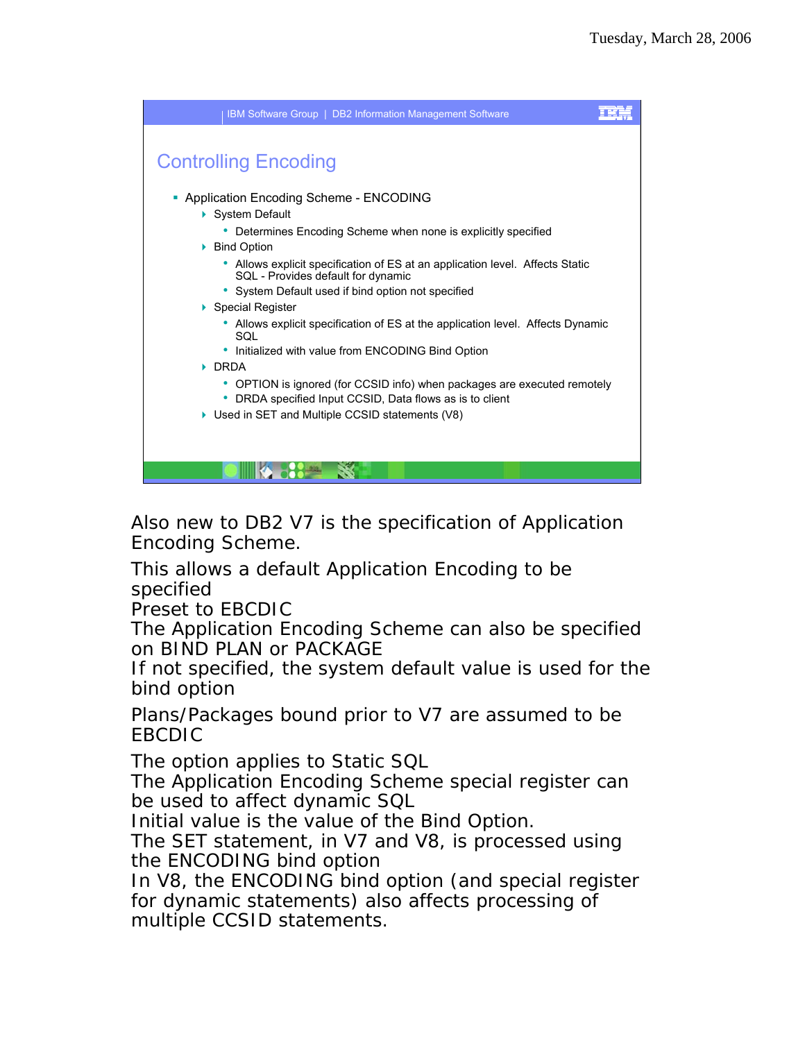## Controlling Encoding

- Application Encoding Scheme - ENCODING
  - System Default
    - Determines Encoding Scheme when none is explicitly specified
  - Bind Option
    - Allows explicit specification of ES at an application level. Affects Static SQL - Provides default for dynamic
    - System Default used if bind option not specified
  - Special Register
    - Allows explicit specification of ES at the application level. Affects Dynamic SQL
    - Initialized with value from ENCODING Bind Option
  - DRDA
    - OPTION is ignored (for CCSID info) when packages are executed remotely
    - DRDA specified Input CCSID, Data flows as is to client
  - Used in SET and Multiple CCSID statements (V8)

Also new to DB2 V7 is the specification of Application Encoding Scheme.

This allows a default Application Encoding to be specified
Preset to EBCDIC
The Application Encoding Scheme can also be specified on BIND PLAN or PACKAGE
If not specified, the system default value is used for the bind option

Plans/Packages bound prior to V7 are assumed to be EBCDIC

The option applies to Static SQL
The Application Encoding Scheme special register can be used to affect dynamic SQL
Initial value is the value of the Bind Option.
The SET statement, in V7 and V8, is processed using the ENCODING bind option
In V8, the ENCODING bind option (and special register for dynamic statements) also affects processing of multiple CCSID statements.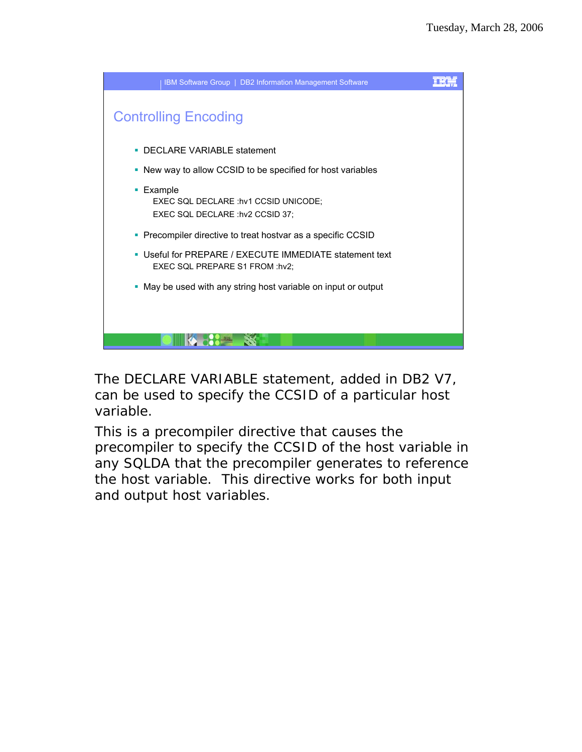## Controlling Encoding

- DECLARE VARIABLE statement
- New way to allow CCSID to be specified for host variables
- Example

```
EXEC SQL DECLARE :hv1 CCSID UNICODE;
EXEC SQL DECLARE :hv2 CCSID 37;
```

- Precompiler directive to treat hostvar as a specific CCSID
- Useful for PREPARE / EXECUTE IMMEDIATE statement text

```
EXEC SQL PREPARE S1 FROM :hv2;
```

- May be used with any string host variable on input or output

The DECLARE VARIABLE statement, added in DB2 V7, can be used to specify the CCSID of a particular host variable.

This is a precompiler directive that causes the precompiler to specify the CCSID of the host variable in any SQLDA that the precompiler generates to reference the host variable. This directive works for both input and output host variables.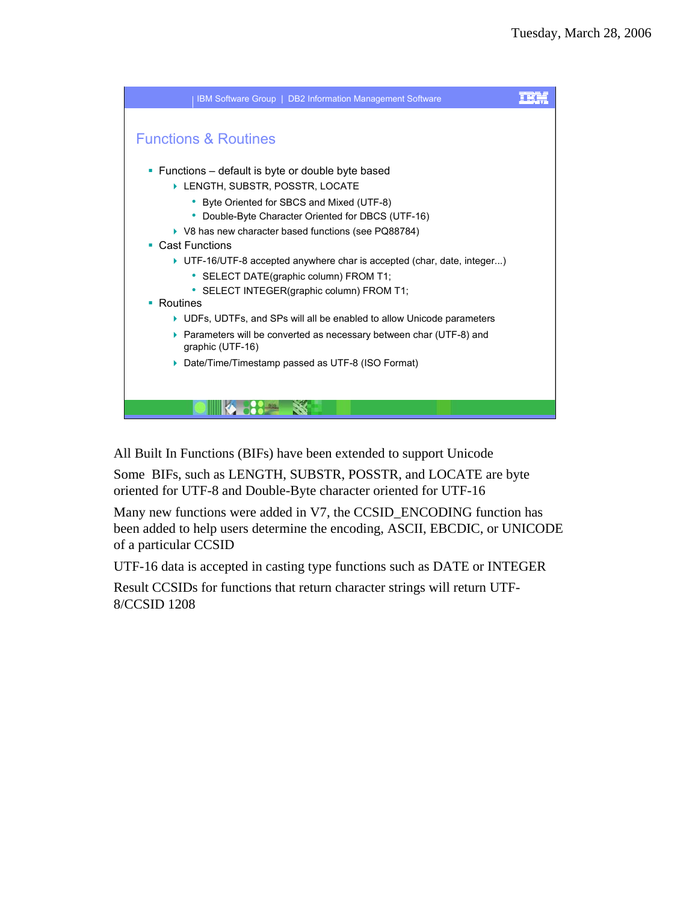## Functions & Routines

- Functions – default is byte or double byte based
  - LENGTH, SUBSTR, POSSTR, LOCATE
    - Byte Oriented for SBCS and Mixed (UTF-8)
    - Double-Byte Character Oriented for DBCS (UTF-16)
  - V8 has new character based functions (see PQ88784)
- Cast Functions
  - UTF-16/UTF-8 accepted anywhere char is accepted (char, date, integer...)
    - SELECT DATE(graphic column) FROM T1;
    - SELECT INTEGER(graphic column) FROM T1;
- Routines
  - UDFs, UDTFs, and SPs will all be enabled to allow Unicode parameters
  - Parameters will be converted as necessary between char (UTF-8) and graphic (UTF-16)
  - Date/Time/Timestamp passed as UTF-8 (ISO Format)

All Built In Functions (BIFs) have been extended to support Unicode

Some BIFs, such as LENGTH, SUBSTR, POSSTR, and LOCATE are byte oriented for UTF-8 and Double-Byte character oriented for UTF-16

Many new functions were added in V7, the CCSID_ENCODING function has been added to help users determine the encoding, ASCII, EBCDIC, or UNICODE of a particular CCSID

UTF-16 data is accepted in casting type functions such as DATE or INTEGER

Result CCSIDs for functions that return character strings will return UTF-8/CCSID 1208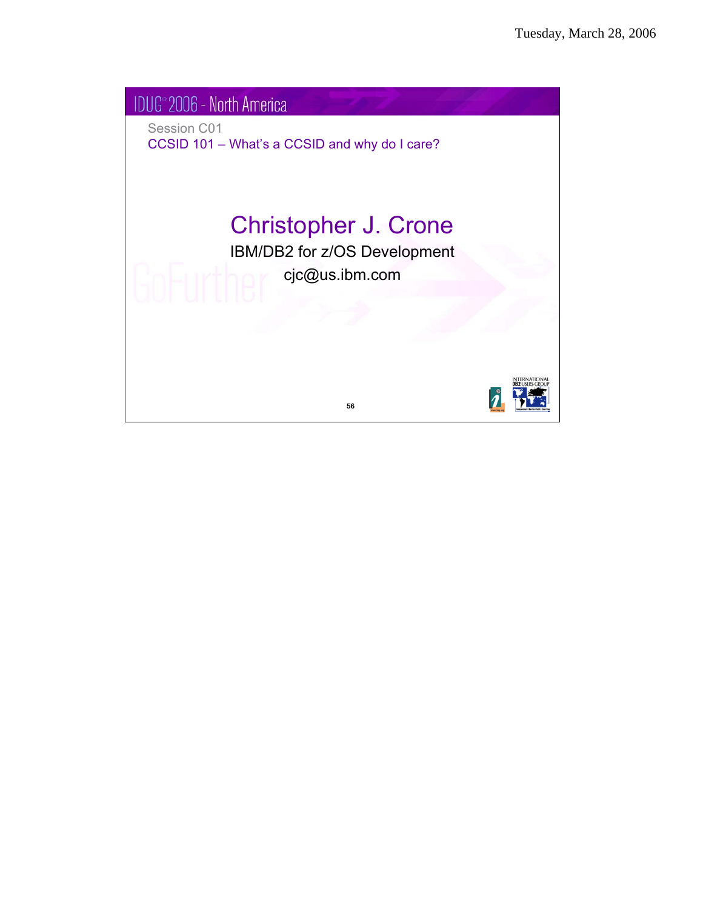IDUG® 2006 - North America

Session C01

CCSID 101 – What's a CCSID and why do I care?

# Christopher J. Crone

IBM/DB2 for z/OS Development

cjc@us.ibm.com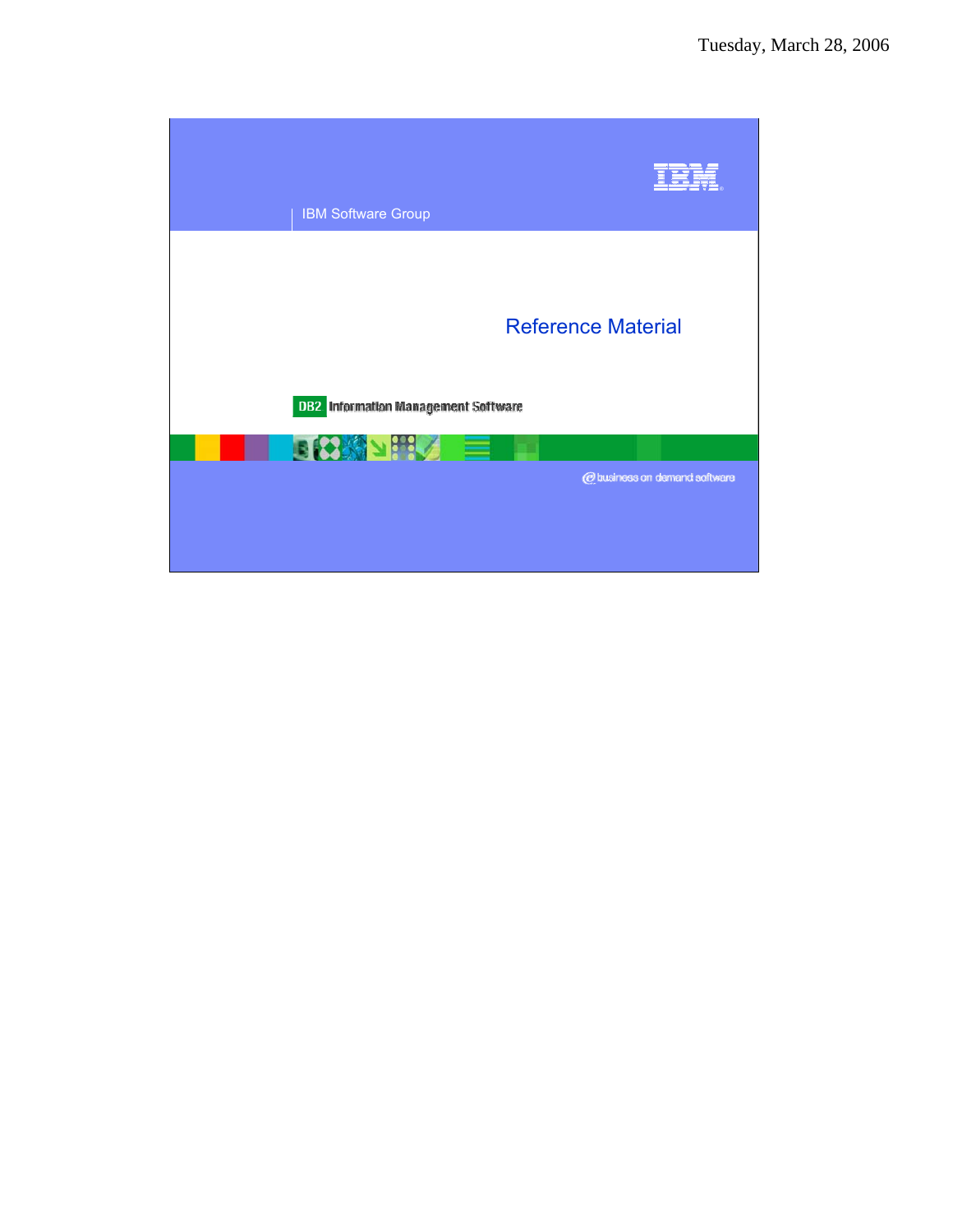IBM Software Group

# Reference Material

DB2 Information Management Software

@business on demand software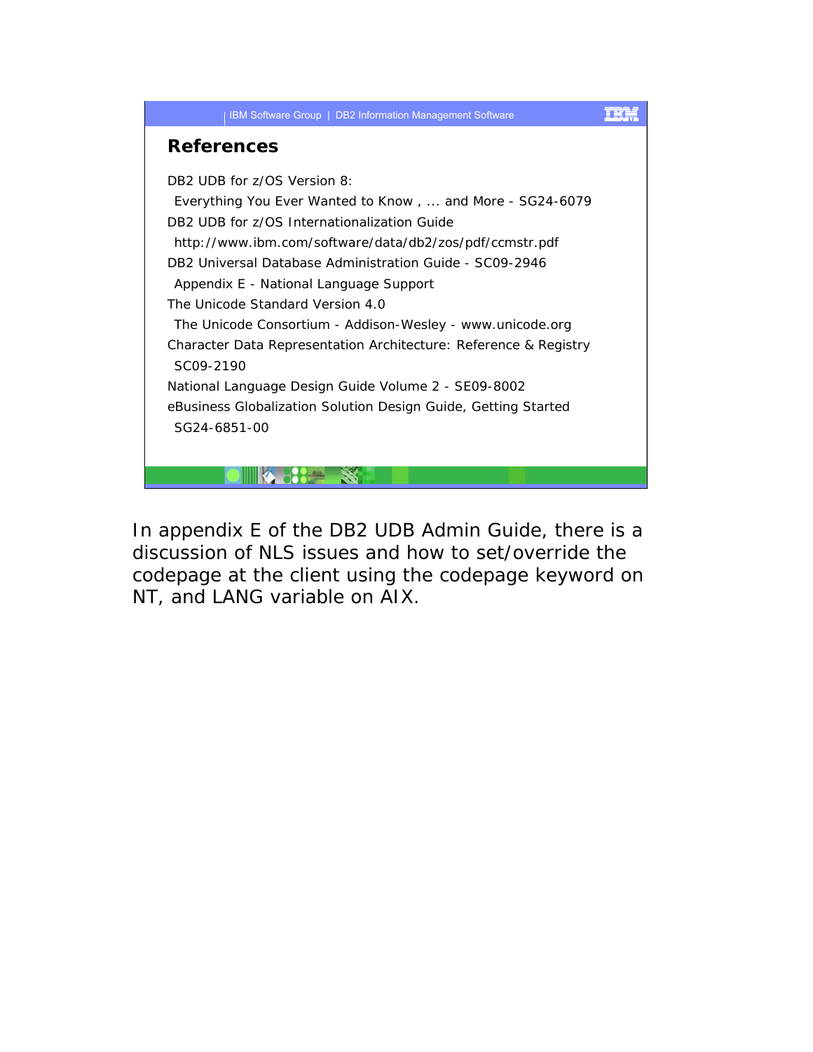## References

DB2 UDB for z/OS Version 8:

Everything You Ever Wanted to Know , ... and More - SG24-6079

DB2 UDB for z/OS Internationalization Guide

http://www.ibm.com/software/data/db2/zos/pdf/ccmstr.pdf

DB2 Universal Database Administration Guide - SC09-2946

Appendix E - National Language Support

The Unicode Standard Version 4.0

The Unicode Consortium - Addison-Wesley - www.unicode.org

Character Data Representation Architecture: Reference & Registry

SC09-2190

National Language Design Guide Volume 2 - SE09-8002

eBusiness Globalization Solution Design Guide, Getting Started

SG24-6851-00

In appendix E of the DB2 UDB Admin Guide, there is a discussion of NLS issues and how to set/override the codepage at the client using the codepage keyword on NT, and LANG variable on AIX.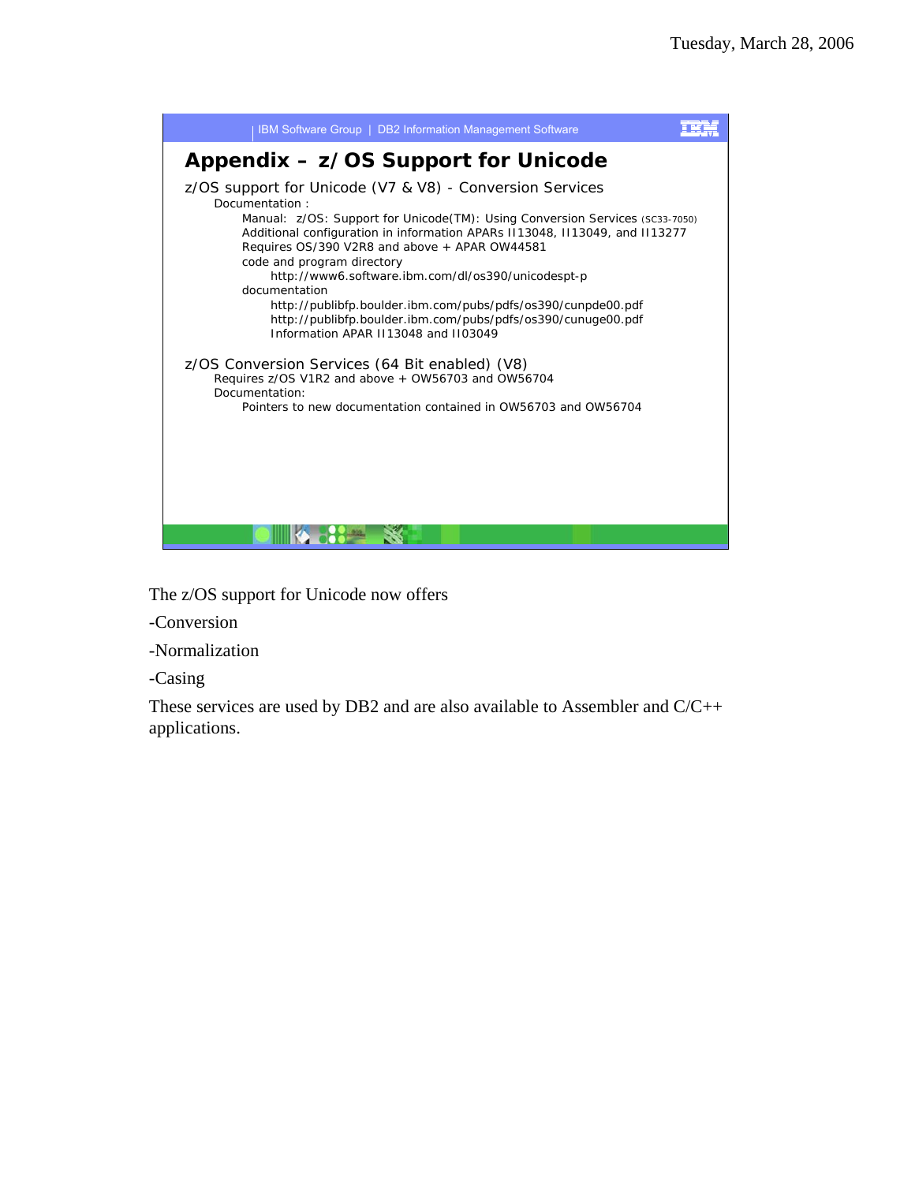## Appendix – z/OS Support for Unicode

z/OS support for Unicode (V7 & V8) - Conversion Services

- Documentation :
  - Manual: z/OS: Support for Unicode(TM): Using Conversion Services (SC33-7050)
  - Additional configuration in information APARs II13048, II13049, and II13277
  - Requires OS/390 V2R8 and above + APAR OW44581
  - code and program directory
    - http://www6.software.ibm.com/dl/os390/unicodespt-p
  - documentation
    - http://publibfp.boulder.ibm.com/pubs/pdfs/os390/cunpde00.pdf
    - http://publibfp.boulder.ibm.com/pubs/pdfs/os390/cunuge00.pdf
    - Information APAR II13048 and II03049

z/OS Conversion Services (64 Bit enabled) (V8)

- Requires z/OS V1R2 and above + OW56703 and OW56704
- Documentation:
  - Pointers to new documentation contained in OW56703 and OW56704

The z/OS support for Unicode now offers

-Conversion

-Normalization

-Casing

These services are used by DB2 and are also available to Assembler and C/C++ applications.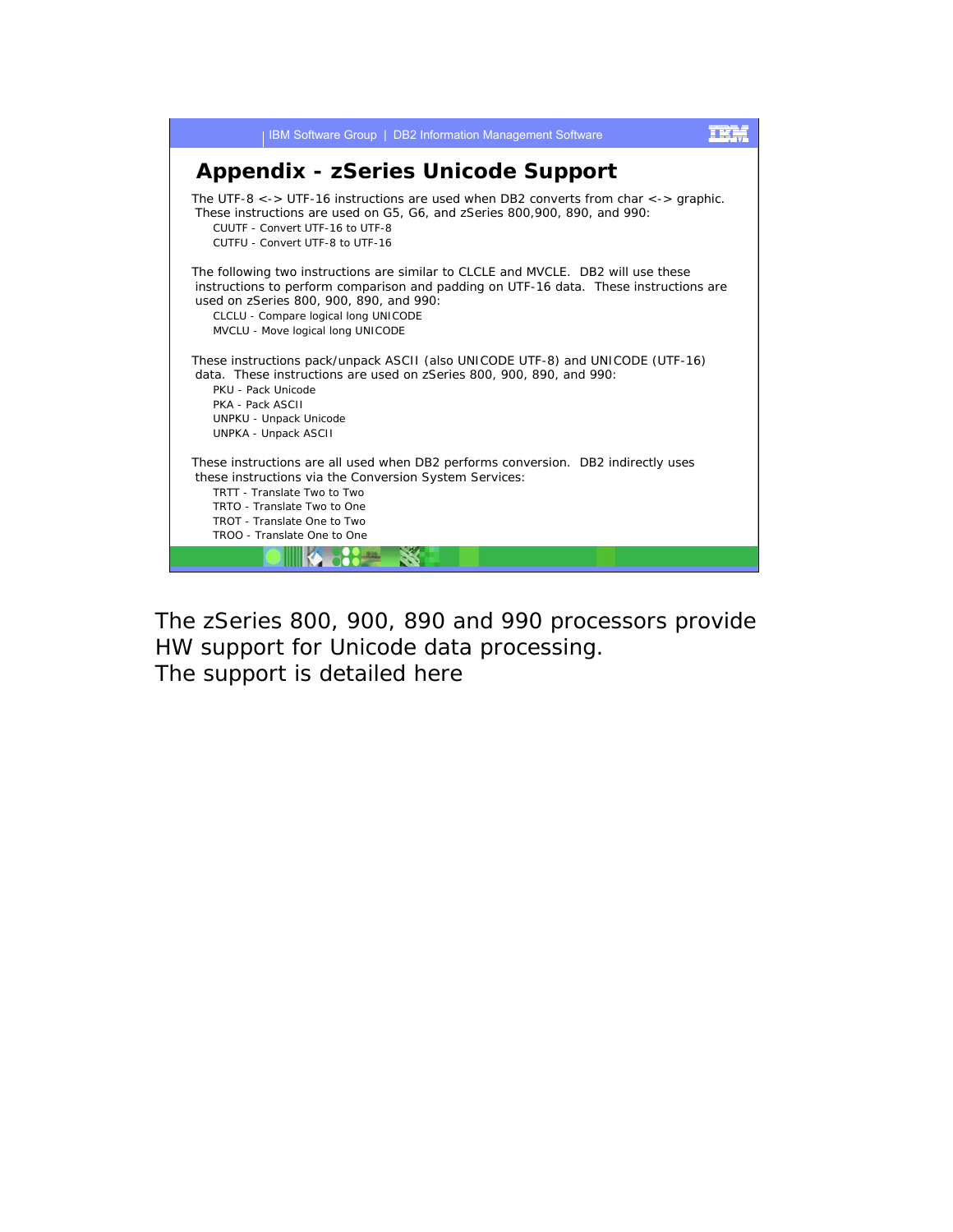## Appendix - zSeries Unicode Support

The UTF-8 <-> UTF-16 instructions are used when DB2 converts from char <-> graphic. These instructions are used on G5, G6, and zSeries 800,900, 890, and 990:

- CUUTF - Convert UTF-16 to UTF-8
- CUTFU - Convert UTF-8 to UTF-16

The following two instructions are similar to CLCLE and MVCLE. DB2 will use these instructions to perform comparison and padding on UTF-16 data. These instructions are used on zSeries 800, 900, 890, and 990:

- CLCLU - Compare logical long UNICODE
- MVCLU - Move logical long UNICODE

These instructions pack/unpack ASCII (also UNICODE UTF-8) and UNICODE (UTF-16) data. These instructions are used on zSeries 800, 900, 890, and 990:

- PKU - Pack Unicode
- PKA - Pack ASCII
- UNPKU - Unpack Unicode
- UNPKA - Unpack ASCII

These instructions are all used when DB2 performs conversion. DB2 indirectly uses these instructions via the Conversion System Services:

- TRTT - Translate Two to Two
- TRTO - Translate Two to One
- TROT - Translate One to Two
- TROO - Translate One to One

The zSeries 800, 900, 890 and 990 processors provide HW support for Unicode data processing.
The support is detailed here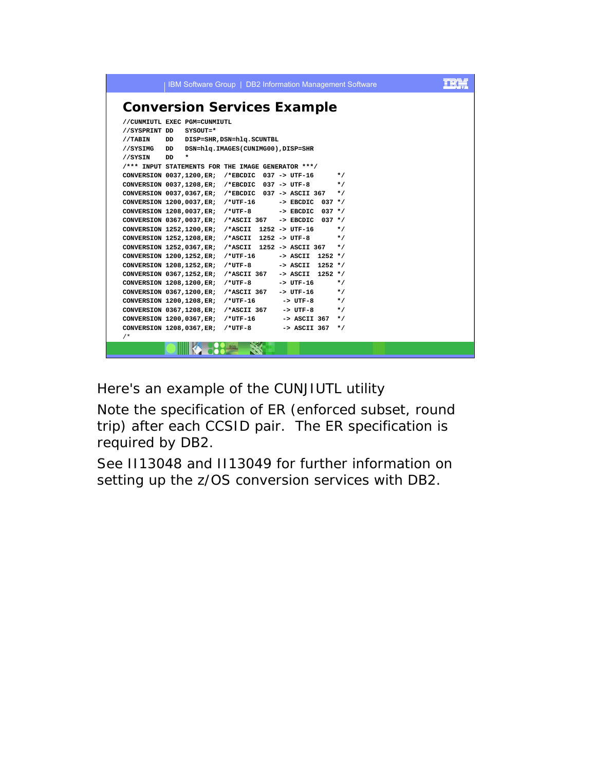## Conversion Services Example

```
//CUNMIUTL EXEC PGM=CUNMIUTL
//SYSPRINT DD   SYSOUT=*
//TABIN    DD   DISP=SHR,DSN=hlq.SCUNTBL
//SYSIMG   DD   DSN=hlq.IMAGES(CUNIMG00),DISP=SHR
//SYSIN    DD   *
/*** INPUT STATEMENTS FOR THE IMAGE GENERATOR ***/
CONVERSION 0037,1200,ER;  /*EBCDIC  037 -> UTF-16      */
CONVERSION 0037,1208,ER;  /*EBCDIC  037 -> UTF-8       */
CONVERSION 0037,0367,ER;  /*EBCDIC  037 -> ASCII 367   */
CONVERSION 1200,0037,ER;  /*UTF-16      -> EBCDIC  037 */
CONVERSION 1208,0037,ER;  /*UTF-8       -> EBCDIC  037 */
CONVERSION 0367,0037,ER;  /*ASCII 367   -> EBCDIC  037 */
CONVERSION 1252,1200,ER;  /*ASCII  1252 -> UTF-16      */
CONVERSION 1252,1208,ER;  /*ASCII  1252 -> UTF-8       */
CONVERSION 1252,0367,ER;  /*ASCII  1252 -> ASCII 367   */
CONVERSION 1200,1252,ER;  /*UTF-16      -> ASCII  1252 */
CONVERSION 1208,1252,ER;  /*UTF-8       -> ASCII  1252 */
CONVERSION 0367,1252,ER;  /*ASCII 367   -> ASCII  1252 */
CONVERSION 1208,1200,ER;  /*UTF-8       -> UTF-16      */
CONVERSION 0367,1200,ER;  /*ASCII 367   -> UTF-16      */
CONVERSION 1200,1208,ER;  /*UTF-16       -> UTF-8      */
CONVERSION 0367,1208,ER;  /*ASCII 367    -> UTF-8      */
CONVERSION 1200,0367,ER;  /*UTF-16       -> ASCII 367  */
CONVERSION 1208,0367,ER;  /*UTF-8        -> ASCII 367  */
/*
```

Here's an example of the CUNJIUTL utility

Note the specification of ER (enforced subset, round trip) after each CCSID pair. The ER specification is required by DB2.

See II13048 and II13049 for further information on setting up the z/OS conversion services with DB2.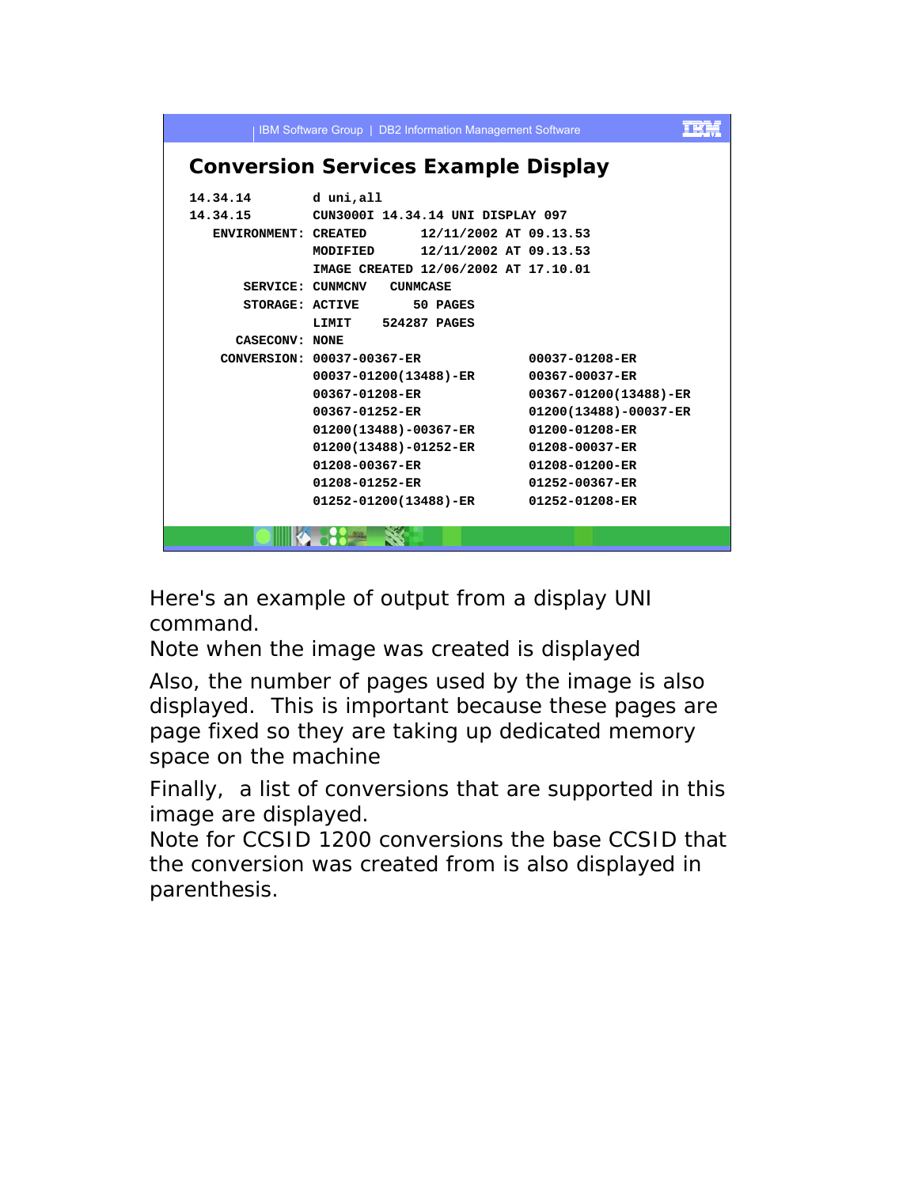## Conversion Services Example Display

```
14.34.14         d uni,all
14.34.15         CUN3000I 14.34.14 UNI DISPLAY 097
   ENVIRONMENT:  CREATED        12/11/2002 AT 09.13.53
                 MODIFIED       12/11/2002 AT 09.13.53
                 IMAGE CREATED 12/06/2002 AT 17.10.01
       SERVICE:  CUNMCNV    CUNMCASE
       STORAGE:  ACTIVE        50 PAGES
                 LIMIT     524287 PAGES
      CASECONV:  NONE
    CONVERSION:  00037-00367-ER                00037-01208-ER
                 00037-01200(13488)-ER         00367-00037-ER
                 00367-01208-ER                00367-01200(13488)-ER
                 00367-01252-ER                01200(13488)-00037-ER
                 01200(13488)-00367-ER         01200-01208-ER
                 01200(13488)-01252-ER         01208-00037-ER
                 01208-00367-ER                01208-01200-ER
                 01208-01252-ER                01252-00367-ER
                 01252-01200(13488)-ER         01252-01208-ER
```

Here's an example of output from a display UNI command.
Note when the image was created is displayed

Also, the number of pages used by the image is also displayed. This is important because these pages are page fixed so they are taking up dedicated memory space on the machine

Finally, a list of conversions that are supported in this image are displayed.
Note for CCSID 1200 conversions the base CCSID that the conversion was created from is also displayed in parenthesis.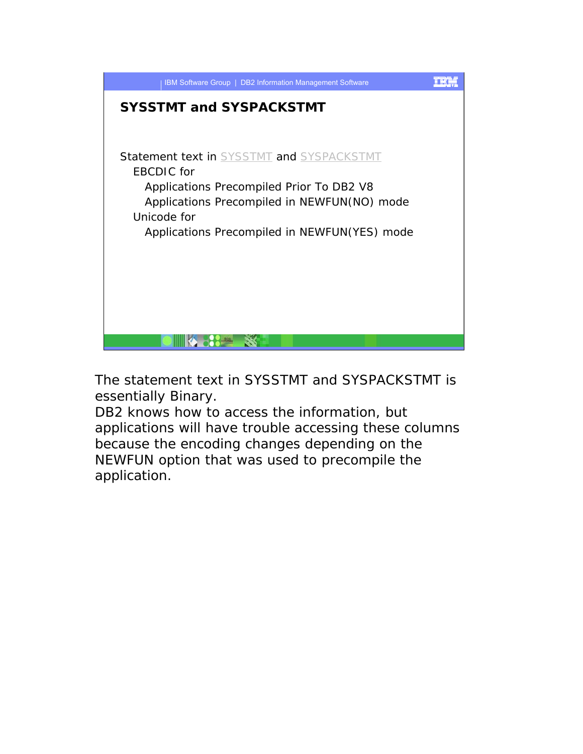## SYSSTMT and SYSPACKSTMT

Statement text in SYSSTMT and SYSPACKSTMT

- EBCDIC for
  - Applications Precompiled Prior To DB2 V8
  - Applications Precompiled in NEWFUN(NO) mode
- Unicode for
  - Applications Precompiled in NEWFUN(YES) mode

The statement text in SYSSTMT and SYSPACKSTMT is essentially Binary.
DB2 knows how to access the information, but applications will have trouble accessing these columns because the encoding changes depending on the NEWFUN option that was used to precompile the application.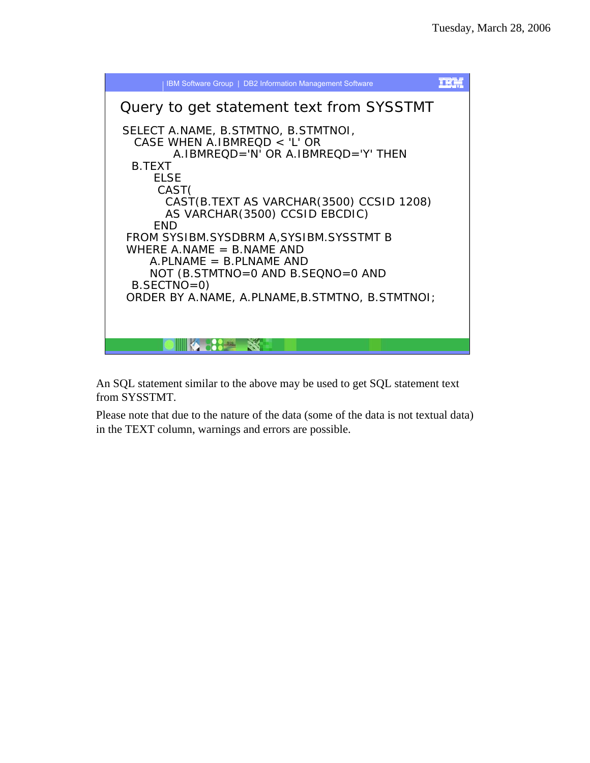## Query to get statement text from SYSSTMT

```
SELECT A.NAME, B.STMTNO, B.STMTNOI,
  CASE WHEN A.IBMREQD < 'L' OR
         A.IBMREQD='N' OR A.IBMREQD='Y' THEN
 B.TEXT
     ELSE
      CAST(
        CAST(B.TEXT AS VARCHAR(3500) CCSID 1208)
        AS VARCHAR(3500) CCSID EBCDIC)
     END
 FROM SYSIBM.SYSDBRM A,SYSIBM.SYSSTMT B
 WHERE A.NAME = B.NAME AND
     A.PLNAME = B.PLNAME AND
     NOT (B.STMTNO=0 AND B.SEQNO=0 AND
  B.SECTNO=0)
 ORDER BY A.NAME, A.PLNAME,B.STMTNO, B.STMTNOI;
```

An SQL statement similar to the above may be used to get SQL statement text from SYSSTMT.

Please note that due to the nature of the data (some of the data is not textual data) in the TEXT column, warnings and errors are possible.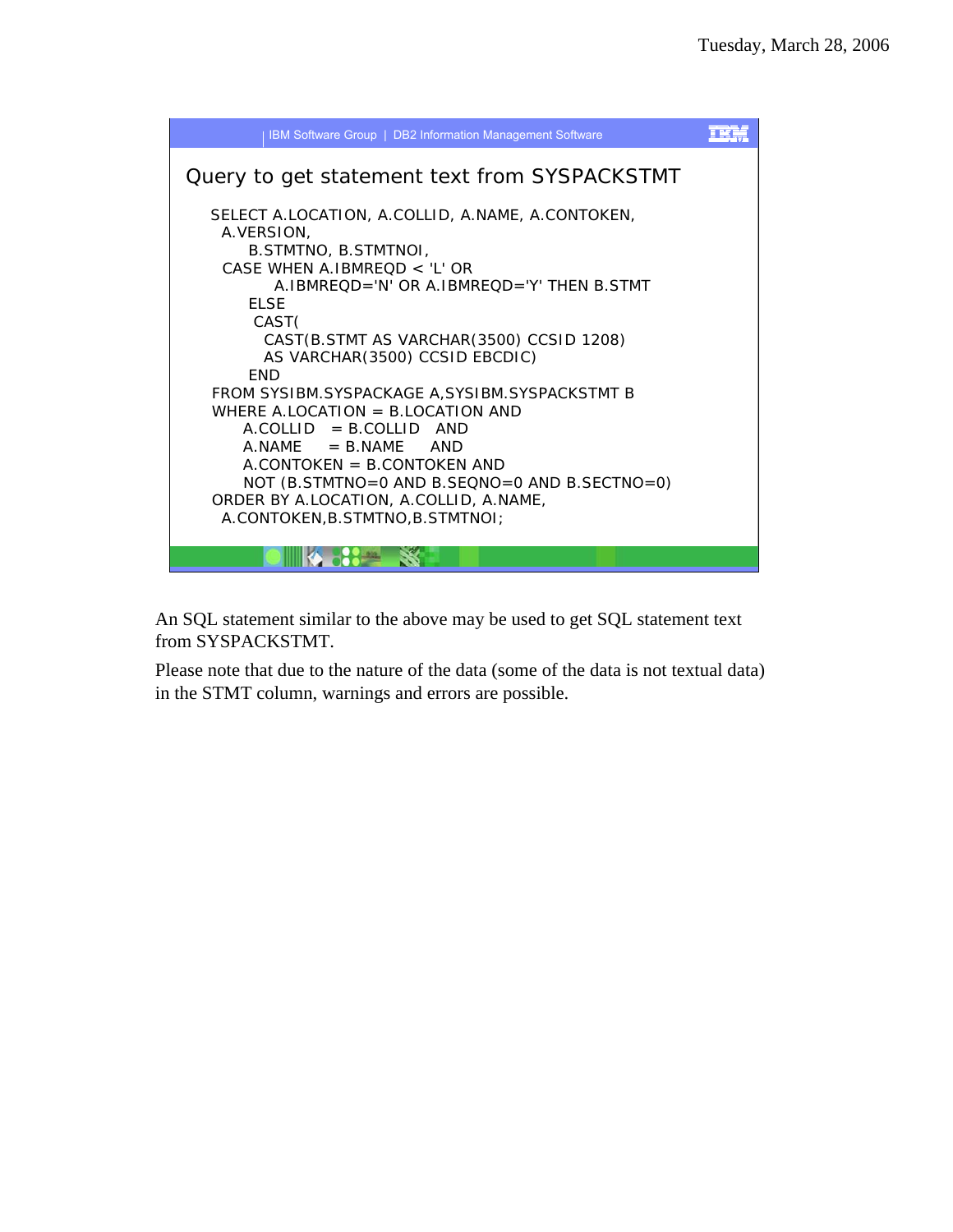## Query to get statement text from SYSPACKSTMT

```
SELECT A.LOCATION, A.COLLID, A.NAME, A.CONTOKEN,
  A.VERSION,
     B.STMTNO, B.STMTNOI,
  CASE WHEN A.IBMREQD < 'L' OR
         A.IBMREQD='N' OR A.IBMREQD='Y' THEN B.STMT
     ELSE
      CAST(
        CAST(B.STMT AS VARCHAR(3500) CCSID 1208)
        AS VARCHAR(3500) CCSID EBCDIC)
     END
FROM SYSIBM.SYSPACKAGE A,SYSIBM.SYSPACKSTMT B
WHERE A.LOCATION = B.LOCATION AND
     A.COLLID   = B.COLLID   AND
     A.NAME     = B.NAME     AND
     A.CONTOKEN = B.CONTOKEN AND
     NOT (B.STMTNO=0 AND B.SEQNO=0 AND B.SECTNO=0)
ORDER BY A.LOCATION, A.COLLID, A.NAME,
  A.CONTOKEN,B.STMTNO,B.STMTNOI;
```

An SQL statement similar to the above may be used to get SQL statement text from SYSPACKSTMT.

Please note that due to the nature of the data (some of the data is not textual data) in the STMT column, warnings and errors are possible.